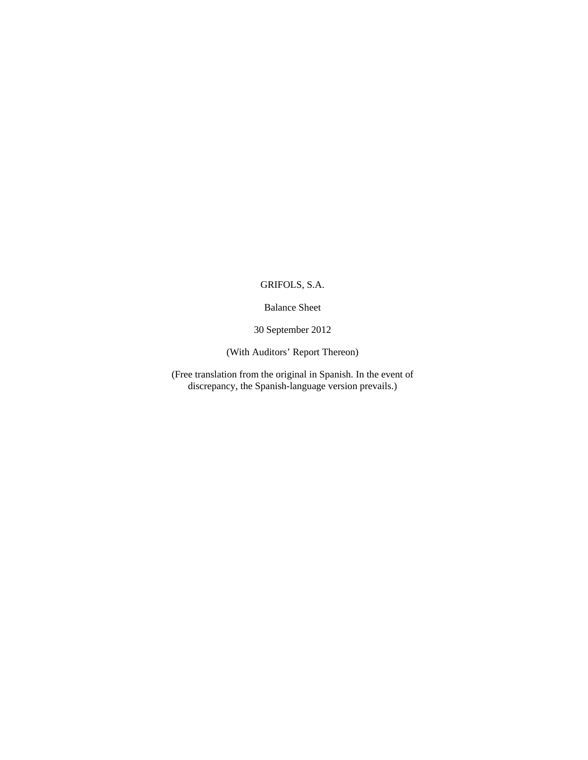GRIFOLS, S.A.

Balance Sheet

30 September 2012

(With Auditors' Report Thereon)

(Free translation from the original in Spanish. In the event of discrepancy, the Spanish-language version prevails.)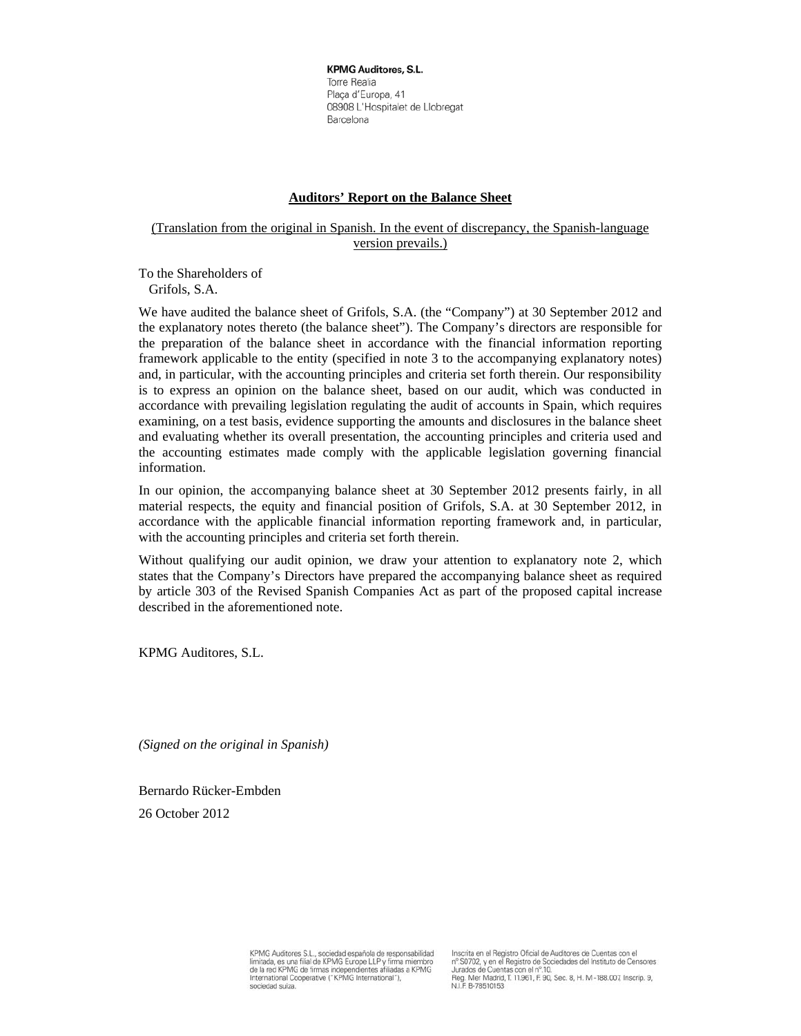**KPMG Auditores, S.L.**
Torre Realia
Plaça d'Europa, 41
08908 L'Hospitalet de Llobregat
Barcelona

# Auditors' Report on the Balance Sheet

(Translation from the original in Spanish. In the event of discrepancy, the Spanish-language version prevails.)

To the Shareholders of
Grifols, S.A.

We have audited the balance sheet of Grifols, S.A. (the "Company") at 30 September 2012 and the explanatory notes thereto (the balance sheet"). The Company's directors are responsible for the preparation of the balance sheet in accordance with the financial information reporting framework applicable to the entity (specified in note 3 to the accompanying explanatory notes) and, in particular, with the accounting principles and criteria set forth therein. Our responsibility is to express an opinion on the balance sheet, based on our audit, which was conducted in accordance with prevailing legislation regulating the audit of accounts in Spain, which requires examining, on a test basis, evidence supporting the amounts and disclosures in the balance sheet and evaluating whether its overall presentation, the accounting principles and criteria used and the accounting estimates made comply with the applicable legislation governing financial information.

In our opinion, the accompanying balance sheet at 30 September 2012 presents fairly, in all material respects, the equity and financial position of Grifols, S.A. at 30 September 2012, in accordance with the applicable financial information reporting framework and, in particular, with the accounting principles and criteria set forth therein.

Without qualifying our audit opinion, we draw your attention to explanatory note 2, which states that the Company's Directors have prepared the accompanying balance sheet as required by article 303 of the Revised Spanish Companies Act as part of the proposed capital increase described in the aforementioned note.

KPMG Auditores, S.L.

*(Signed on the original in Spanish)*

Bernardo Rücker-Embden

26 October 2012

KPMG Auditores S.L., sociedad española de responsabilidad limitada, es una filial de KPMG Europe LLP y firma miembro de la red KPMG de firmas independientes afiliadas a KPMG International Cooperative ("KPMG International"), sociedad suiza.

Inscrita en el Registro Oficial de Auditores de Cuentas con el nº S0702, y en el Registro de Sociedades del Instituto de Censores Jurados de Cuentas con el nº.10.
Reg. Mer Madrid, T. 11.961, F. 90, Sec. 8, H. M -188.007, Inscrip. 9, N.I.F. B-78510153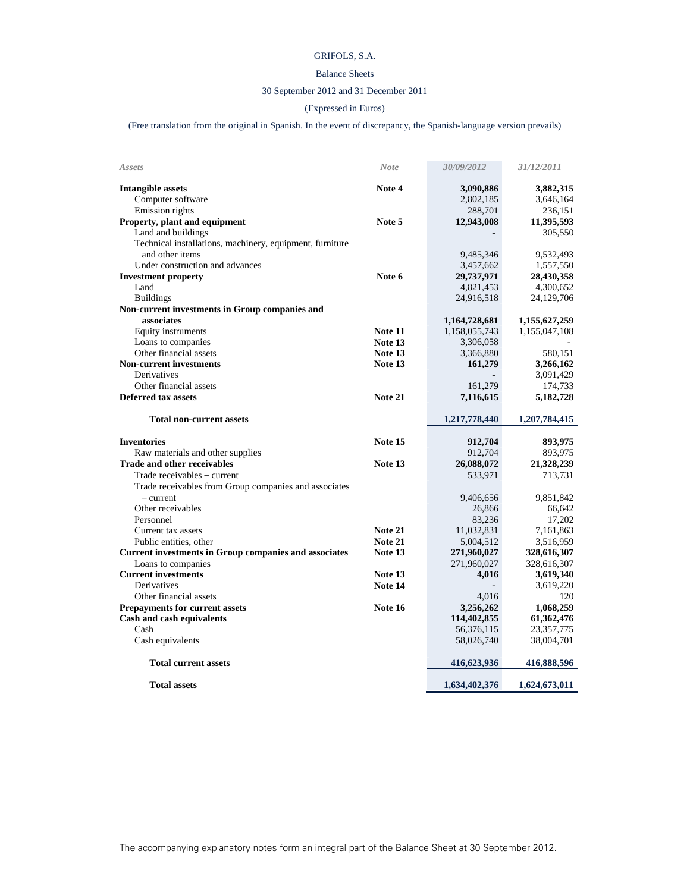GRIFOLS, S.A.

Balance Sheets

30 September 2012 and 31 December 2011

(Expressed in Euros)

(Free translation from the original in Spanish. In the event of discrepancy, the Spanish-language version prevails)

| *Assets* | *Note* | *30/09/2012* | *31/12/2011* |
|---|---|---|---|
| **Intangible assets** | **Note 4** | **3,090,886** | **3,882,315** |
| Computer software | | 2,802,185 | 3,646,164 |
| Emission rights | | 288,701 | 236,151 |
| **Property, plant and equipment** | **Note 5** | **12,943,008** | **11,395,593** |
| Land and buildings | | - | 305,550 |
| Technical installations, machinery, equipment, furniture and other items | | 9,485,346 | 9,532,493 |
| Under construction and advances | | 3,457,662 | 1,557,550 |
| **Investment property** | **Note 6** | **29,737,971** | **28,430,358** |
| Land | | 4,821,453 | 4,300,652 |
| Buildings | | 24,916,518 | 24,129,706 |
| **Non-current investments in Group companies and associates** | | **1,164,728,681** | **1,155,627,259** |
| Equity instruments | **Note 11** | 1,158,055,743 | 1,155,047,108 |
| Loans to companies | **Note 13** | 3,306,058 | - |
| Other financial assets | **Note 13** | 3,366,880 | 580,151 |
| **Non-current investments** | **Note 13** | **161,279** | **3,266,162** |
| Derivatives | | - | 3,091,429 |
| Other financial assets | | 161,279 | 174,733 |
| **Deferred tax assets** | **Note 21** | **7,116,615** | **5,182,728** |
| **Total non-current assets** | | **1,217,778,440** | **1,207,784,415** |
| **Inventories** | **Note 15** | **912,704** | **893,975** |
| Raw materials and other supplies | | 912,704 | 893,975 |
| **Trade and other receivables** | **Note 13** | **26,088,072** | **21,328,239** |
| Trade receivables – current | | 533,971 | 713,731 |
| Trade receivables from Group companies and associates – current | | 9,406,656 | 9,851,842 |
| Other receivables | | 26,866 | 66,642 |
| Personnel | | 83,236 | 17,202 |
| Current tax assets | **Note 21** | 11,032,831 | 7,161,863 |
| Public entities, other | **Note 21** | 5,004,512 | 3,516,959 |
| **Current investments in Group companies and associates** | **Note 13** | **271,960,027** | **328,616,307** |
| Loans to companies | | 271,960,027 | 328,616,307 |
| **Current investments** | **Note 13** | **4,016** | **3,619,340** |
| Derivatives | **Note 14** | - | 3,619,220 |
| Other financial assets | | 4,016 | 120 |
| **Prepayments for current assets** | **Note 16** | **3,256,262** | **1,068,259** |
| **Cash and cash equivalents** | | **114,402,855** | **61,362,476** |
| Cash | | 56,376,115 | 23,357,775 |
| Cash equivalents | | 58,026,740 | 38,004,701 |
| **Total current assets** | | **416,623,936** | **416,888,596** |
| **Total assets** | | **1,634,402,376** | **1,624,673,011** |

The accompanying explanatory notes form an integral part of the Balance Sheet at 30 September 2012.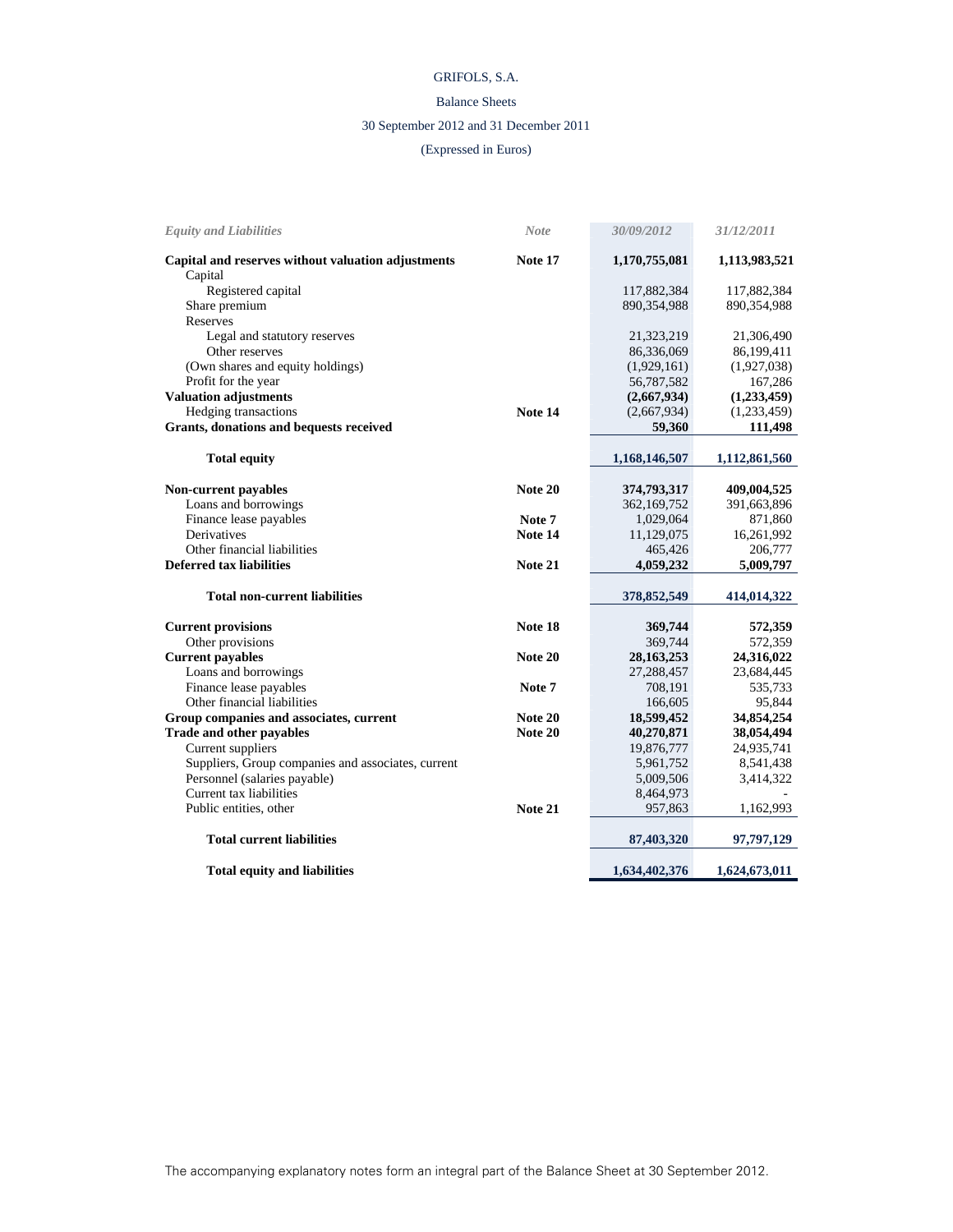GRIFOLS, S.A.

Balance Sheets

30 September 2012 and 31 December 2011

(Expressed in Euros)

| *Equity and Liabilities* | *Note* | *30/09/2012* | *31/12/2011* |
|---|---|---|---|
| **Capital and reserves without valuation adjustments** | **Note 17** | **1,170,755,081** | **1,113,983,521** |
| Capital | | | |
| Registered capital | | 117,882,384 | 117,882,384 |
| Share premium | | 890,354,988 | 890,354,988 |
| Reserves | | | |
| Legal and statutory reserves | | 21,323,219 | 21,306,490 |
| Other reserves | | 86,336,069 | 86,199,411 |
| (Own shares and equity holdings) | | (1,929,161) | (1,927,038) |
| Profit for the year | | 56,787,582 | 167,286 |
| **Valuation adjustments** | | **(2,667,934)** | **(1,233,459)** |
| Hedging transactions | **Note 14** | (2,667,934) | (1,233,459) |
| **Grants, donations and bequests received** | | **59,360** | **111,498** |
| **Total equity** | | **1,168,146,507** | **1,112,861,560** |
| **Non-current payables** | **Note 20** | **374,793,317** | **409,004,525** |
| Loans and borrowings | | 362,169,752 | 391,663,896 |
| Finance lease payables | **Note 7** | 1,029,064 | 871,860 |
| Derivatives | **Note 14** | 11,129,075 | 16,261,992 |
| Other financial liabilities | | 465,426 | 206,777 |
| **Deferred tax liabilities** | **Note 21** | **4,059,232** | **5,009,797** |
| **Total non-current liabilities** | | **378,852,549** | **414,014,322** |
| **Current provisions** | **Note 18** | **369,744** | **572,359** |
| Other provisions | | 369,744 | 572,359 |
| **Current payables** | **Note 20** | **28,163,253** | **24,316,022** |
| Loans and borrowings | | 27,288,457 | 23,684,445 |
| Finance lease payables | **Note 7** | 708,191 | 535,733 |
| Other financial liabilities | | 166,605 | 95,844 |
| **Group companies and associates, current** | **Note 20** | **18,599,452** | **34,854,254** |
| **Trade and other payables** | **Note 20** | **40,270,871** | **38,054,494** |
| Current suppliers | | 19,876,777 | 24,935,741 |
| Suppliers, Group companies and associates, current | | 5,961,752 | 8,541,438 |
| Personnel (salaries payable) | | 5,009,506 | 3,414,322 |
| Current tax liabilities | | 8,464,973 | - |
| Public entities, other | **Note 21** | 957,863 | 1,162,993 |
| **Total current liabilities** | | **87,403,320** | **97,797,129** |
| **Total equity and liabilities** | | **1,634,402,376** | **1,624,673,011** |

The accompanying explanatory notes form an integral part of the Balance Sheet at 30 September 2012.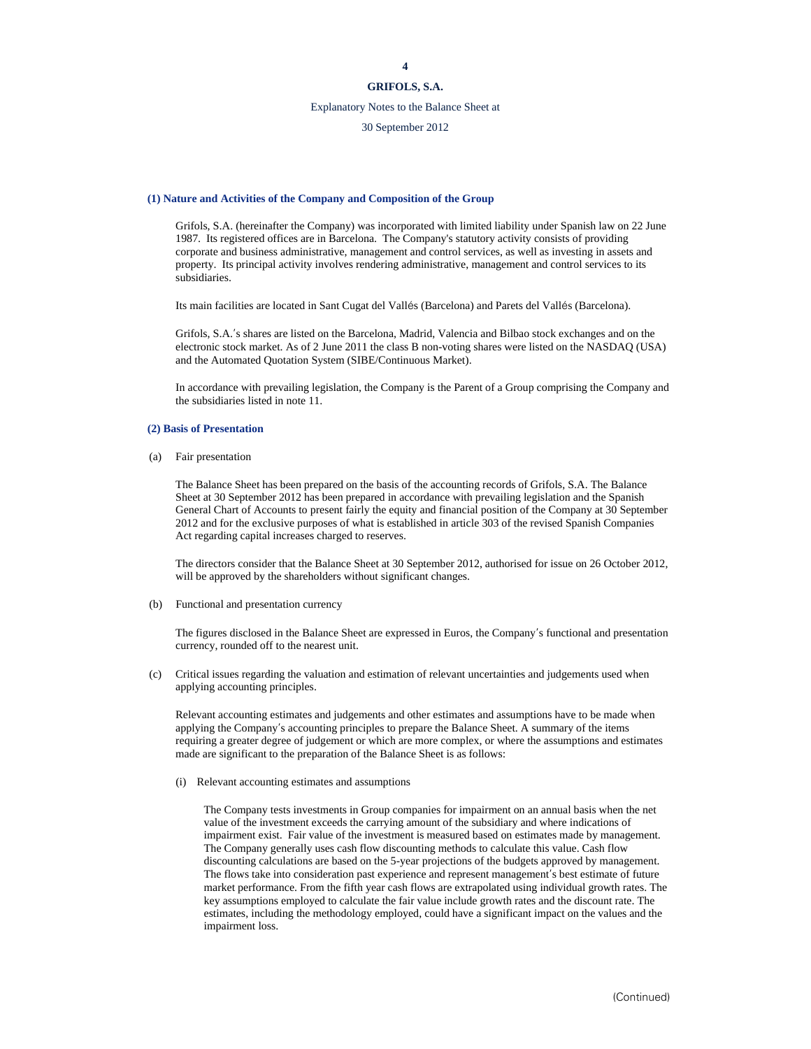## (1) Nature and Activities of the Company and Composition of the Group

Grifols, S.A. (hereinafter the Company) was incorporated with limited liability under Spanish law on 22 June 1987. Its registered offices are in Barcelona. The Company's statutory activity consists of providing corporate and business administrative, management and control services, as well as investing in assets and property. Its principal activity involves rendering administrative, management and control services to its subsidiaries.

Its main facilities are located in Sant Cugat del Vallés (Barcelona) and Parets del Vallés (Barcelona).

Grifols, S.A.'s shares are listed on the Barcelona, Madrid, Valencia and Bilbao stock exchanges and on the electronic stock market. As of 2 June 2011 the class B non-voting shares were listed on the NASDAQ (USA) and the Automated Quotation System (SIBE/Continuous Market).

In accordance with prevailing legislation, the Company is the Parent of a Group comprising the Company and the subsidiaries listed in note 11.

## (2) Basis of Presentation

(a) Fair presentation

The Balance Sheet has been prepared on the basis of the accounting records of Grifols, S.A. The Balance Sheet at 30 September 2012 has been prepared in accordance with prevailing legislation and the Spanish General Chart of Accounts to present fairly the equity and financial position of the Company at 30 September 2012 and for the exclusive purposes of what is established in article 303 of the revised Spanish Companies Act regarding capital increases charged to reserves.

The directors consider that the Balance Sheet at 30 September 2012, authorised for issue on 26 October 2012, will be approved by the shareholders without significant changes.

(b) Functional and presentation currency

The figures disclosed in the Balance Sheet are expressed in Euros, the Company's functional and presentation currency, rounded off to the nearest unit.

(c) Critical issues regarding the valuation and estimation of relevant uncertainties and judgements used when applying accounting principles.

Relevant accounting estimates and judgements and other estimates and assumptions have to be made when applying the Company's accounting principles to prepare the Balance Sheet. A summary of the items requiring a greater degree of judgement or which are more complex, or where the assumptions and estimates made are significant to the preparation of the Balance Sheet is as follows:

(i) Relevant accounting estimates and assumptions

The Company tests investments in Group companies for impairment on an annual basis when the net value of the investment exceeds the carrying amount of the subsidiary and where indications of impairment exist. Fair value of the investment is measured based on estimates made by management. The Company generally uses cash flow discounting methods to calculate this value. Cash flow discounting calculations are based on the 5-year projections of the budgets approved by management. The flows take into consideration past experience and represent management's best estimate of future market performance. From the fifth year cash flows are extrapolated using individual growth rates. The key assumptions employed to calculate the fair value include growth rates and the discount rate. The estimates, including the methodology employed, could have a significant impact on the values and the impairment loss.

(Continued)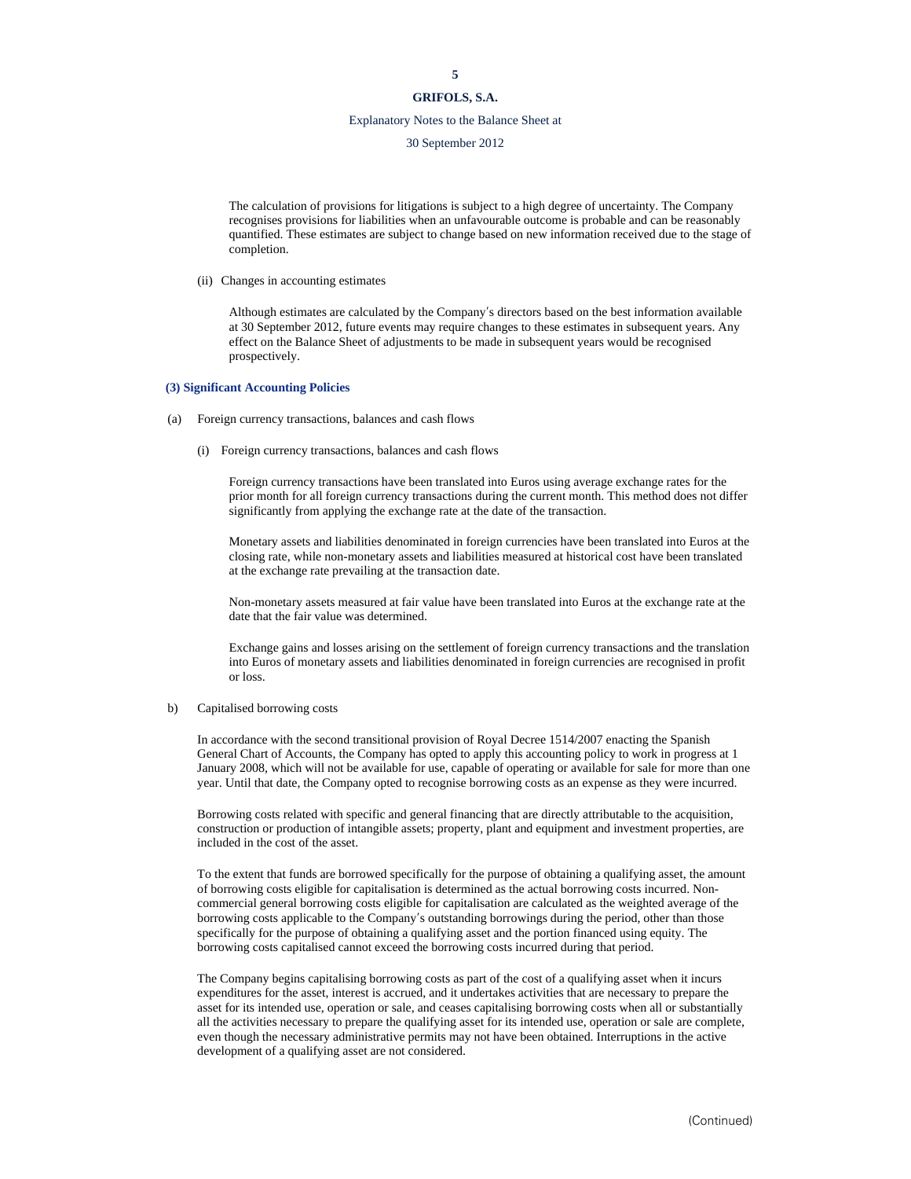The calculation of provisions for litigations is subject to a high degree of uncertainty. The Company recognises provisions for liabilities when an unfavourable outcome is probable and can be reasonably quantified. These estimates are subject to change based on new information received due to the stage of completion.

(ii) Changes in accounting estimates

Although estimates are calculated by the Company's directors based on the best information available at 30 September 2012, future events may require changes to these estimates in subsequent years. Any effect on the Balance Sheet of adjustments to be made in subsequent years would be recognised prospectively.

### (3) Significant Accounting Policies

(a) Foreign currency transactions, balances and cash flows

(i) Foreign currency transactions, balances and cash flows

Foreign currency transactions have been translated into Euros using average exchange rates for the prior month for all foreign currency transactions during the current month. This method does not differ significantly from applying the exchange rate at the date of the transaction.

Monetary assets and liabilities denominated in foreign currencies have been translated into Euros at the closing rate, while non-monetary assets and liabilities measured at historical cost have been translated at the exchange rate prevailing at the transaction date.

Non-monetary assets measured at fair value have been translated into Euros at the exchange rate at the date that the fair value was determined.

Exchange gains and losses arising on the settlement of foreign currency transactions and the translation into Euros of monetary assets and liabilities denominated in foreign currencies are recognised in profit or loss.

b) Capitalised borrowing costs

In accordance with the second transitional provision of Royal Decree 1514/2007 enacting the Spanish General Chart of Accounts, the Company has opted to apply this accounting policy to work in progress at 1 January 2008, which will not be available for use, capable of operating or available for sale for more than one year. Until that date, the Company opted to recognise borrowing costs as an expense as they were incurred.

Borrowing costs related with specific and general financing that are directly attributable to the acquisition, construction or production of intangible assets; property, plant and equipment and investment properties, are included in the cost of the asset.

To the extent that funds are borrowed specifically for the purpose of obtaining a qualifying asset, the amount of borrowing costs eligible for capitalisation is determined as the actual borrowing costs incurred. Non-commercial general borrowing costs eligible for capitalisation are calculated as the weighted average of the borrowing costs applicable to the Company's outstanding borrowings during the period, other than those specifically for the purpose of obtaining a qualifying asset and the portion financed using equity. The borrowing costs capitalised cannot exceed the borrowing costs incurred during that period.

The Company begins capitalising borrowing costs as part of the cost of a qualifying asset when it incurs expenditures for the asset, interest is accrued, and it undertakes activities that are necessary to prepare the asset for its intended use, operation or sale, and ceases capitalising borrowing costs when all or substantially all the activities necessary to prepare the qualifying asset for its intended use, operation or sale are complete, even though the necessary administrative permits may not have been obtained. Interruptions in the active development of a qualifying asset are not considered.

(Continued)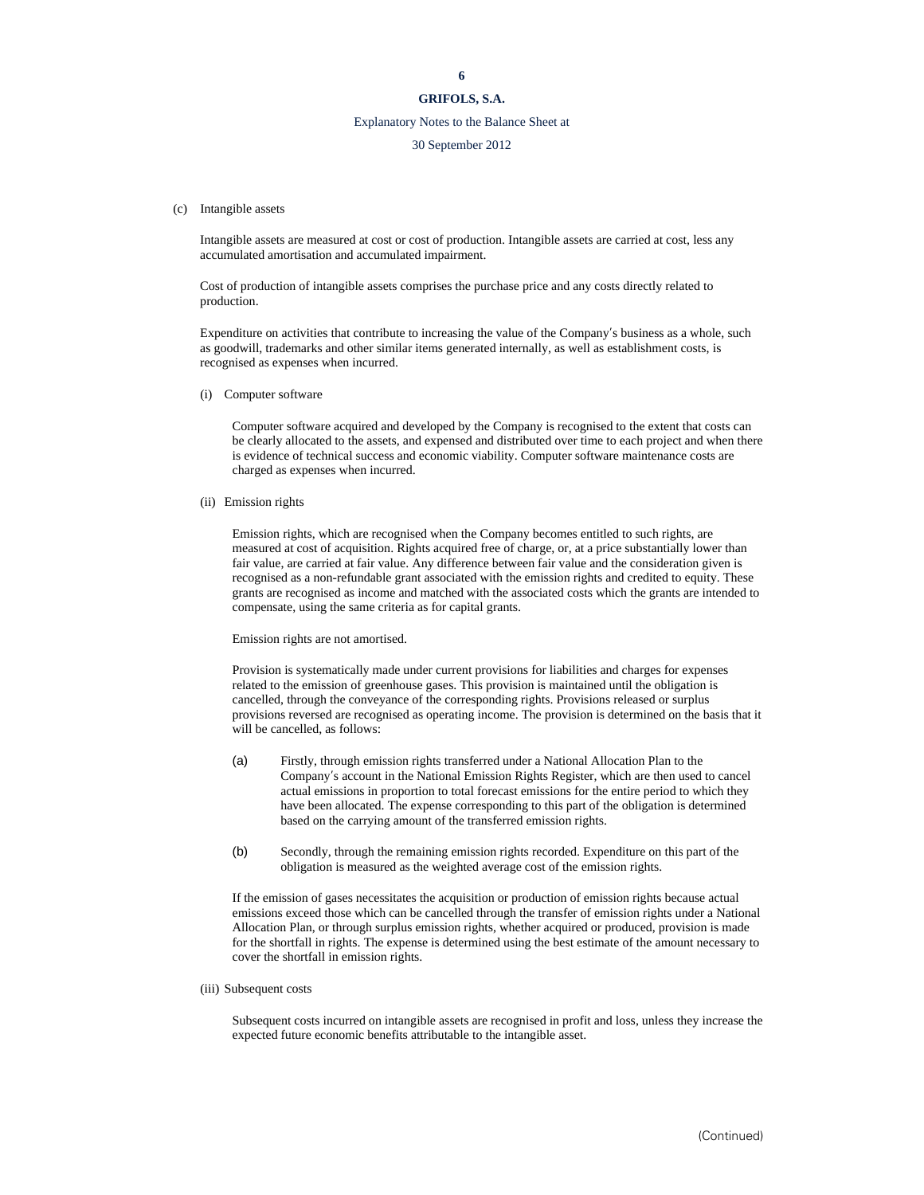(c) Intangible assets

Intangible assets are measured at cost or cost of production. Intangible assets are carried at cost, less any accumulated amortisation and accumulated impairment.

Cost of production of intangible assets comprises the purchase price and any costs directly related to production.

Expenditure on activities that contribute to increasing the value of the Company′s business as a whole, such as goodwill, trademarks and other similar items generated internally, as well as establishment costs, is recognised as expenses when incurred.

(i) Computer software

Computer software acquired and developed by the Company is recognised to the extent that costs can be clearly allocated to the assets, and expensed and distributed over time to each project and when there is evidence of technical success and economic viability. Computer software maintenance costs are charged as expenses when incurred.

(ii) Emission rights

Emission rights, which are recognised when the Company becomes entitled to such rights, are measured at cost of acquisition. Rights acquired free of charge, or, at a price substantially lower than fair value, are carried at fair value. Any difference between fair value and the consideration given is recognised as a non-refundable grant associated with the emission rights and credited to equity. These grants are recognised as income and matched with the associated costs which the grants are intended to compensate, using the same criteria as for capital grants.

Emission rights are not amortised.

Provision is systematically made under current provisions for liabilities and charges for expenses related to the emission of greenhouse gases. This provision is maintained until the obligation is cancelled, through the conveyance of the corresponding rights. Provisions released or surplus provisions reversed are recognised as operating income. The provision is determined on the basis that it will be cancelled, as follows:

(a) Firstly, through emission rights transferred under a National Allocation Plan to the Company′s account in the National Emission Rights Register, which are then used to cancel actual emissions in proportion to total forecast emissions for the entire period to which they have been allocated. The expense corresponding to this part of the obligation is determined based on the carrying amount of the transferred emission rights.

(b) Secondly, through the remaining emission rights recorded. Expenditure on this part of the obligation is measured as the weighted average cost of the emission rights.

If the emission of gases necessitates the acquisition or production of emission rights because actual emissions exceed those which can be cancelled through the transfer of emission rights under a National Allocation Plan, or through surplus emission rights, whether acquired or produced, provision is made for the shortfall in rights. The expense is determined using the best estimate of the amount necessary to cover the shortfall in emission rights.

(iii) Subsequent costs

Subsequent costs incurred on intangible assets are recognised in profit and loss, unless they increase the expected future economic benefits attributable to the intangible asset.

(Continued)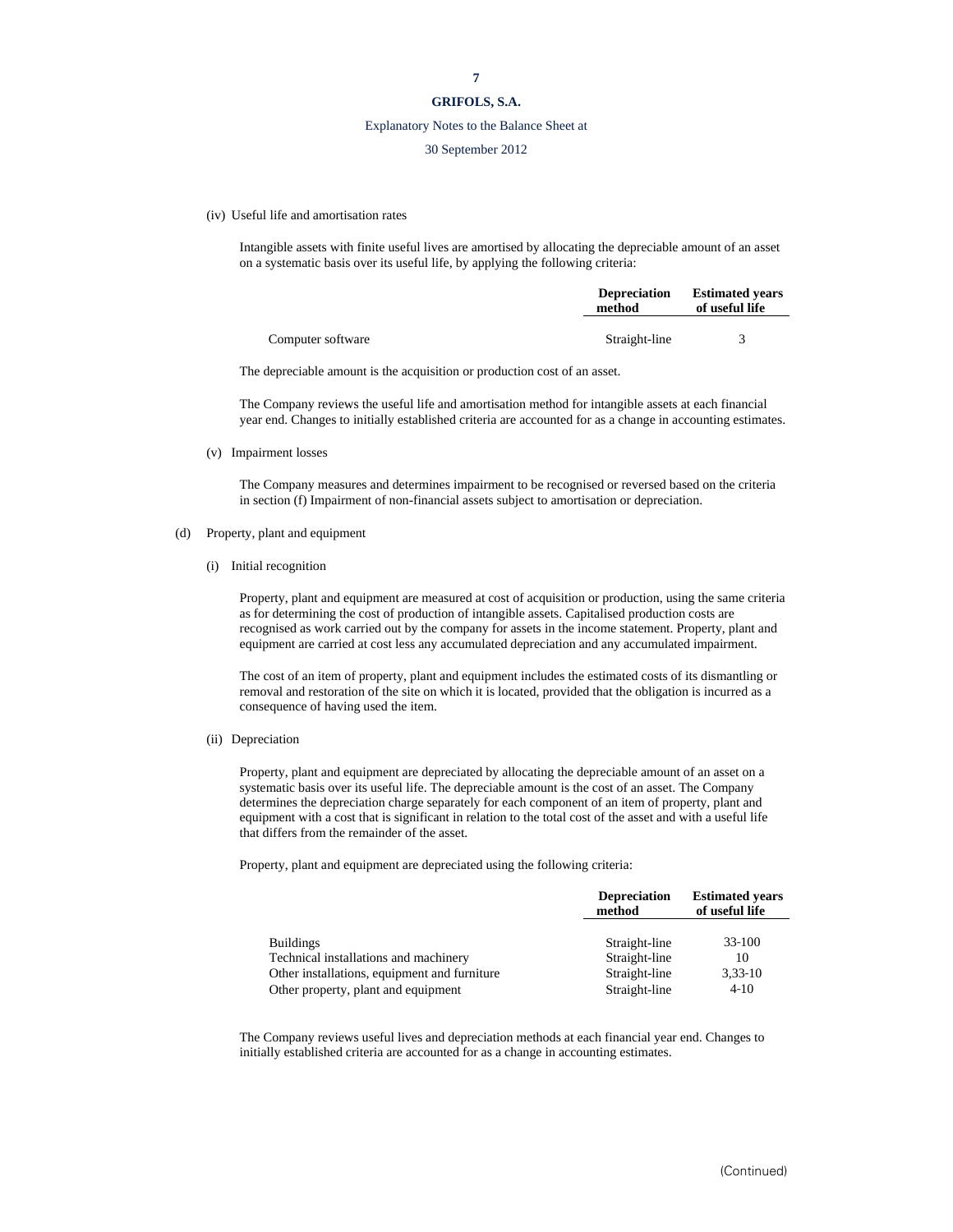(iv) Useful life and amortisation rates

Intangible assets with finite useful lives are amortised by allocating the depreciable amount of an asset on a systematic basis over its useful life, by applying the following criteria:

| | Depreciation method | Estimated years of useful life |
|---|---|---|
| Computer software | Straight-line | 3 |

The depreciable amount is the acquisition or production cost of an asset.

The Company reviews the useful life and amortisation method for intangible assets at each financial year end. Changes to initially established criteria are accounted for as a change in accounting estimates.

(v) Impairment losses

The Company measures and determines impairment to be recognised or reversed based on the criteria in section (f) Impairment of non-financial assets subject to amortisation or depreciation.

(d) Property, plant and equipment

(i) Initial recognition

Property, plant and equipment are measured at cost of acquisition or production, using the same criteria as for determining the cost of production of intangible assets. Capitalised production costs are recognised as work carried out by the company for assets in the income statement. Property, plant and equipment are carried at cost less any accumulated depreciation and any accumulated impairment.

The cost of an item of property, plant and equipment includes the estimated costs of its dismantling or removal and restoration of the site on which it is located, provided that the obligation is incurred as a consequence of having used the item.

(ii) Depreciation

Property, plant and equipment are depreciated by allocating the depreciable amount of an asset on a systematic basis over its useful life. The depreciable amount is the cost of an asset. The Company determines the depreciation charge separately for each component of an item of property, plant and equipment with a cost that is significant in relation to the total cost of the asset and with a useful life that differs from the remainder of the asset.

Property, plant and equipment are depreciated using the following criteria:

| | Depreciation method | Estimated years of useful life |
|---|---|---|
| Buildings | Straight-line | 33-100 |
| Technical installations and machinery | Straight-line | 10 |
| Other installations, equipment and furniture | Straight-line | 3,33-10 |
| Other property, plant and equipment | Straight-line | 4-10 |

The Company reviews useful lives and depreciation methods at each financial year end. Changes to initially established criteria are accounted for as a change in accounting estimates.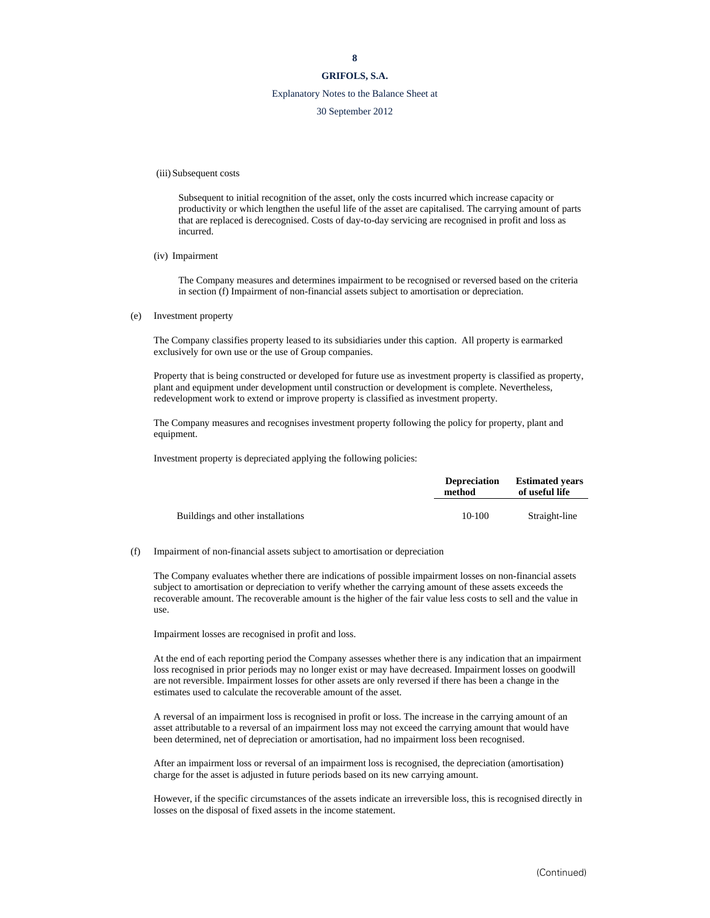(iii) Subsequent costs

Subsequent to initial recognition of the asset, only the costs incurred which increase capacity or productivity or which lengthen the useful life of the asset are capitalised. The carrying amount of parts that are replaced is derecognised. Costs of day-to-day servicing are recognised in profit and loss as incurred.

(iv) Impairment

The Company measures and determines impairment to be recognised or reversed based on the criteria in section (f) Impairment of non-financial assets subject to amortisation or depreciation.

(e) Investment property

The Company classifies property leased to its subsidiaries under this caption. All property is earmarked exclusively for own use or the use of Group companies.

Property that is being constructed or developed for future use as investment property is classified as property, plant and equipment under development until construction or development is complete. Nevertheless, redevelopment work to extend or improve property is classified as investment property.

The Company measures and recognises investment property following the policy for property, plant and equipment.

Investment property is depreciated applying the following policies:

| | **Depreciation method** | **Estimated years of useful life** |
|---|---|---|
| Buildings and other installations | 10-100 | Straight-line |

(f) Impairment of non-financial assets subject to amortisation or depreciation

The Company evaluates whether there are indications of possible impairment losses on non-financial assets subject to amortisation or depreciation to verify whether the carrying amount of these assets exceeds the recoverable amount. The recoverable amount is the higher of the fair value less costs to sell and the value in use.

Impairment losses are recognised in profit and loss.

At the end of each reporting period the Company assesses whether there is any indication that an impairment loss recognised in prior periods may no longer exist or may have decreased. Impairment losses on goodwill are not reversible. Impairment losses for other assets are only reversed if there has been a change in the estimates used to calculate the recoverable amount of the asset.

A reversal of an impairment loss is recognised in profit or loss. The increase in the carrying amount of an asset attributable to a reversal of an impairment loss may not exceed the carrying amount that would have been determined, net of depreciation or amortisation, had no impairment loss been recognised.

After an impairment loss or reversal of an impairment loss is recognised, the depreciation (amortisation) charge for the asset is adjusted in future periods based on its new carrying amount.

However, if the specific circumstances of the assets indicate an irreversible loss, this is recognised directly in losses on the disposal of fixed assets in the income statement.

(Continued)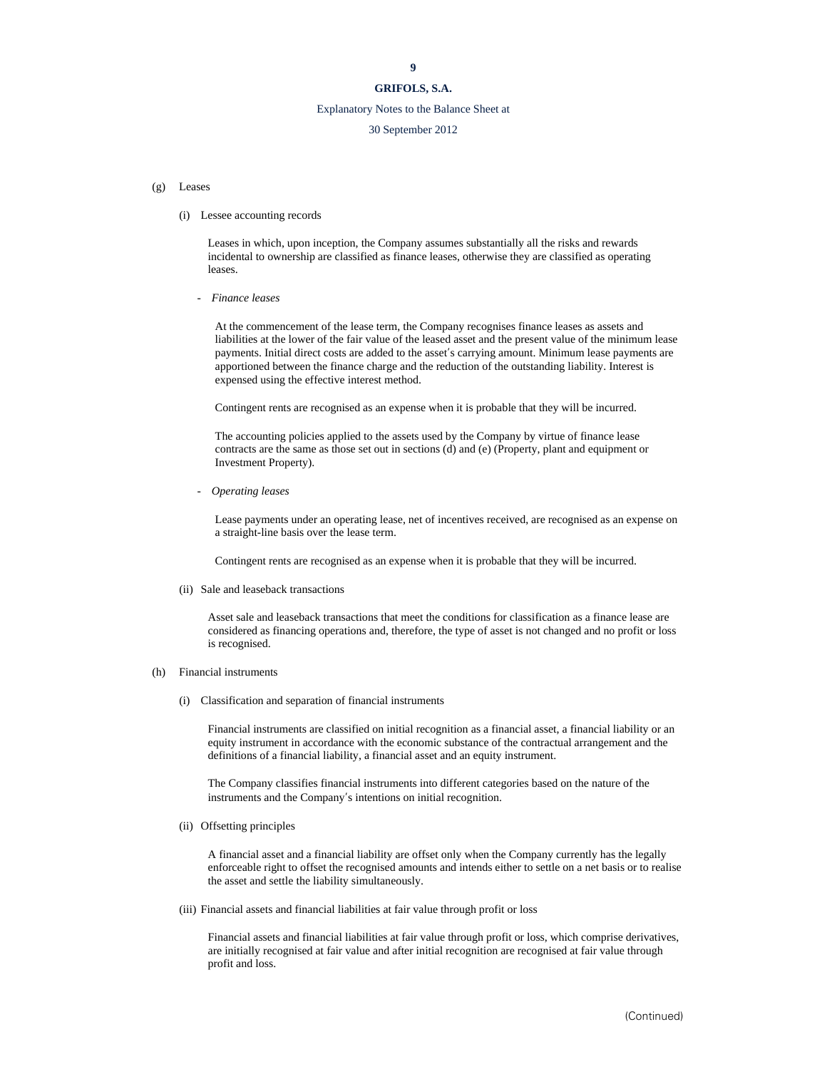(g) Leases

(i) Lessee accounting records

Leases in which, upon inception, the Company assumes substantially all the risks and rewards incidental to ownership are classified as finance leases, otherwise they are classified as operating leases.

- *Finance leases*

At the commencement of the lease term, the Company recognises finance leases as assets and liabilities at the lower of the fair value of the leased asset and the present value of the minimum lease payments. Initial direct costs are added to the asset's carrying amount. Minimum lease payments are apportioned between the finance charge and the reduction of the outstanding liability. Interest is expensed using the effective interest method.

Contingent rents are recognised as an expense when it is probable that they will be incurred.

The accounting policies applied to the assets used by the Company by virtue of finance lease contracts are the same as those set out in sections (d) and (e) (Property, plant and equipment or Investment Property).

- *Operating leases*

Lease payments under an operating lease, net of incentives received, are recognised as an expense on a straight-line basis over the lease term.

Contingent rents are recognised as an expense when it is probable that they will be incurred.

(ii) Sale and leaseback transactions

Asset sale and leaseback transactions that meet the conditions for classification as a finance lease are considered as financing operations and, therefore, the type of asset is not changed and no profit or loss is recognised.

(h) Financial instruments

(i) Classification and separation of financial instruments

Financial instruments are classified on initial recognition as a financial asset, a financial liability or an equity instrument in accordance with the economic substance of the contractual arrangement and the definitions of a financial liability, a financial asset and an equity instrument.

The Company classifies financial instruments into different categories based on the nature of the instruments and the Company's intentions on initial recognition.

(ii) Offsetting principles

A financial asset and a financial liability are offset only when the Company currently has the legally enforceable right to offset the recognised amounts and intends either to settle on a net basis or to realise the asset and settle the liability simultaneously.

(iii) Financial assets and financial liabilities at fair value through profit or loss

Financial assets and financial liabilities at fair value through profit or loss, which comprise derivatives, are initially recognised at fair value and after initial recognition are recognised at fair value through profit and loss.

(Continued)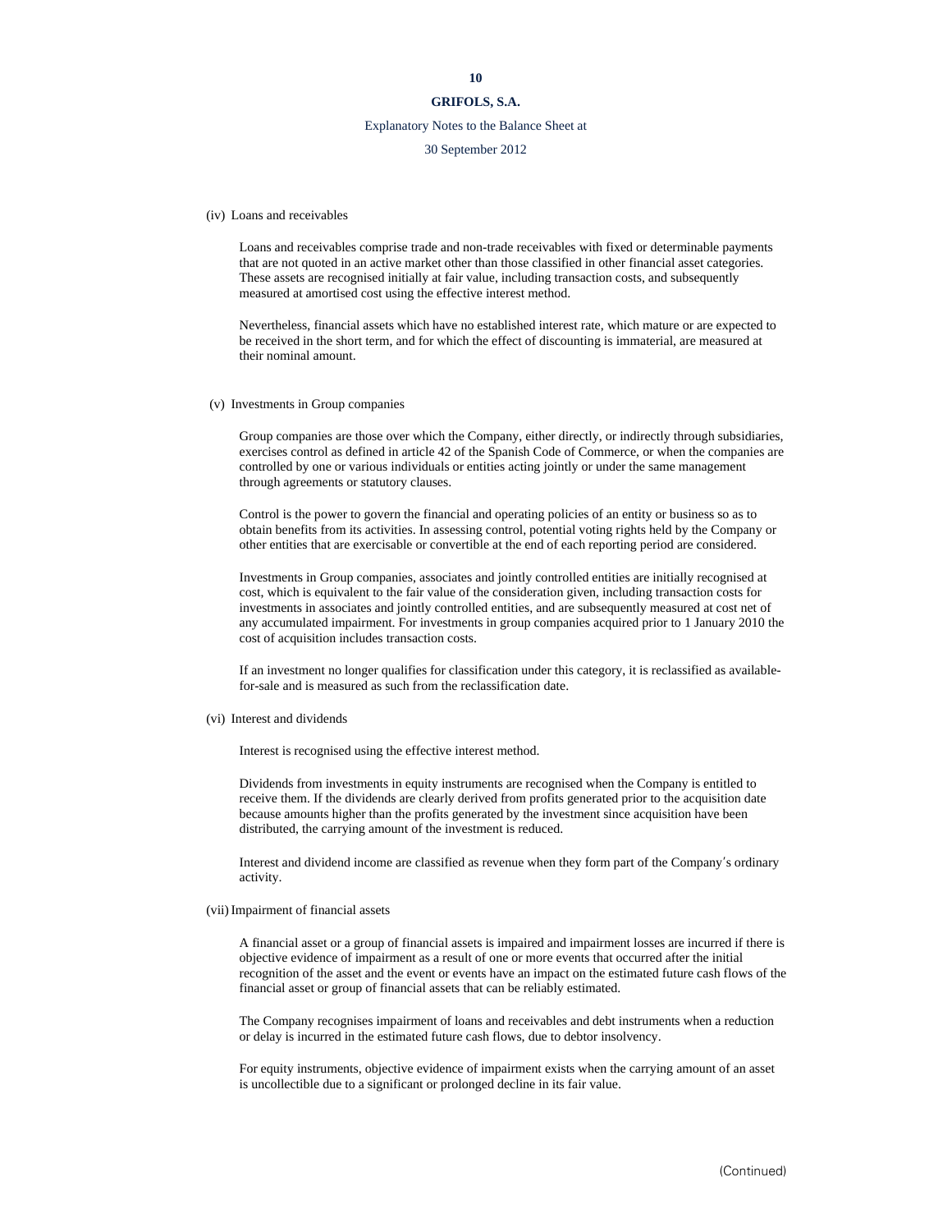(iv) Loans and receivables

Loans and receivables comprise trade and non-trade receivables with fixed or determinable payments that are not quoted in an active market other than those classified in other financial asset categories. These assets are recognised initially at fair value, including transaction costs, and subsequently measured at amortised cost using the effective interest method.

Nevertheless, financial assets which have no established interest rate, which mature or are expected to be received in the short term, and for which the effect of discounting is immaterial, are measured at their nominal amount.

(v) Investments in Group companies

Group companies are those over which the Company, either directly, or indirectly through subsidiaries, exercises control as defined in article 42 of the Spanish Code of Commerce, or when the companies are controlled by one or various individuals or entities acting jointly or under the same management through agreements or statutory clauses.

Control is the power to govern the financial and operating policies of an entity or business so as to obtain benefits from its activities. In assessing control, potential voting rights held by the Company or other entities that are exercisable or convertible at the end of each reporting period are considered.

Investments in Group companies, associates and jointly controlled entities are initially recognised at cost, which is equivalent to the fair value of the consideration given, including transaction costs for investments in associates and jointly controlled entities, and are subsequently measured at cost net of any accumulated impairment. For investments in group companies acquired prior to 1 January 2010 the cost of acquisition includes transaction costs.

If an investment no longer qualifies for classification under this category, it is reclassified as available-for-sale and is measured as such from the reclassification date.

(vi) Interest and dividends

Interest is recognised using the effective interest method.

Dividends from investments in equity instruments are recognised when the Company is entitled to receive them. If the dividends are clearly derived from profits generated prior to the acquisition date because amounts higher than the profits generated by the investment since acquisition have been distributed, the carrying amount of the investment is reduced.

Interest and dividend income are classified as revenue when they form part of the Company′s ordinary activity.

(vii) Impairment of financial assets

A financial asset or a group of financial assets is impaired and impairment losses are incurred if there is objective evidence of impairment as a result of one or more events that occurred after the initial recognition of the asset and the event or events have an impact on the estimated future cash flows of the financial asset or group of financial assets that can be reliably estimated.

The Company recognises impairment of loans and receivables and debt instruments when a reduction or delay is incurred in the estimated future cash flows, due to debtor insolvency.

For equity instruments, objective evidence of impairment exists when the carrying amount of an asset is uncollectible due to a significant or prolonged decline in its fair value.

(Continued)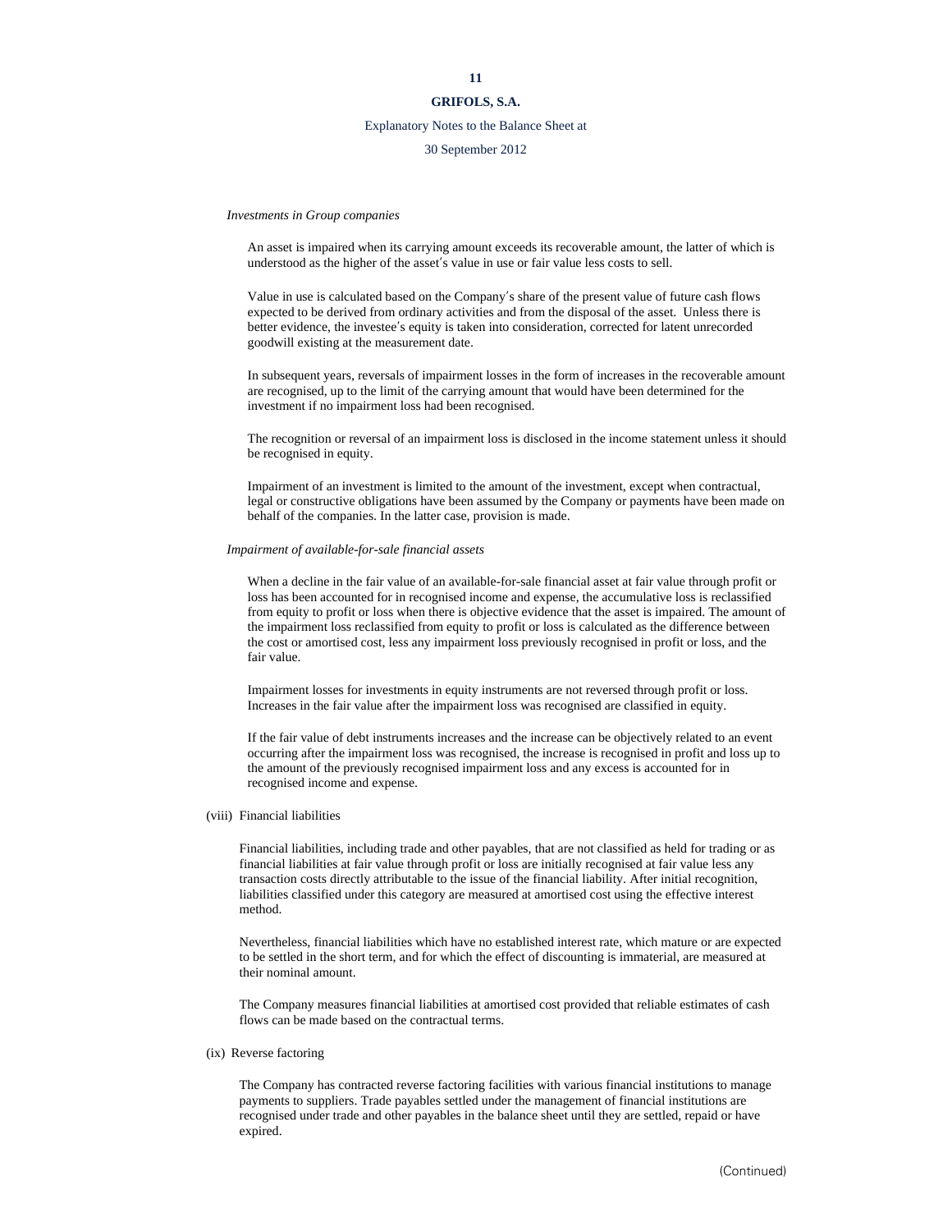*Investments in Group companies*

An asset is impaired when its carrying amount exceeds its recoverable amount, the latter of which is understood as the higher of the asset′s value in use or fair value less costs to sell.

Value in use is calculated based on the Company′s share of the present value of future cash flows expected to be derived from ordinary activities and from the disposal of the asset. Unless there is better evidence, the investee′s equity is taken into consideration, corrected for latent unrecorded goodwill existing at the measurement date.

In subsequent years, reversals of impairment losses in the form of increases in the recoverable amount are recognised, up to the limit of the carrying amount that would have been determined for the investment if no impairment loss had been recognised.

The recognition or reversal of an impairment loss is disclosed in the income statement unless it should be recognised in equity.

Impairment of an investment is limited to the amount of the investment, except when contractual, legal or constructive obligations have been assumed by the Company or payments have been made on behalf of the companies. In the latter case, provision is made.

*Impairment of available-for-sale financial assets*

When a decline in the fair value of an available-for-sale financial asset at fair value through profit or loss has been accounted for in recognised income and expense, the accumulative loss is reclassified from equity to profit or loss when there is objective evidence that the asset is impaired. The amount of the impairment loss reclassified from equity to profit or loss is calculated as the difference between the cost or amortised cost, less any impairment loss previously recognised in profit or loss, and the fair value.

Impairment losses for investments in equity instruments are not reversed through profit or loss. Increases in the fair value after the impairment loss was recognised are classified in equity.

If the fair value of debt instruments increases and the increase can be objectively related to an event occurring after the impairment loss was recognised, the increase is recognised in profit and loss up to the amount of the previously recognised impairment loss and any excess is accounted for in recognised income and expense.

(viii) Financial liabilities

Financial liabilities, including trade and other payables, that are not classified as held for trading or as financial liabilities at fair value through profit or loss are initially recognised at fair value less any transaction costs directly attributable to the issue of the financial liability. After initial recognition, liabilities classified under this category are measured at amortised cost using the effective interest method.

Nevertheless, financial liabilities which have no established interest rate, which mature or are expected to be settled in the short term, and for which the effect of discounting is immaterial, are measured at their nominal amount.

The Company measures financial liabilities at amortised cost provided that reliable estimates of cash flows can be made based on the contractual terms.

(ix) Reverse factoring

The Company has contracted reverse factoring facilities with various financial institutions to manage payments to suppliers. Trade payables settled under the management of financial institutions are recognised under trade and other payables in the balance sheet until they are settled, repaid or have expired.

(Continued)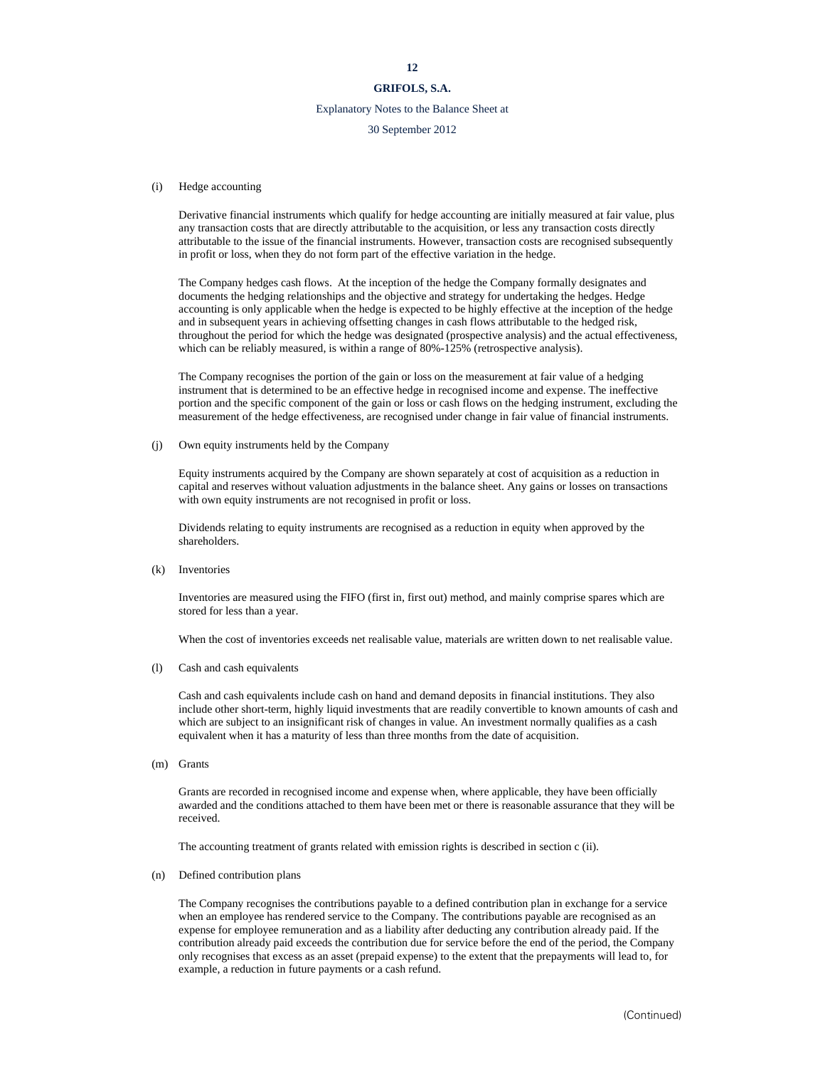(i) Hedge accounting

Derivative financial instruments which qualify for hedge accounting are initially measured at fair value, plus any transaction costs that are directly attributable to the acquisition, or less any transaction costs directly attributable to the issue of the financial instruments. However, transaction costs are recognised subsequently in profit or loss, when they do not form part of the effective variation in the hedge.

The Company hedges cash flows. At the inception of the hedge the Company formally designates and documents the hedging relationships and the objective and strategy for undertaking the hedges. Hedge accounting is only applicable when the hedge is expected to be highly effective at the inception of the hedge and in subsequent years in achieving offsetting changes in cash flows attributable to the hedged risk, throughout the period for which the hedge was designated (prospective analysis) and the actual effectiveness, which can be reliably measured, is within a range of 80%-125% (retrospective analysis).

The Company recognises the portion of the gain or loss on the measurement at fair value of a hedging instrument that is determined to be an effective hedge in recognised income and expense. The ineffective portion and the specific component of the gain or loss or cash flows on the hedging instrument, excluding the measurement of the hedge effectiveness, are recognised under change in fair value of financial instruments.

(j) Own equity instruments held by the Company

Equity instruments acquired by the Company are shown separately at cost of acquisition as a reduction in capital and reserves without valuation adjustments in the balance sheet. Any gains or losses on transactions with own equity instruments are not recognised in profit or loss.

Dividends relating to equity instruments are recognised as a reduction in equity when approved by the shareholders.

(k) Inventories

Inventories are measured using the FIFO (first in, first out) method, and mainly comprise spares which are stored for less than a year.

When the cost of inventories exceeds net realisable value, materials are written down to net realisable value.

(l) Cash and cash equivalents

Cash and cash equivalents include cash on hand and demand deposits in financial institutions. They also include other short-term, highly liquid investments that are readily convertible to known amounts of cash and which are subject to an insignificant risk of changes in value. An investment normally qualifies as a cash equivalent when it has a maturity of less than three months from the date of acquisition.

(m) Grants

Grants are recorded in recognised income and expense when, where applicable, they have been officially awarded and the conditions attached to them have been met or there is reasonable assurance that they will be received.

The accounting treatment of grants related with emission rights is described in section c (ii).

(n) Defined contribution plans

The Company recognises the contributions payable to a defined contribution plan in exchange for a service when an employee has rendered service to the Company. The contributions payable are recognised as an expense for employee remuneration and as a liability after deducting any contribution already paid. If the contribution already paid exceeds the contribution due for service before the end of the period, the Company only recognises that excess as an asset (prepaid expense) to the extent that the prepayments will lead to, for example, a reduction in future payments or a cash refund.

(Continued)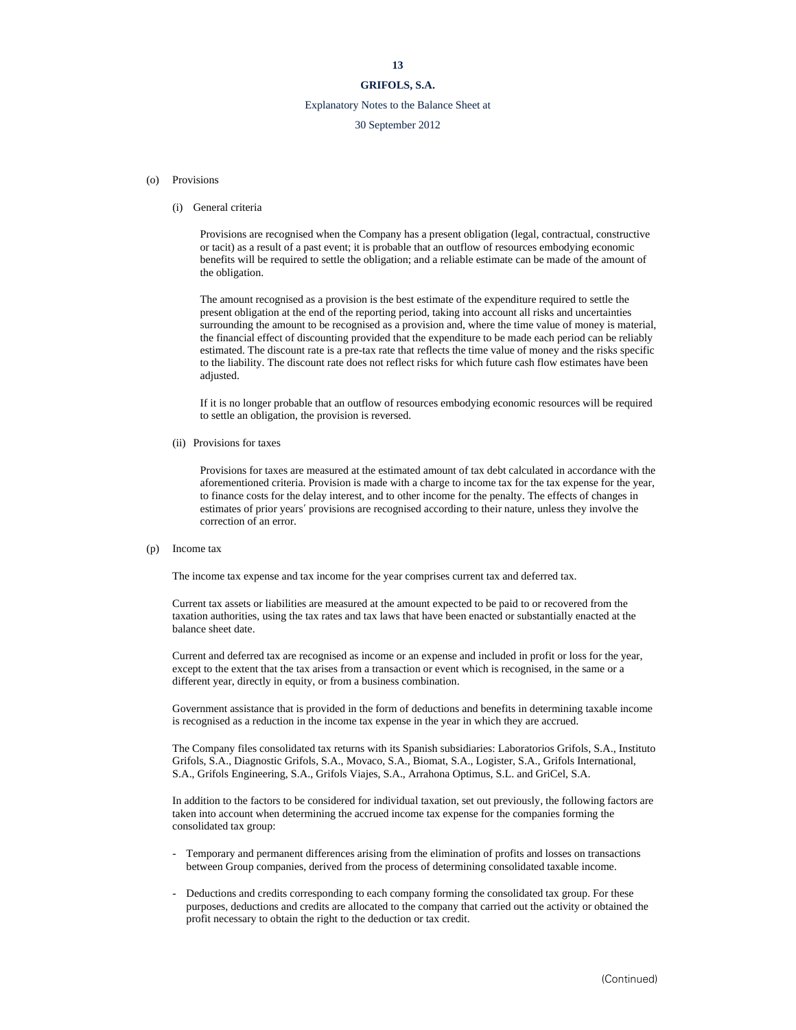(o) Provisions

(i) General criteria

Provisions are recognised when the Company has a present obligation (legal, contractual, constructive or tacit) as a result of a past event; it is probable that an outflow of resources embodying economic benefits will be required to settle the obligation; and a reliable estimate can be made of the amount of the obligation.

The amount recognised as a provision is the best estimate of the expenditure required to settle the present obligation at the end of the reporting period, taking into account all risks and uncertainties surrounding the amount to be recognised as a provision and, where the time value of money is material, the financial effect of discounting provided that the expenditure to be made each period can be reliably estimated. The discount rate is a pre-tax rate that reflects the time value of money and the risks specific to the liability. The discount rate does not reflect risks for which future cash flow estimates have been adjusted.

If it is no longer probable that an outflow of resources embodying economic resources will be required to settle an obligation, the provision is reversed.

(ii) Provisions for taxes

Provisions for taxes are measured at the estimated amount of tax debt calculated in accordance with the aforementioned criteria. Provision is made with a charge to income tax for the tax expense for the year, to finance costs for the delay interest, and to other income for the penalty. The effects of changes in estimates of prior years' provisions are recognised according to their nature, unless they involve the correction of an error.

(p) Income tax

The income tax expense and tax income for the year comprises current tax and deferred tax.

Current tax assets or liabilities are measured at the amount expected to be paid to or recovered from the taxation authorities, using the tax rates and tax laws that have been enacted or substantially enacted at the balance sheet date.

Current and deferred tax are recognised as income or an expense and included in profit or loss for the year, except to the extent that the tax arises from a transaction or event which is recognised, in the same or a different year, directly in equity, or from a business combination.

Government assistance that is provided in the form of deductions and benefits in determining taxable income is recognised as a reduction in the income tax expense in the year in which they are accrued.

The Company files consolidated tax returns with its Spanish subsidiaries: Laboratorios Grifols, S.A., Instituto Grifols, S.A., Diagnostic Grifols, S.A., Movaco, S.A., Biomat, S.A., Logister, S.A., Grifols International, S.A., Grifols Engineering, S.A., Grifols Viajes, S.A., Arrahona Optimus, S.L. and GriCel, S.A.

In addition to the factors to be considered for individual taxation, set out previously, the following factors are taken into account when determining the accrued income tax expense for the companies forming the consolidated tax group:

- Temporary and permanent differences arising from the elimination of profits and losses on transactions between Group companies, derived from the process of determining consolidated taxable income.

- Deductions and credits corresponding to each company forming the consolidated tax group. For these purposes, deductions and credits are allocated to the company that carried out the activity or obtained the profit necessary to obtain the right to the deduction or tax credit.

(Continued)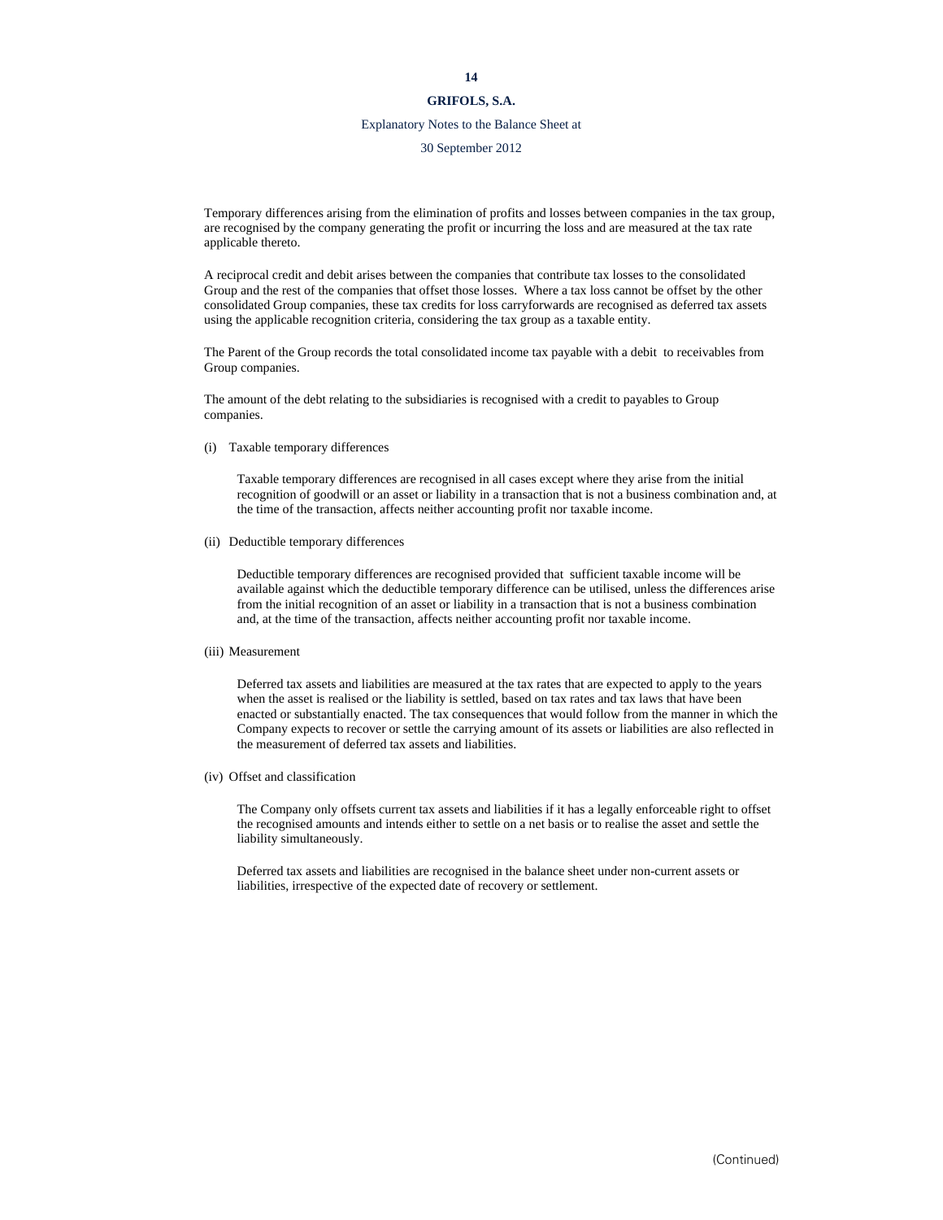Temporary differences arising from the elimination of profits and losses between companies in the tax group, are recognised by the company generating the profit or incurring the loss and are measured at the tax rate applicable thereto.

A reciprocal credit and debit arises between the companies that contribute tax losses to the consolidated Group and the rest of the companies that offset those losses. Where a tax loss cannot be offset by the other consolidated Group companies, these tax credits for loss carryforwards are recognised as deferred tax assets using the applicable recognition criteria, considering the tax group as a taxable entity.

The Parent of the Group records the total consolidated income tax payable with a debit to receivables from Group companies.

The amount of the debt relating to the subsidiaries is recognised with a credit to payables to Group companies.

(i) Taxable temporary differences

Taxable temporary differences are recognised in all cases except where they arise from the initial recognition of goodwill or an asset or liability in a transaction that is not a business combination and, at the time of the transaction, affects neither accounting profit nor taxable income.

(ii) Deductible temporary differences

Deductible temporary differences are recognised provided that sufficient taxable income will be available against which the deductible temporary difference can be utilised, unless the differences arise from the initial recognition of an asset or liability in a transaction that is not a business combination and, at the time of the transaction, affects neither accounting profit nor taxable income.

(iii) Measurement

Deferred tax assets and liabilities are measured at the tax rates that are expected to apply to the years when the asset is realised or the liability is settled, based on tax rates and tax laws that have been enacted or substantially enacted. The tax consequences that would follow from the manner in which the Company expects to recover or settle the carrying amount of its assets or liabilities are also reflected in the measurement of deferred tax assets and liabilities.

(iv) Offset and classification

The Company only offsets current tax assets and liabilities if it has a legally enforceable right to offset the recognised amounts and intends either to settle on a net basis or to realise the asset and settle the liability simultaneously.

Deferred tax assets and liabilities are recognised in the balance sheet under non-current assets or liabilities, irrespective of the expected date of recovery or settlement.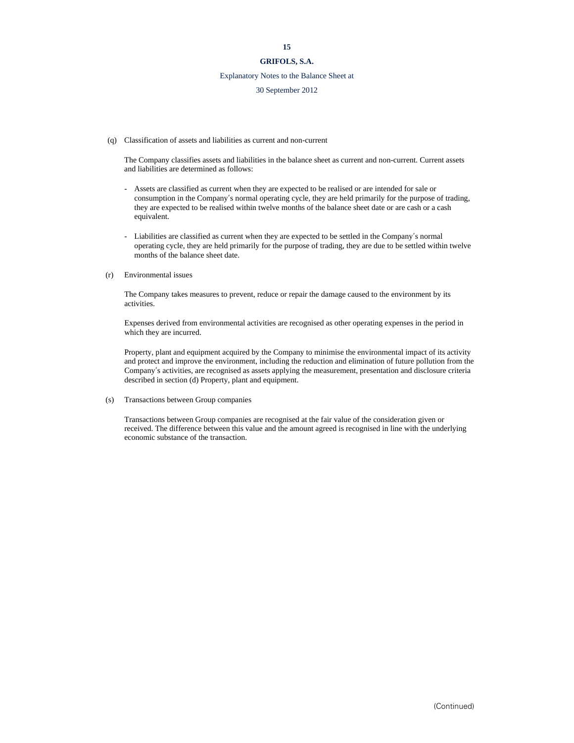(q) Classification of assets and liabilities as current and non-current

The Company classifies assets and liabilities in the balance sheet as current and non-current. Current assets and liabilities are determined as follows:

- Assets are classified as current when they are expected to be realised or are intended for sale or consumption in the Company′s normal operating cycle, they are held primarily for the purpose of trading, they are expected to be realised within twelve months of the balance sheet date or are cash or a cash equivalent.

- Liabilities are classified as current when they are expected to be settled in the Company′s normal operating cycle, they are held primarily for the purpose of trading, they are due to be settled within twelve months of the balance sheet date.

(r) Environmental issues

The Company takes measures to prevent, reduce or repair the damage caused to the environment by its activities.

Expenses derived from environmental activities are recognised as other operating expenses in the period in which they are incurred.

Property, plant and equipment acquired by the Company to minimise the environmental impact of its activity and protect and improve the environment, including the reduction and elimination of future pollution from the Company′s activities, are recognised as assets applying the measurement, presentation and disclosure criteria described in section (d) Property, plant and equipment.

(s) Transactions between Group companies

Transactions between Group companies are recognised at the fair value of the consideration given or received. The difference between this value and the amount agreed is recognised in line with the underlying economic substance of the transaction.

(Continued)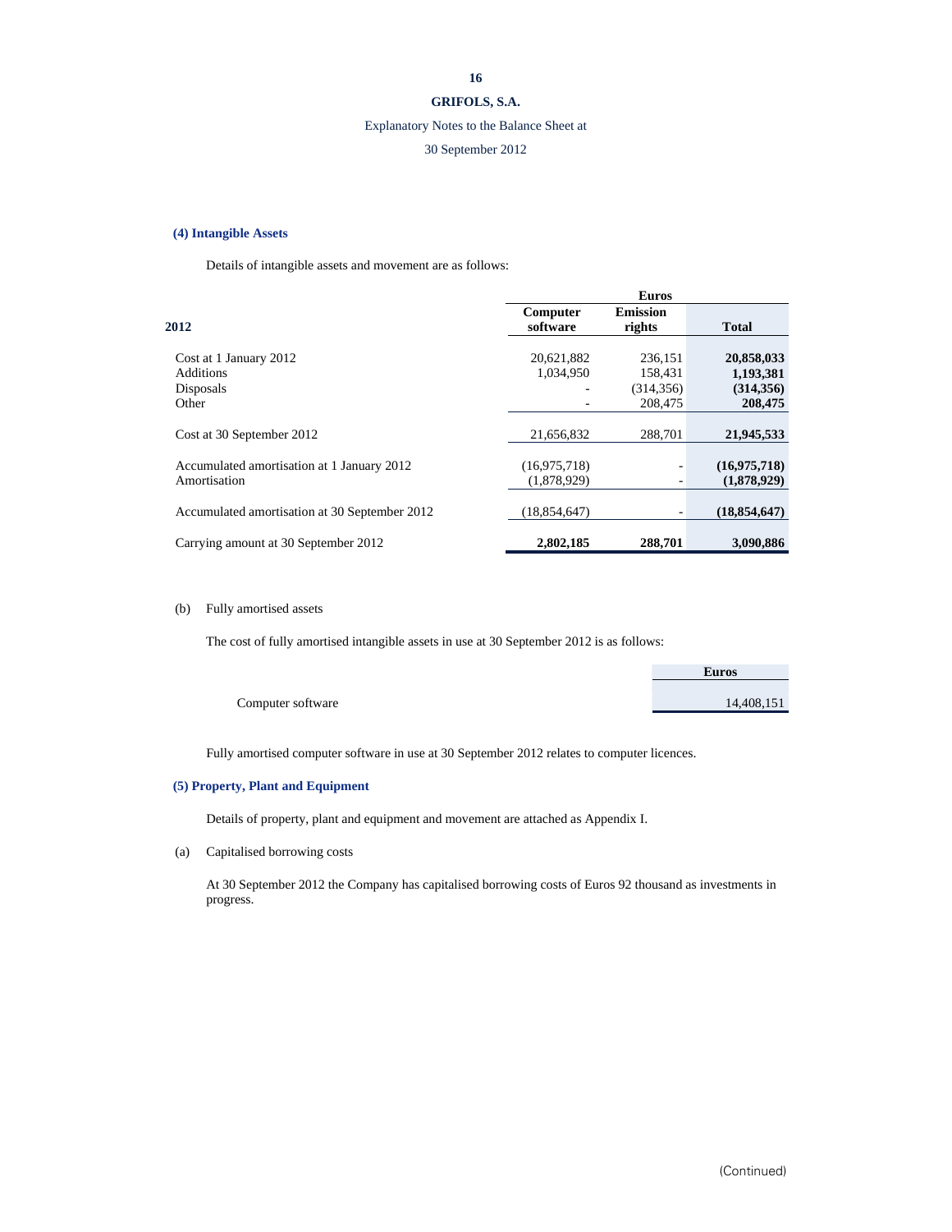# GRIFOLS, S.A.

Explanatory Notes to the Balance Sheet at

30 September 2012

### (4) Intangible Assets

Details of intangible assets and movement are as follows:

| | Euros | | |
|---|---|---|---|
| **2012** | **Computer software** | **Emission rights** | **Total** |
| Cost at 1 January 2012 | 20,621,882 | 236,151 | **20,858,033** |
| Additions | 1,034,950 | 158,431 | **1,193,381** |
| Disposals | - | (314,356) | **(314,356)** |
| Other | - | 208,475 | **208,475** |
| Cost at 30 September 2012 | 21,656,832 | 288,701 | **21,945,533** |
| Accumulated amortisation at 1 January 2012 | (16,975,718) | - | **(16,975,718)** |
| Amortisation | (1,878,929) | - | **(1,878,929)** |
| Accumulated amortisation at 30 September 2012 | (18,854,647) | - | **(18,854,647)** |
| Carrying amount at 30 September 2012 | **2,802,185** | **288,701** | **3,090,886** |

(b) Fully amortised assets

The cost of fully amortised intangible assets in use at 30 September 2012 is as follows:

| | Euros |
|---|---|
| Computer software | 14,408,151 |

Fully amortised computer software in use at 30 September 2012 relates to computer licences.

### (5) Property, Plant and Equipment

Details of property, plant and equipment and movement are attached as Appendix I.

(a) Capitalised borrowing costs

At 30 September 2012 the Company has capitalised borrowing costs of Euros 92 thousand as investments in progress.

(Continued)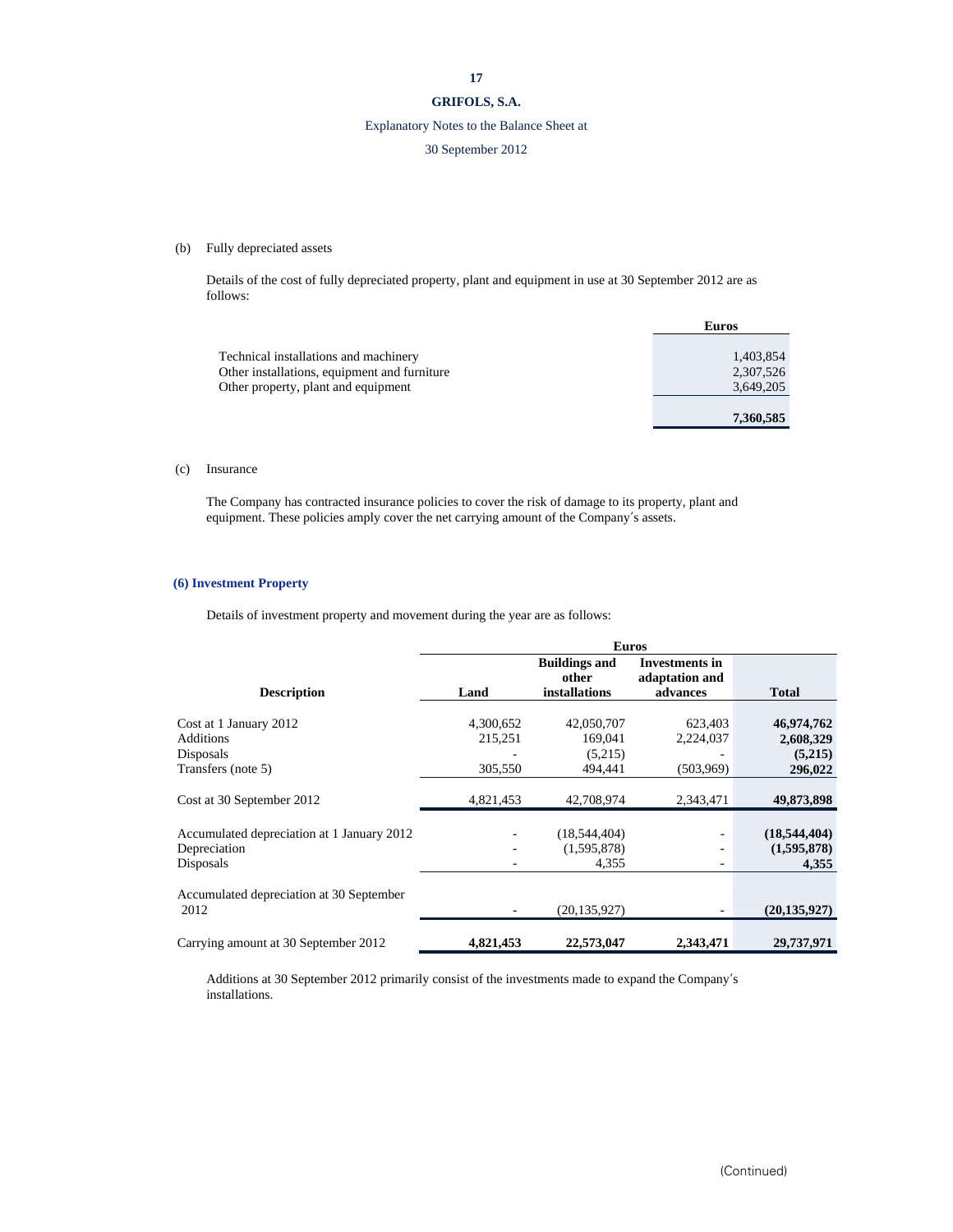(b) Fully depreciated assets

Details of the cost of fully depreciated property, plant and equipment in use at 30 September 2012 are as follows:

| | Euros |
|---|---|
| Technical installations and machinery | 1,403,854 |
| Other installations, equipment and furniture | 2,307,526 |
| Other property, plant and equipment | 3,649,205 |
| | **7,360,585** |

(c) Insurance

The Company has contracted insurance policies to cover the risk of damage to its property, plant and equipment. These policies amply cover the net carrying amount of the Company's assets.

## (6) Investment Property

Details of investment property and movement during the year are as follows:

| | Euros | | | |
|---|---|---|---|---|
| **Description** | **Land** | **Buildings and other installations** | **Investments in adaptation and advances** | **Total** |
| Cost at 1 January 2012 | 4,300,652 | 42,050,707 | 623,403 | **46,974,762** |
| Additions | 215,251 | 169,041 | 2,224,037 | **2,608,329** |
| Disposals | - | (5,215) | - | **(5,215)** |
| Transfers (note 5) | 305,550 | 494,441 | (503,969) | **296,022** |
| Cost at 30 September 2012 | 4,821,453 | 42,708,974 | 2,343,471 | **49,873,898** |
| Accumulated depreciation at 1 January 2012 | - | (18,544,404) | - | **(18,544,404)** |
| Depreciation | - | (1,595,878) | - | **(1,595,878)** |
| Disposals | - | 4,355 | - | **4,355** |
| Accumulated depreciation at 30 September 2012 | - | (20,135,927) | - | **(20,135,927)** |
| Carrying amount at 30 September 2012 | **4,821,453** | **22,573,047** | **2,343,471** | **29,737,971** |

Additions at 30 September 2012 primarily consist of the investments made to expand the Company's installations.

(Continued)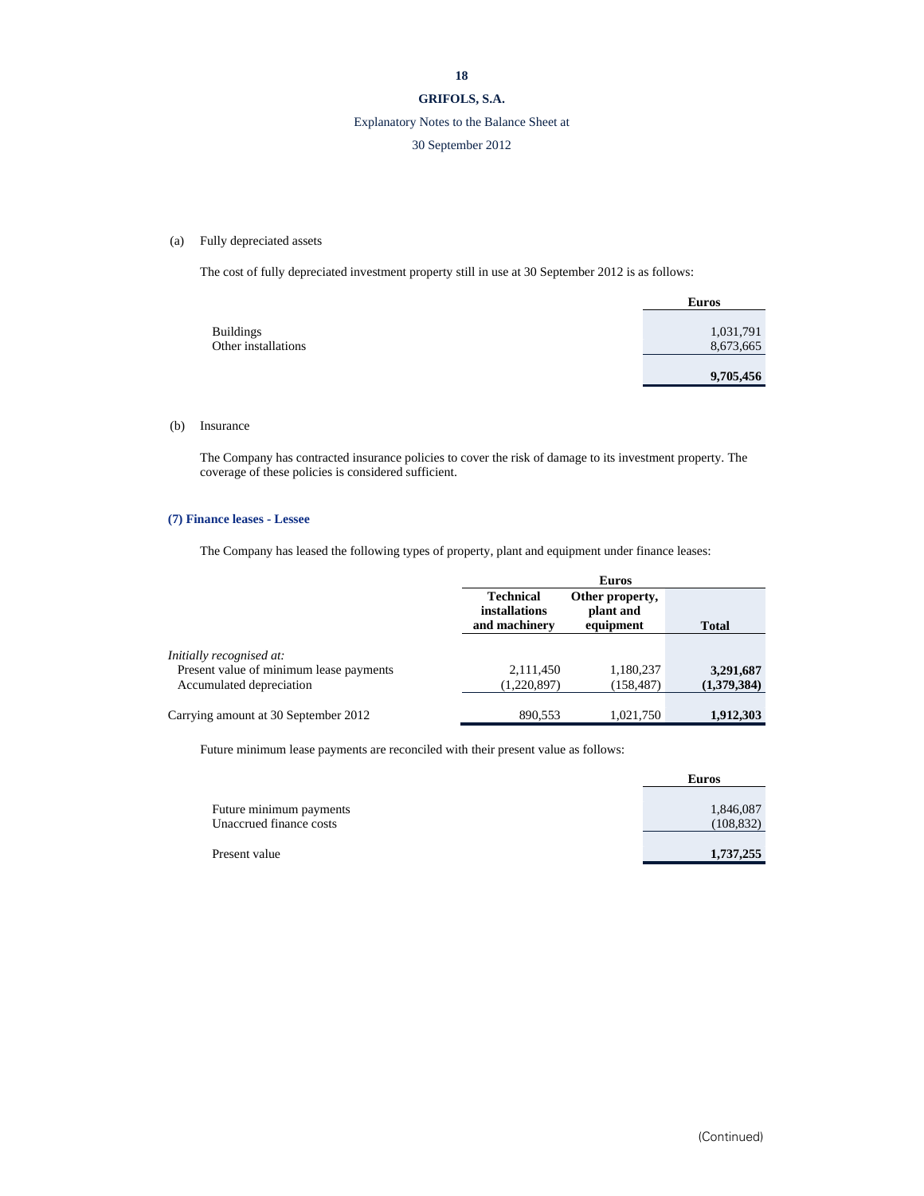(a) Fully depreciated assets

The cost of fully depreciated investment property still in use at 30 September 2012 is as follows:

| | Euros |
|---|---|
| Buildings | 1,031,791 |
| Other installations | 8,673,665 |
| | **9,705,456** |

(b) Insurance

The Company has contracted insurance policies to cover the risk of damage to its investment property. The coverage of these policies is considered sufficient.

### (7) Finance leases - Lessee

The Company has leased the following types of property, plant and equipment under finance leases:

| | Euros | | |
|---|---|---|---|
| | Technical installations and machinery | Other property, plant and equipment | Total |
| *Initially recognised at:* | | | |
| Present value of minimum lease payments | 2,111,450 | 1,180,237 | **3,291,687** |
| Accumulated depreciation | (1,220,897) | (158,487) | **(1,379,384)** |
| Carrying amount at 30 September 2012 | 890,553 | 1,021,750 | **1,912,303** |

Future minimum lease payments are reconciled with their present value as follows:

| | Euros |
|---|---|
| Future minimum payments | 1,846,087 |
| Unaccrued finance costs | (108,832) |
| Present value | **1,737,255** |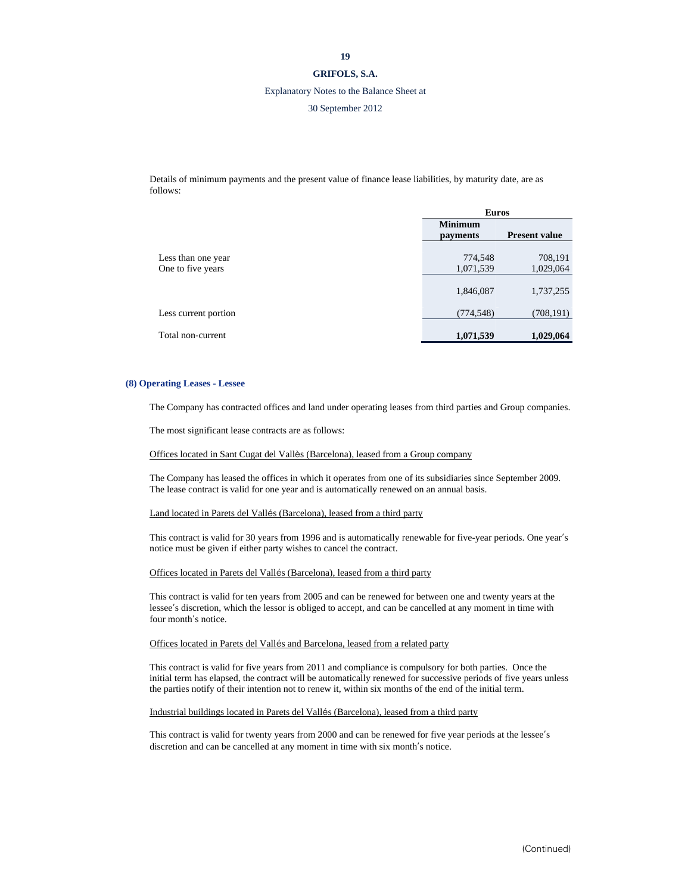Details of minimum payments and the present value of finance lease liabilities, by maturity date, are as follows:

| | Euros | |
|---|---|---|
| | Minimum payments | Present value |
| Less than one year | 774,548 | 708,191 |
| One to five years | 1,071,539 | 1,029,064 |
| | 1,846,087 | 1,737,255 |
| Less current portion | (774,548) | (708,191) |
| Total non-current | **1,071,539** | **1,029,064** |

## (8) Operating Leases - Lessee

The Company has contracted offices and land under operating leases from third parties and Group companies.

The most significant lease contracts are as follows:

Offices located in Sant Cugat del Vallès (Barcelona), leased from a Group company

The Company has leased the offices in which it operates from one of its subsidiaries since September 2009. The lease contract is valid for one year and is automatically renewed on an annual basis.

Land located in Parets del Vallés (Barcelona), leased from a third party

This contract is valid for 30 years from 1996 and is automatically renewable for five-year periods. One year's notice must be given if either party wishes to cancel the contract.

Offices located in Parets del Vallés (Barcelona), leased from a third party

This contract is valid for ten years from 2005 and can be renewed for between one and twenty years at the lessee's discretion, which the lessor is obliged to accept, and can be cancelled at any moment in time with four month's notice.

Offices located in Parets del Vallés and Barcelona, leased from a related party

This contract is valid for five years from 2011 and compliance is compulsory for both parties. Once the initial term has elapsed, the contract will be automatically renewed for successive periods of five years unless the parties notify of their intention not to renew it, within six months of the end of the initial term.

Industrial buildings located in Parets del Vallés (Barcelona), leased from a third party

This contract is valid for twenty years from 2000 and can be renewed for five year periods at the lessee's discretion and can be cancelled at any moment in time with six month's notice.

(Continued)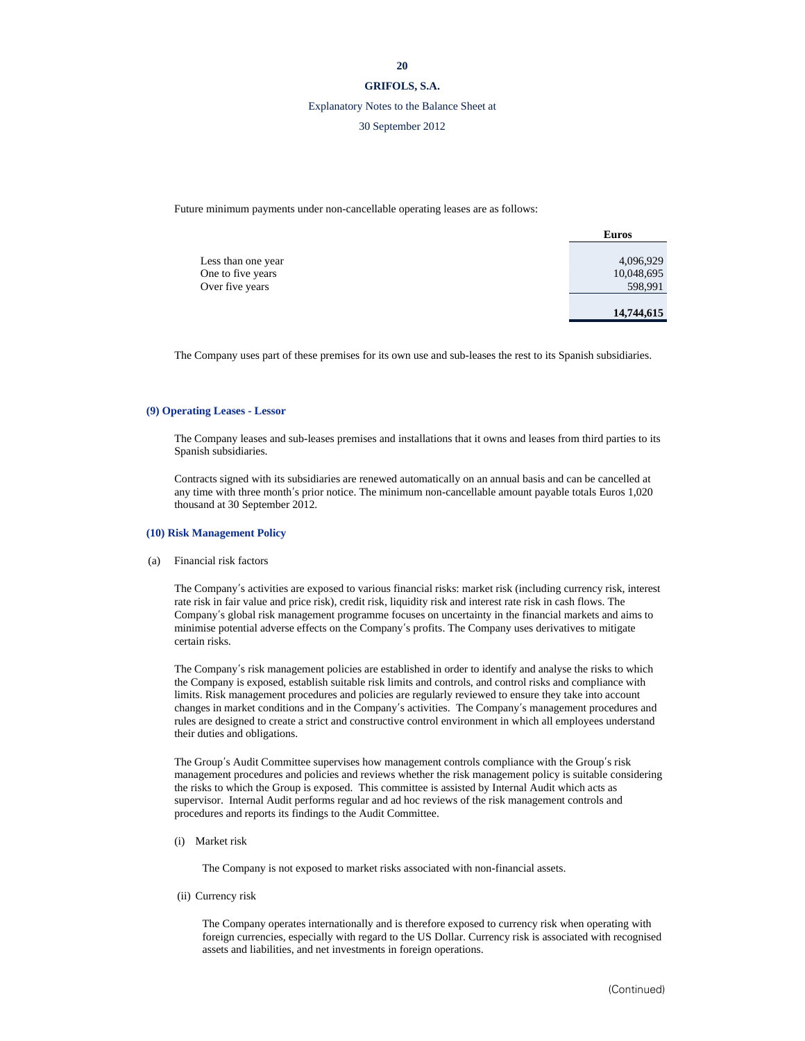Future minimum payments under non-cancellable operating leases are as follows:

| | Euros |
|---|---|
| Less than one year | 4,096,929 |
| One to five years | 10,048,695 |
| Over five years | 598,991 |
| | **14,744,615** |

The Company uses part of these premises for its own use and sub-leases the rest to its Spanish subsidiaries.

## (9) Operating Leases - Lessor

The Company leases and sub-leases premises and installations that it owns and leases from third parties to its Spanish subsidiaries.

Contracts signed with its subsidiaries are renewed automatically on an annual basis and can be cancelled at any time with three month's prior notice. The minimum non-cancellable amount payable totals Euros 1,020 thousand at 30 September 2012.

## (10) Risk Management Policy

(a) Financial risk factors

The Company's activities are exposed to various financial risks: market risk (including currency risk, interest rate risk in fair value and price risk), credit risk, liquidity risk and interest rate risk in cash flows. The Company's global risk management programme focuses on uncertainty in the financial markets and aims to minimise potential adverse effects on the Company's profits. The Company uses derivatives to mitigate certain risks.

The Company's risk management policies are established in order to identify and analyse the risks to which the Company is exposed, establish suitable risk limits and controls, and control risks and compliance with limits. Risk management procedures and policies are regularly reviewed to ensure they take into account changes in market conditions and in the Company's activities. The Company's management procedures and rules are designed to create a strict and constructive control environment in which all employees understand their duties and obligations.

The Group's Audit Committee supervises how management controls compliance with the Group's risk management procedures and policies and reviews whether the risk management policy is suitable considering the risks to which the Group is exposed. This committee is assisted by Internal Audit which acts as supervisor. Internal Audit performs regular and ad hoc reviews of the risk management controls and procedures and reports its findings to the Audit Committee.

(i) Market risk

The Company is not exposed to market risks associated with non-financial assets.

(ii) Currency risk

The Company operates internationally and is therefore exposed to currency risk when operating with foreign currencies, especially with regard to the US Dollar. Currency risk is associated with recognised assets and liabilities, and net investments in foreign operations.

(Continued)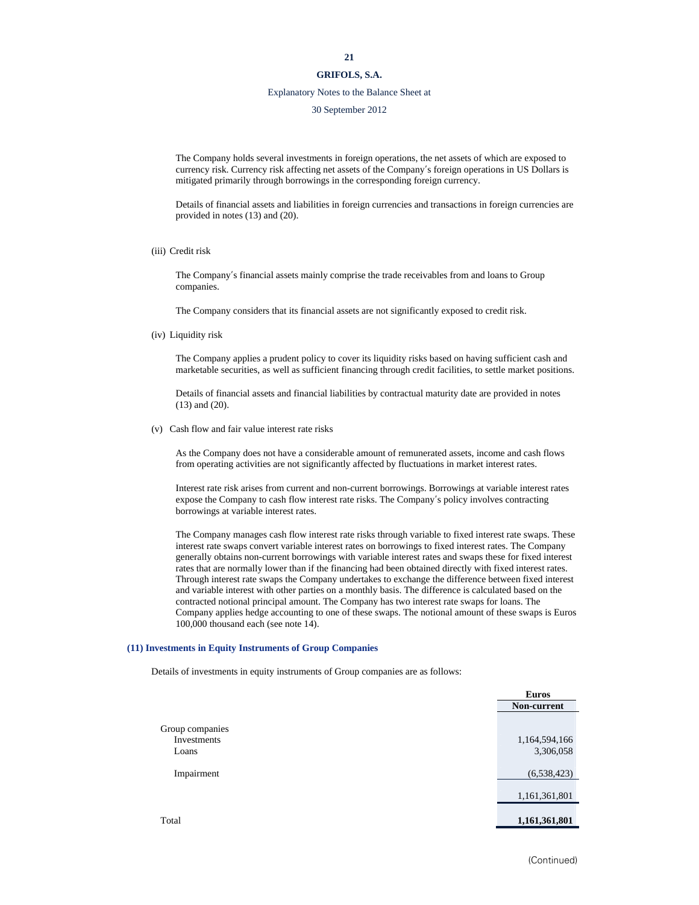The Company holds several investments in foreign operations, the net assets of which are exposed to currency risk. Currency risk affecting net assets of the Company's foreign operations in US Dollars is mitigated primarily through borrowings in the corresponding foreign currency.

Details of financial assets and liabilities in foreign currencies and transactions in foreign currencies are provided in notes (13) and (20).

(iii) Credit risk

The Company's financial assets mainly comprise the trade receivables from and loans to Group companies.

The Company considers that its financial assets are not significantly exposed to credit risk.

(iv) Liquidity risk

The Company applies a prudent policy to cover its liquidity risks based on having sufficient cash and marketable securities, as well as sufficient financing through credit facilities, to settle market positions.

Details of financial assets and financial liabilities by contractual maturity date are provided in notes (13) and (20).

(v) Cash flow and fair value interest rate risks

As the Company does not have a considerable amount of remunerated assets, income and cash flows from operating activities are not significantly affected by fluctuations in market interest rates.

Interest rate risk arises from current and non-current borrowings. Borrowings at variable interest rates expose the Company to cash flow interest rate risks. The Company's policy involves contracting borrowings at variable interest rates.

The Company manages cash flow interest rate risks through variable to fixed interest rate swaps. These interest rate swaps convert variable interest rates on borrowings to fixed interest rates. The Company generally obtains non-current borrowings with variable interest rates and swaps these for fixed interest rates that are normally lower than if the financing had been obtained directly with fixed interest rates. Through interest rate swaps the Company undertakes to exchange the difference between fixed interest and variable interest with other parties on a monthly basis. The difference is calculated based on the contracted notional principal amount. The Company has two interest rate swaps for loans. The Company applies hedge accounting to one of these swaps. The notional amount of these swaps is Euros 100,000 thousand each (see note 14).

## (11) Investments in Equity Instruments of Group Companies

Details of investments in equity instruments of Group companies are as follows:

| | Euros |
|---|---|
| | Non-current |
| Group companies | |
| Investments | 1,164,594,166 |
| Loans | 3,306,058 |
| Impairment | (6,538,423) |
| | 1,161,361,801 |
| Total | **1,161,361,801** |

(Continued)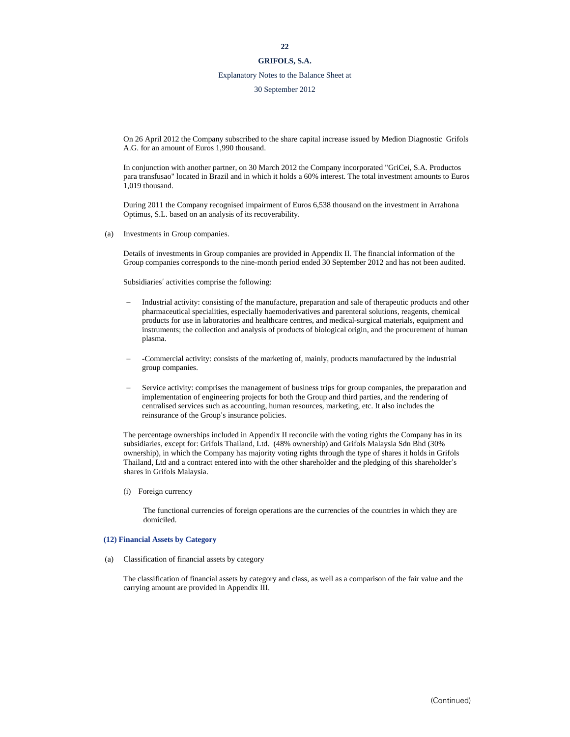On 26 April 2012 the Company subscribed to the share capital increase issued by Medion Diagnostic Grifols A.G. for an amount of Euros 1,990 thousand.

In conjunction with another partner, on 30 March 2012 the Company incorporated "GriCei, S.A. Productos para transfusao" located in Brazil and in which it holds a 60% interest. The total investment amounts to Euros 1,019 thousand.

During 2011 the Company recognised impairment of Euros 6,538 thousand on the investment in Arrahona Optimus, S.L. based on an analysis of its recoverability.

(a) Investments in Group companies.

Details of investments in Group companies are provided in Appendix II. The financial information of the Group companies corresponds to the nine-month period ended 30 September 2012 and has not been audited.

Subsidiaries' activities comprise the following:

- Industrial activity: consisting of the manufacture, preparation and sale of therapeutic products and other pharmaceutical specialities, especially haemoderivatives and parenteral solutions, reagents, chemical products for use in laboratories and healthcare centres, and medical-surgical materials, equipment and instruments; the collection and analysis of products of biological origin, and the procurement of human plasma.

- -Commercial activity: consists of the marketing of, mainly, products manufactured by the industrial group companies.

- Service activity: comprises the management of business trips for group companies, the preparation and implementation of engineering projects for both the Group and third parties, and the rendering of centralised services such as accounting, human resources, marketing, etc. It also includes the reinsurance of the Group's insurance policies.

The percentage ownerships included in Appendix II reconcile with the voting rights the Company has in its subsidiaries, except for: Grifols Thailand, Ltd. (48% ownership) and Grifols Malaysia Sdn Bhd (30% ownership), in which the Company has majority voting rights through the type of shares it holds in Grifols Thailand, Ltd and a contract entered into with the other shareholder and the pledging of this shareholder's shares in Grifols Malaysia.

(i) Foreign currency

The functional currencies of foreign operations are the currencies of the countries in which they are domiciled.

## (12) Financial Assets by Category

(a) Classification of financial assets by category

The classification of financial assets by category and class, as well as a comparison of the fair value and the carrying amount are provided in Appendix III.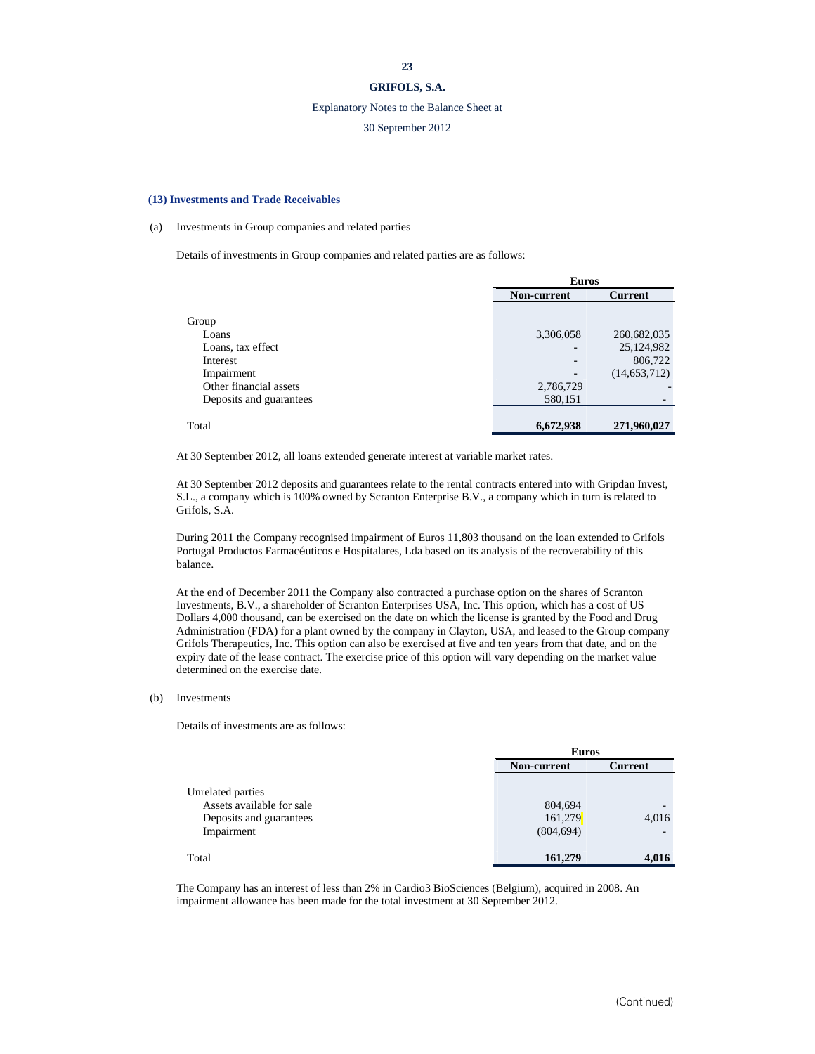## (13) Investments and Trade Receivables

(a) Investments in Group companies and related parties

Details of investments in Group companies and related parties are as follows:

| | Euros | |
|---|---|---|
| | **Non-current** | **Current** |
| Group | | |
| Loans | 3,306,058 | 260,682,035 |
| Loans, tax effect | - | 25,124,982 |
| Interest | - | 806,722 |
| Impairment | - | (14,653,712) |
| Other financial assets | 2,786,729 | - |
| Deposits and guarantees | 580,151 | - |
| Total | **6,672,938** | **271,960,027** |

At 30 September 2012, all loans extended generate interest at variable market rates.

At 30 September 2012 deposits and guarantees relate to the rental contracts entered into with Gripdan Invest, S.L., a company which is 100% owned by Scranton Enterprise B.V., a company which in turn is related to Grifols, S.A.

During 2011 the Company recognised impairment of Euros 11,803 thousand on the loan extended to Grifols Portugal Productos Farmacéuticos e Hospitalares, Lda based on its analysis of the recoverability of this balance.

At the end of December 2011 the Company also contracted a purchase option on the shares of Scranton Investments, B.V., a shareholder of Scranton Enterprises USA, Inc. This option, which has a cost of US Dollars 4,000 thousand, can be exercised on the date on which the license is granted by the Food and Drug Administration (FDA) for a plant owned by the company in Clayton, USA, and leased to the Group company Grifols Therapeutics, Inc. This option can also be exercised at five and ten years from that date, and on the expiry date of the lease contract. The exercise price of this option will vary depending on the market value determined on the exercise date.

(b) Investments

Details of investments are as follows:

| | Euros | |
|---|---|---|
| | **Non-current** | **Current** |
| Unrelated parties | | |
| Assets available for sale | 804,694 | - |
| Deposits and guarantees | 161,279 | 4,016 |
| Impairment | (804,694) | - |
| Total | **161,279** | **4,016** |

The Company has an interest of less than 2% in Cardio3 BioSciences (Belgium), acquired in 2008. An impairment allowance has been made for the total investment at 30 September 2012.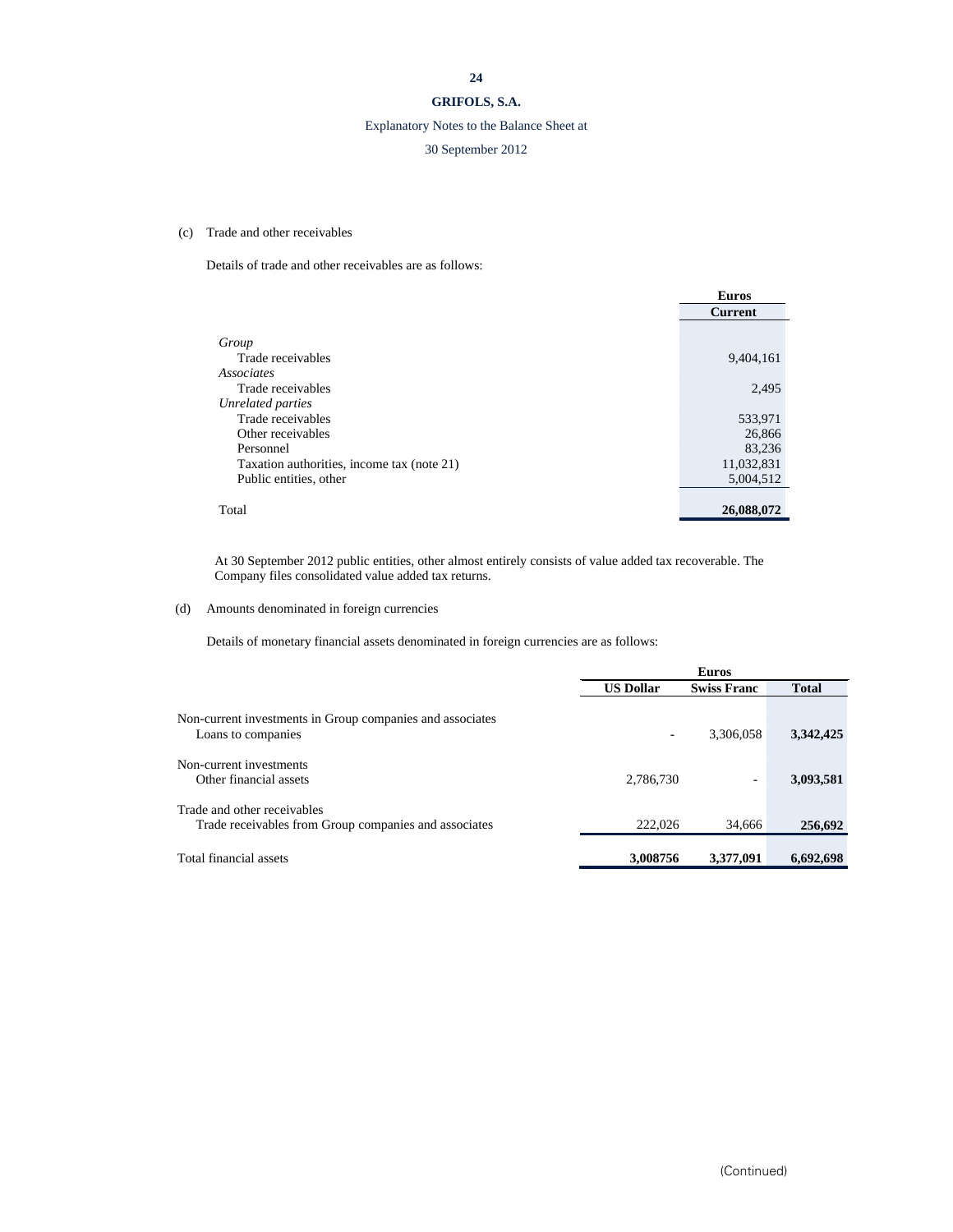(c) Trade and other receivables

Details of trade and other receivables are as follows:

| | Euros |
|---|---|
| | Current |
| *Group* | |
| Trade receivables | 9,404,161 |
| *Associates* | |
| Trade receivables | 2,495 |
| *Unrelated parties* | |
| Trade receivables | 533,971 |
| Other receivables | 26,866 |
| Personnel | 83,236 |
| Taxation authorities, income tax (note 21) | 11,032,831 |
| Public entities, other | 5,004,512 |
| Total | **26,088,072** |

At 30 September 2012 public entities, other almost entirely consists of value added tax recoverable. The Company files consolidated value added tax returns.

(d) Amounts denominated in foreign currencies

Details of monetary financial assets denominated in foreign currencies are as follows:

| | Euros | | |
|---|---|---|---|
| | **US Dollar** | **Swiss Franc** | **Total** |
| Non-current investments in Group companies and associates | | | |
| Loans to companies | - | 3,306,058 | **3,342,425** |
| Non-current investments | | | |
| Other financial assets | 2,786,730 | - | **3,093,581** |
| Trade and other receivables | | | |
| Trade receivables from Group companies and associates | 222,026 | 34,666 | **256,692** |
| Total financial assets | **3,008756** | **3,377,091** | **6,692,698** |

(Continued)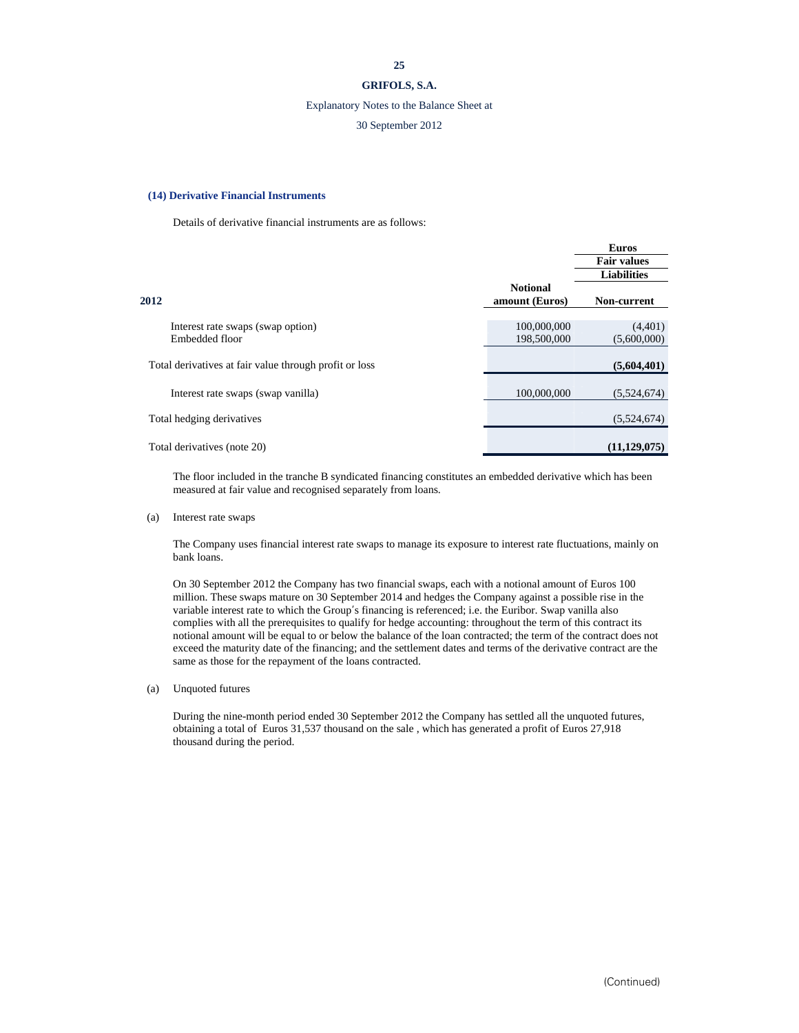## (14) Derivative Financial Instruments

Details of derivative financial instruments are as follows:

| | | Euros |
|---|---|---|
| | | Fair values |
| | | Liabilities |
| **2012** | **Notional amount (Euros)** | **Non-current** |
| Interest rate swaps (swap option) | 100,000,000 | (4,401) |
| Embedded floor | 198,500,000 | (5,600,000) |
| Total derivatives at fair value through profit or loss | | **(5,604,401)** |
| Interest rate swaps (swap vanilla) | 100,000,000 | (5,524,674) |
| Total hedging derivatives | | (5,524,674) |
| Total derivatives (note 20) | | **(11,129,075)** |

The floor included in the tranche B syndicated financing constitutes an embedded derivative which has been measured at fair value and recognised separately from loans.

(a) Interest rate swaps

The Company uses financial interest rate swaps to manage its exposure to interest rate fluctuations, mainly on bank loans.

On 30 September 2012 the Company has two financial swaps, each with a notional amount of Euros 100 million. These swaps mature on 30 September 2014 and hedges the Company against a possible rise in the variable interest rate to which the Group's financing is referenced; i.e. the Euribor. Swap vanilla also complies with all the prerequisites to qualify for hedge accounting: throughout the term of this contract its notional amount will be equal to or below the balance of the loan contracted; the term of the contract does not exceed the maturity date of the financing; and the settlement dates and terms of the derivative contract are the same as those for the repayment of the loans contracted.

(a) Unquoted futures

During the nine-month period ended 30 September 2012 the Company has settled all the unquoted futures, obtaining a total of Euros 31,537 thousand on the sale , which has generated a profit of Euros 27,918 thousand during the period.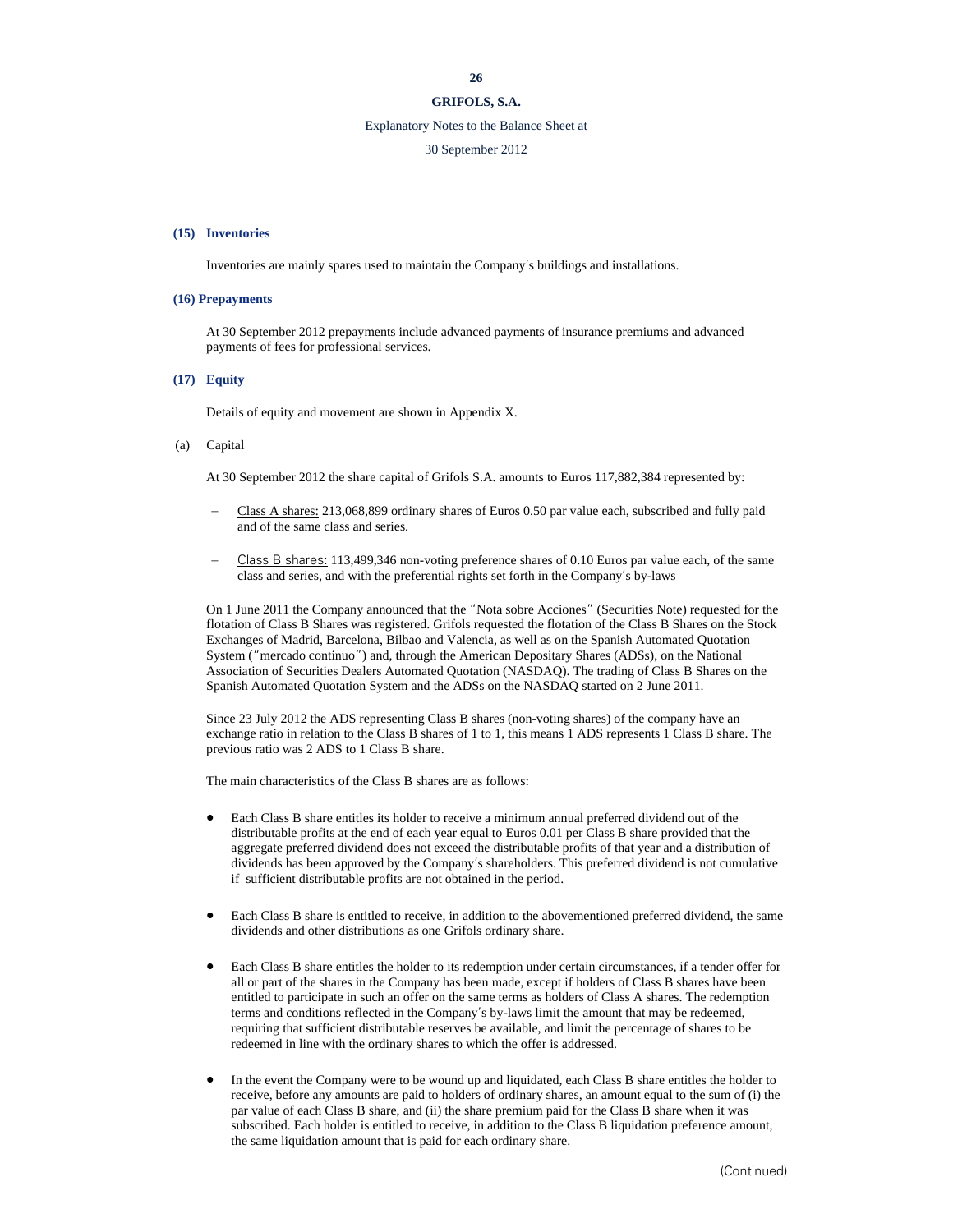## (15) Inventories

Inventories are mainly spares used to maintain the Company's buildings and installations.

## (16) Prepayments

At 30 September 2012 prepayments include advanced payments of insurance premiums and advanced payments of fees for professional services.

## (17) Equity

Details of equity and movement are shown in Appendix X.

(a) Capital

At 30 September 2012 the share capital of Grifols S.A. amounts to Euros 117,882,384 represented by:

- Class A shares: 213,068,899 ordinary shares of Euros 0.50 par value each, subscribed and fully paid and of the same class and series.

- Class B shares: 113,499,346 non-voting preference shares of 0.10 Euros par value each, of the same class and series, and with the preferential rights set forth in the Company's by-laws

On 1 June 2011 the Company announced that the "Nota sobre Acciones" (Securities Note) requested for the flotation of Class B Shares was registered. Grifols requested the flotation of the Class B Shares on the Stock Exchanges of Madrid, Barcelona, Bilbao and Valencia, as well as on the Spanish Automated Quotation System ("mercado continuo") and, through the American Depositary Shares (ADSs), on the National Association of Securities Dealers Automated Quotation (NASDAQ). The trading of Class B Shares on the Spanish Automated Quotation System and the ADSs on the NASDAQ started on 2 June 2011.

Since 23 July 2012 the ADS representing Class B shares (non-voting shares) of the company have an exchange ratio in relation to the Class B shares of 1 to 1, this means 1 ADS represents 1 Class B share. The previous ratio was 2 ADS to 1 Class B share.

The main characteristics of the Class B shares are as follows:

- Each Class B share entitles its holder to receive a minimum annual preferred dividend out of the distributable profits at the end of each year equal to Euros 0.01 per Class B share provided that the aggregate preferred dividend does not exceed the distributable profits of that year and a distribution of dividends has been approved by the Company's shareholders. This preferred dividend is not cumulative if sufficient distributable profits are not obtained in the period.

- Each Class B share is entitled to receive, in addition to the abovementioned preferred dividend, the same dividends and other distributions as one Grifols ordinary share.

- Each Class B share entitles the holder to its redemption under certain circumstances, if a tender offer for all or part of the shares in the Company has been made, except if holders of Class B shares have been entitled to participate in such an offer on the same terms as holders of Class A shares. The redemption terms and conditions reflected in the Company's by-laws limit the amount that may be redeemed, requiring that sufficient distributable reserves be available, and limit the percentage of shares to be redeemed in line with the ordinary shares to which the offer is addressed.

- In the event the Company were to be wound up and liquidated, each Class B share entitles the holder to receive, before any amounts are paid to holders of ordinary shares, an amount equal to the sum of (i) the par value of each Class B share, and (ii) the share premium paid for the Class B share when it was subscribed. Each holder is entitled to receive, in addition to the Class B liquidation preference amount, the same liquidation amount that is paid for each ordinary share.

(Continued)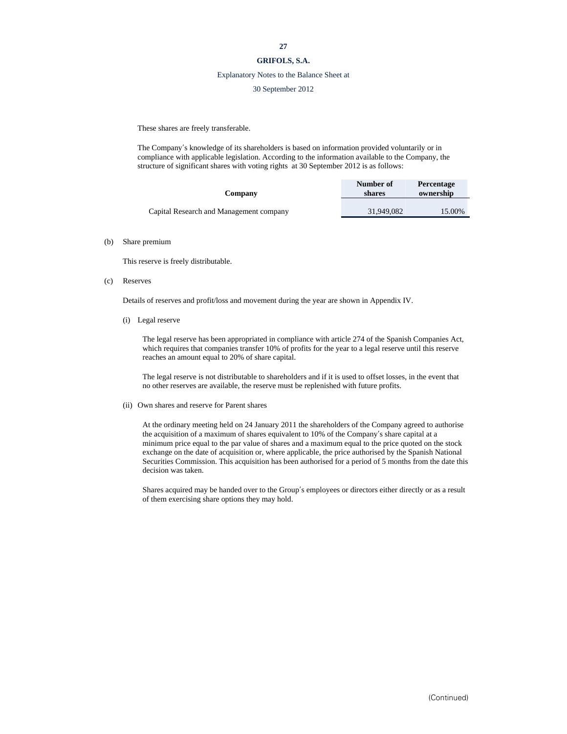These shares are freely transferable.

The Company's knowledge of its shareholders is based on information provided voluntarily or in compliance with applicable legislation. According to the information available to the Company, the structure of significant shares with voting rights at 30 September 2012 is as follows:

| Company | Number of shares | Percentage ownership |
|---|---|---|
| Capital Research and Management company | 31,949,082 | 15.00% |

(b) Share premium

This reserve is freely distributable.

(c) Reserves

Details of reserves and profit/loss and movement during the year are shown in Appendix IV.

(i) Legal reserve

The legal reserve has been appropriated in compliance with article 274 of the Spanish Companies Act, which requires that companies transfer 10% of profits for the year to a legal reserve until this reserve reaches an amount equal to 20% of share capital.

The legal reserve is not distributable to shareholders and if it is used to offset losses, in the event that no other reserves are available, the reserve must be replenished with future profits.

(ii) Own shares and reserve for Parent shares

At the ordinary meeting held on 24 January 2011 the shareholders of the Company agreed to authorise the acquisition of a maximum of shares equivalent to 10% of the Company's share capital at a minimum price equal to the par value of shares and a maximum equal to the price quoted on the stock exchange on the date of acquisition or, where applicable, the price authorised by the Spanish National Securities Commission. This acquisition has been authorised for a period of 5 months from the date this decision was taken.

Shares acquired may be handed over to the Group's employees or directors either directly or as a result of them exercising share options they may hold.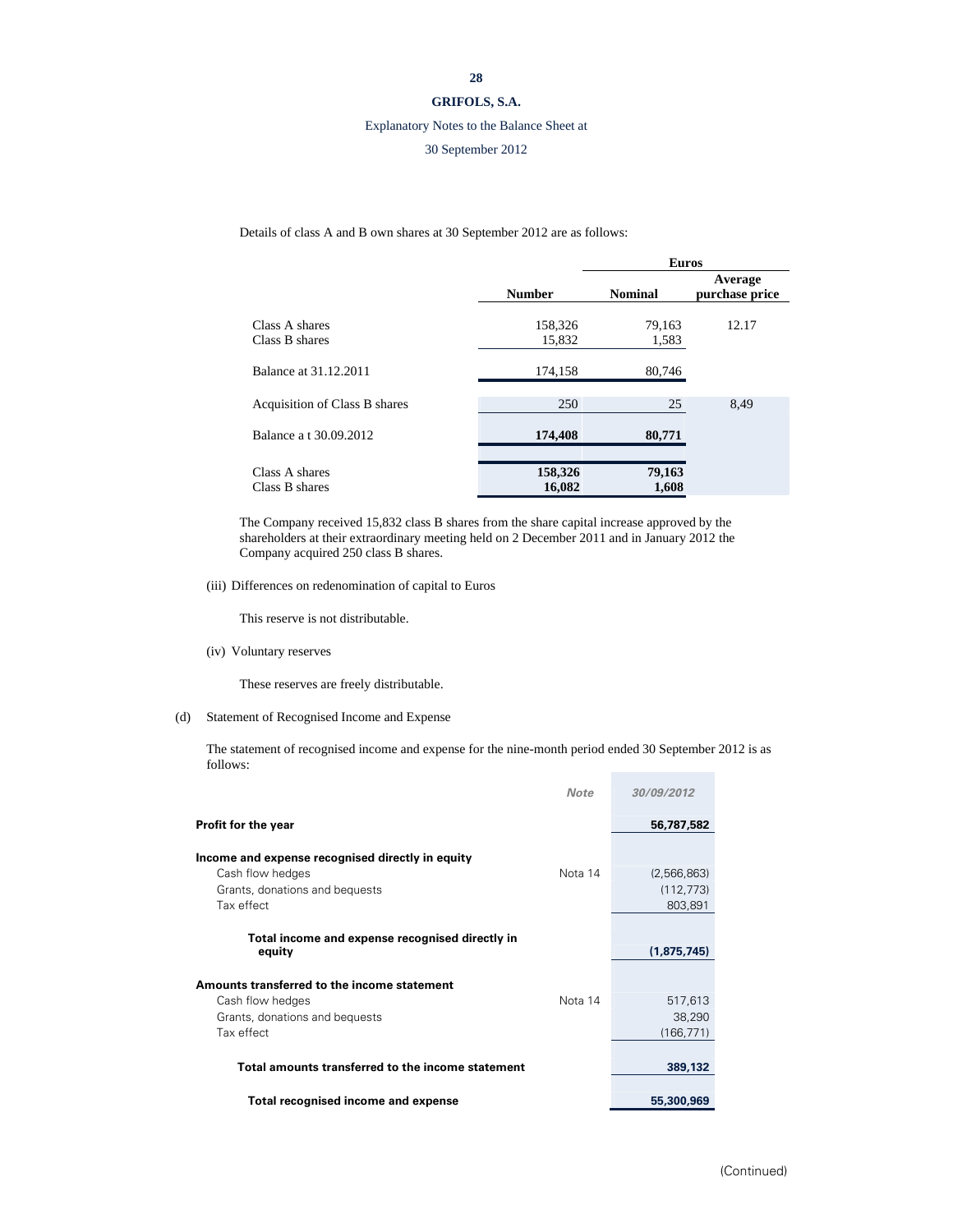Details of class A and B own shares at 30 September 2012 are as follows:

| | | Euros | |
|---|---|---|---|
| | Number | Nominal | Average purchase price |
| Class A shares | 158,326 | 79,163 | 12.17 |
| Class B shares | 15,832 | 1,583 | |
| Balance at 31.12.2011 | 174,158 | 80,746 | |
| Acquisition of Class B shares | 250 | 25 | 8,49 |
| Balance a t 30.09.2012 | **174,408** | **80,771** | |
| Class A shares | **158,326** | **79,163** | |
| Class B shares | **16,082** | **1,608** | |

The Company received 15,832 class B shares from the share capital increase approved by the shareholders at their extraordinary meeting held on 2 December 2011 and in January 2012 the Company acquired 250 class B shares.

(iii) Differences on redenomination of capital to Euros

This reserve is not distributable.

(iv) Voluntary reserves

These reserves are freely distributable.

(d) Statement of Recognised Income and Expense

The statement of recognised income and expense for the nine-month period ended 30 September 2012 is as follows:

| | *Note* | *30/09/2012* |
|---|---|---|
| **Profit for the year** | | **56,787,582** |
| **Income and expense recognised directly in equity** | | |
| Cash flow hedges | Nota 14 | (2,566,863) |
| Grants, donations and bequests | | (112,773) |
| Tax effect | | 803,891 |
| **Total income and expense recognised directly in equity** | | **(1,875,745)** |
| **Amounts transferred to the income statement** | | |
| Cash flow hedges | Nota 14 | 517,613 |
| Grants, donations and bequests | | 38,290 |
| Tax effect | | (166,771) |
| **Total amounts transferred to the income statement** | | **389,132** |
| **Total recognised income and expense** | | **55,300,969** |

(Continued)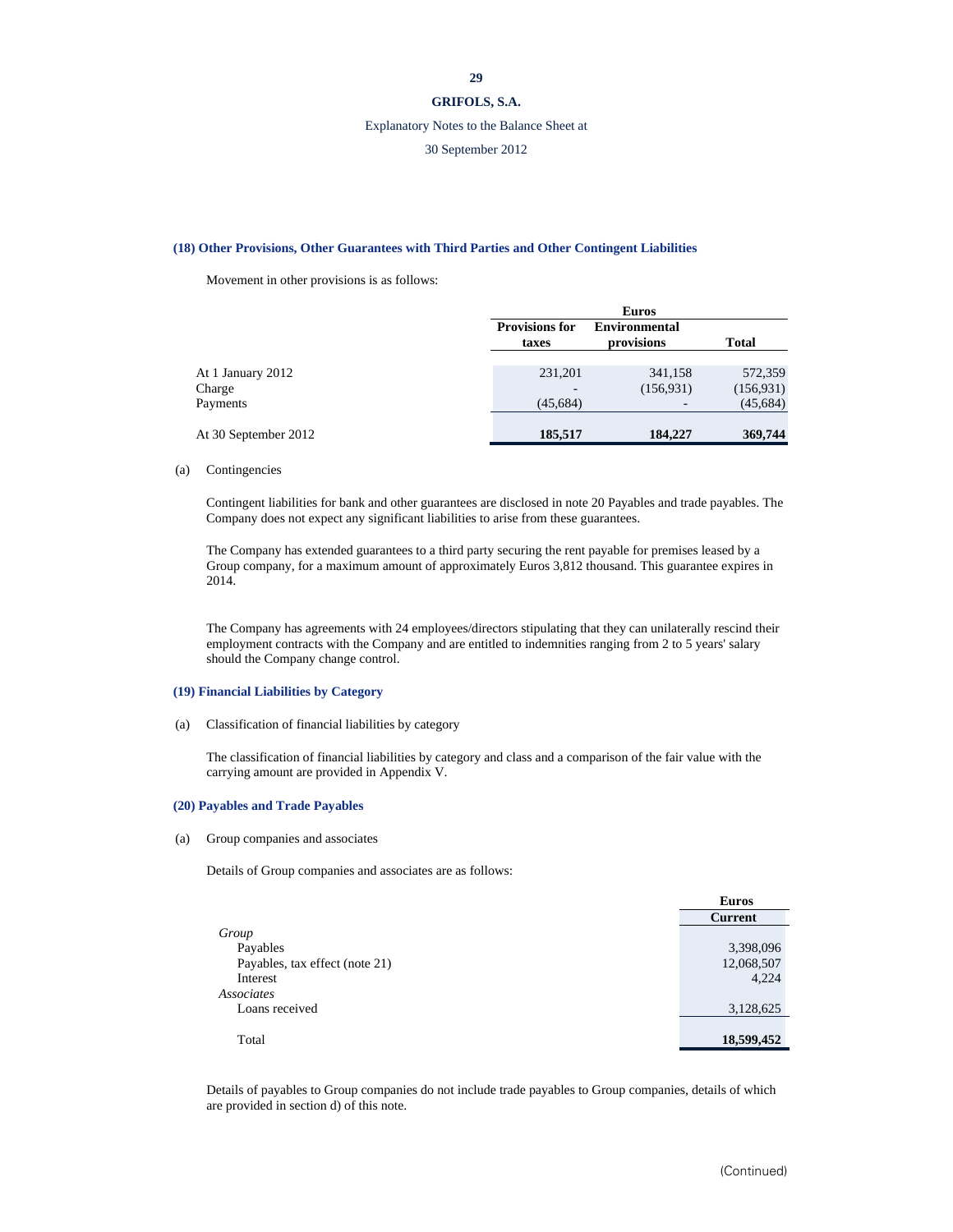## (18) Other Provisions, Other Guarantees with Third Parties and Other Contingent Liabilities

Movement in other provisions is as follows:

| | Euros | | |
|---|---|---|---|
| | Provisions for taxes | Environmental provisions | Total |
| At 1 January 2012 | 231,201 | 341,158 | 572,359 |
| Charge | - | (156,931) | (156,931) |
| Payments | (45,684) | - | (45,684) |
| At 30 September 2012 | **185,517** | **184,227** | **369,744** |

(a) Contingencies

Contingent liabilities for bank and other guarantees are disclosed in note 20 Payables and trade payables. The Company does not expect any significant liabilities to arise from these guarantees.

The Company has extended guarantees to a third party securing the rent payable for premises leased by a Group company, for a maximum amount of approximately Euros 3,812 thousand. This guarantee expires in 2014.

The Company has agreements with 24 employees/directors stipulating that they can unilaterally rescind their employment contracts with the Company and are entitled to indemnities ranging from 2 to 5 years' salary should the Company change control.

## (19) Financial Liabilities by Category

(a) Classification of financial liabilities by category

The classification of financial liabilities by category and class and a comparison of the fair value with the carrying amount are provided in Appendix V.

## (20) Payables and Trade Payables

(a) Group companies and associates

Details of Group companies and associates are as follows:

| | Euros |
|---|---|
| | Current |
| *Group* | |
| Payables | 3,398,096 |
| Payables, tax effect (note 21) | 12,068,507 |
| Interest | 4,224 |
| *Associates* | |
| Loans received | 3,128,625 |
| Total | **18,599,452** |

Details of payables to Group companies do not include trade payables to Group companies, details of which are provided in section d) of this note.

(Continued)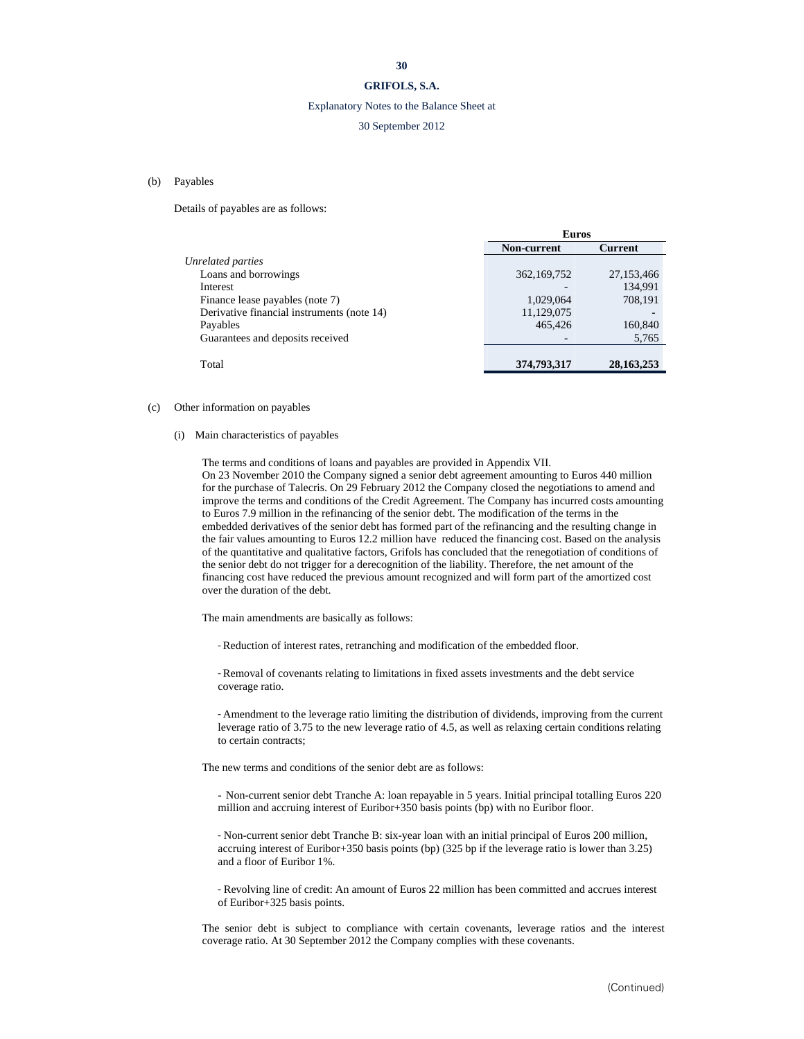(b) Payables

Details of payables are as follows:

| | Euros | |
|---|---|---|
| | Non-current | Current |
| *Unrelated parties* | | |
| Loans and borrowings | 362,169,752 | 27,153,466 |
| Interest | - | 134,991 |
| Finance lease payables (note 7) | 1,029,064 | 708,191 |
| Derivative financial instruments (note 14) | 11,129,075 | - |
| Payables | 465,426 | 160,840 |
| Guarantees and deposits received | - | 5,765 |
| Total | 374,793,317 | 28,163,253 |

(c) Other information on payables

(i) Main characteristics of payables

The terms and conditions of loans and payables are provided in Appendix VII.
On 23 November 2010 the Company signed a senior debt agreement amounting to Euros 440 million for the purchase of Talecris. On 29 February 2012 the Company closed the negotiations to amend and improve the terms and conditions of the Credit Agreement. The Company has incurred costs amounting to Euros 7.9 million in the refinancing of the senior debt. The modification of the terms in the embedded derivatives of the senior debt has formed part of the refinancing and the resulting change in the fair values amounting to Euros 12.2 million have reduced the financing cost. Based on the analysis of the quantitative and qualitative factors, Grifols has concluded that the renegotiation of conditions of the senior debt do not trigger for a derecognition of the liability. Therefore, the net amount of the financing cost have reduced the previous amount recognized and will form part of the amortized cost over the duration of the debt.

The main amendments are basically as follows:

- Reduction of interest rates, retranching and modification of the embedded floor.

- Removal of covenants relating to limitations in fixed assets investments and the debt service coverage ratio.

- Amendment to the leverage ratio limiting the distribution of dividends, improving from the current leverage ratio of 3.75 to the new leverage ratio of 4.5, as well as relaxing certain conditions relating to certain contracts;

The new terms and conditions of the senior debt are as follows:

- Non-current senior debt Tranche A: loan repayable in 5 years. Initial principal totalling Euros 220 million and accruing interest of Euribor+350 basis points (bp) with no Euribor floor.

- Non-current senior debt Tranche B: six-year loan with an initial principal of Euros 200 million, accruing interest of Euribor+350 basis points (bp) (325 bp if the leverage ratio is lower than 3.25) and a floor of Euribor 1%.

- Revolving line of credit: An amount of Euros 22 million has been committed and accrues interest of Euribor+325 basis points.

The senior debt is subject to compliance with certain covenants, leverage ratios and the interest coverage ratio. At 30 September 2012 the Company complies with these covenants.

(Continued)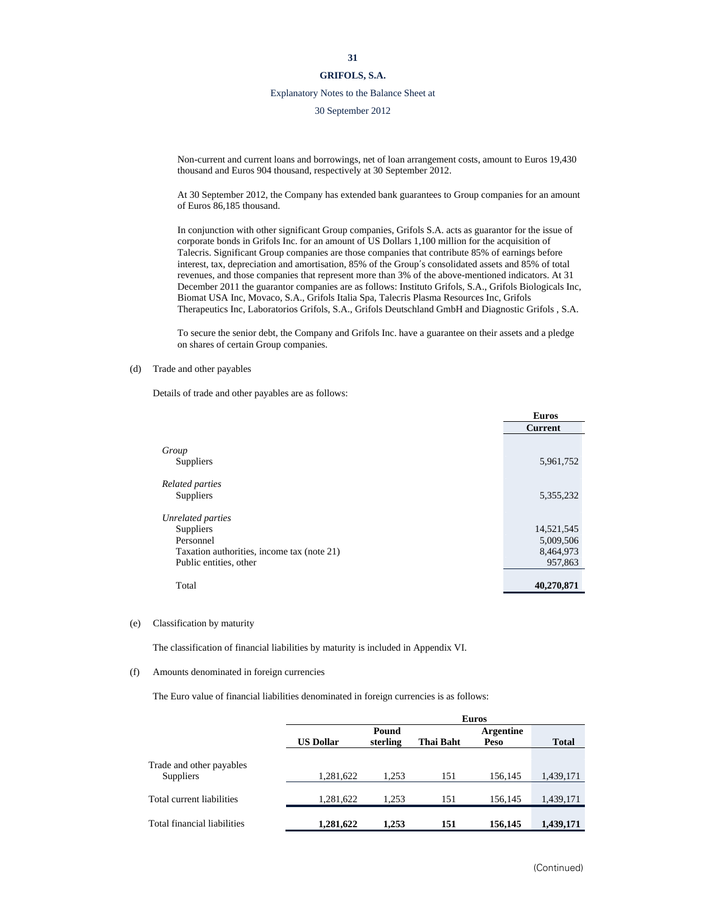Non-current and current loans and borrowings, net of loan arrangement costs, amount to Euros 19,430 thousand and Euros 904 thousand, respectively at 30 September 2012.

At 30 September 2012, the Company has extended bank guarantees to Group companies for an amount of Euros 86,185 thousand.

In conjunction with other significant Group companies, Grifols S.A. acts as guarantor for the issue of corporate bonds in Grifols Inc. for an amount of US Dollars 1,100 million for the acquisition of Talecris. Significant Group companies are those companies that contribute 85% of earnings before interest, tax, depreciation and amortisation, 85% of the Group's consolidated assets and 85% of total revenues, and those companies that represent more than 3% of the above-mentioned indicators. At 31 December 2011 the guarantor companies are as follows: Instituto Grifols, S.A., Grifols Biologicals Inc, Biomat USA Inc, Movaco, S.A., Grifols Italia Spa, Talecris Plasma Resources Inc, Grifols Therapeutics Inc, Laboratorios Grifols, S.A., Grifols Deutschland GmbH and Diagnostic Grifols , S.A.

To secure the senior debt, the Company and Grifols Inc. have a guarantee on their assets and a pledge on shares of certain Group companies.

(d) Trade and other payables

Details of trade and other payables are as follows:

| | Euros |
|---|---|
| | Current |
| *Group* | |
| Suppliers | 5,961,752 |
| *Related parties* | |
| Suppliers | 5,355,232 |
| *Unrelated parties* | |
| Suppliers | 14,521,545 |
| Personnel | 5,009,506 |
| Taxation authorities, income tax (note 21) | 8,464,973 |
| Public entities, other | 957,863 |
| Total | **40,270,871** |

(e) Classification by maturity

The classification of financial liabilities by maturity is included in Appendix VI.

(f) Amounts denominated in foreign currencies

The Euro value of financial liabilities denominated in foreign currencies is as follows:

| | Euros | | | | |
|---|---|---|---|---|---|
| | US Dollar | Pound sterling | Thai Baht | Argentine Peso | Total |
| Trade and other payables | | | | | |
| Suppliers | 1,281,622 | 1,253 | 151 | 156,145 | 1,439,171 |
| Total current liabilities | 1,281,622 | 1,253 | 151 | 156,145 | 1,439,171 |
| Total financial liabilities | **1,281,622** | **1,253** | **151** | **156,145** | **1,439,171** |

(Continued)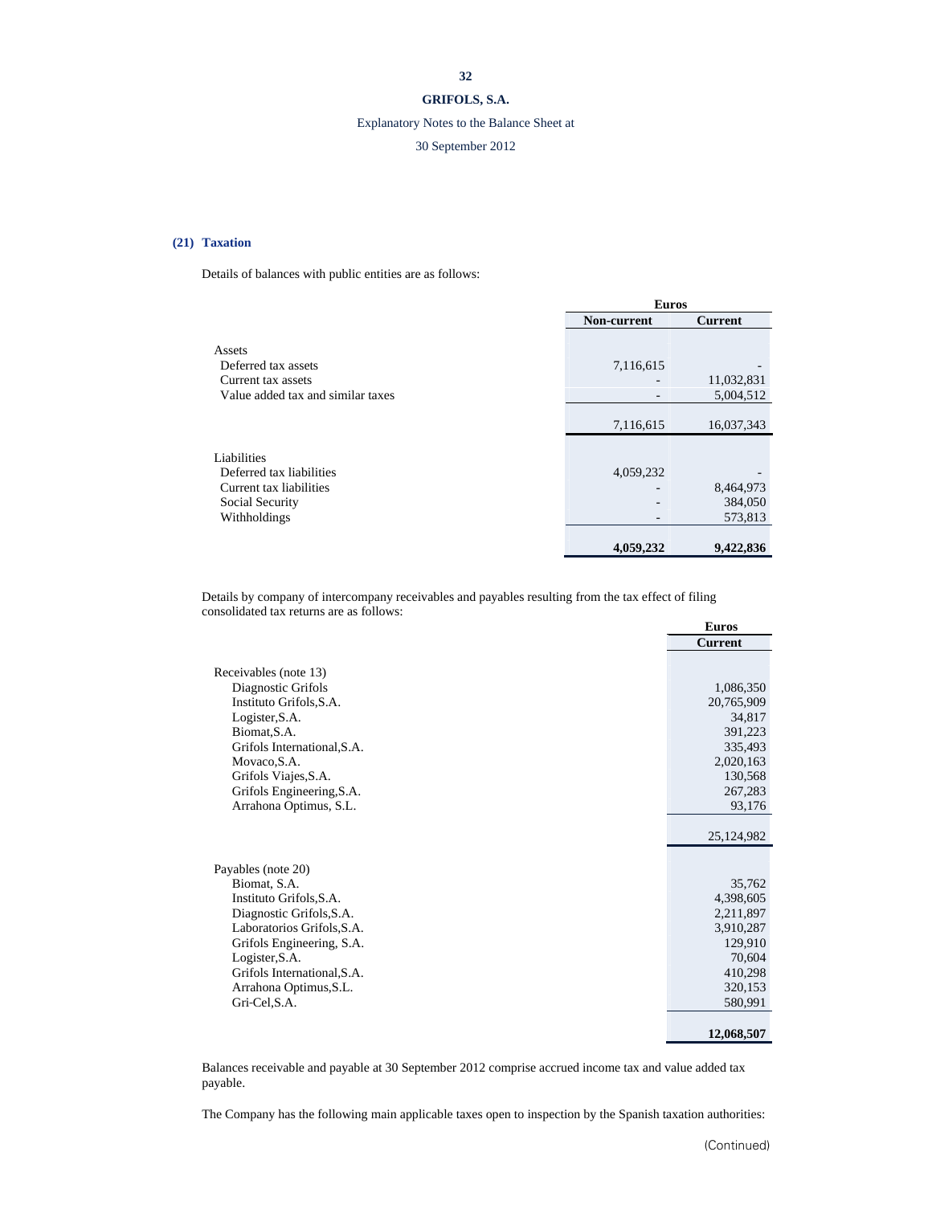## (21) Taxation

Details of balances with public entities are as follows:

| | Euros | |
|---|---|---|
| | Non-current | Current |
| Assets | | |
| Deferred tax assets | 7,116,615 | - |
| Current tax assets | - | 11,032,831 |
| Value added tax and similar taxes | - | 5,004,512 |
| | 7,116,615 | 16,037,343 |
| Liabilities | | |
| Deferred tax liabilities | 4,059,232 | - |
| Current tax liabilities | - | 8,464,973 |
| Social Security | - | 384,050 |
| Withholdings | - | 573,813 |
| | **4,059,232** | **9,422,836** |

Details by company of intercompany receivables and payables resulting from the tax effect of filing consolidated tax returns are as follows:

| | Euros |
|---|---|
| | Current |
| Receivables (note 13) | |
| Diagnostic Grifols | 1,086,350 |
| Instituto Grifols,S.A. | 20,765,909 |
| Logister,S.A. | 34,817 |
| Biomat,S.A. | 391,223 |
| Grifols International,S.A. | 335,493 |
| Movaco,S.A. | 2,020,163 |
| Grifols Viajes,S.A. | 130,568 |
| Grifols Engineering,S.A. | 267,283 |
| Arrahona Optimus, S.L. | 93,176 |
| | 25,124,982 |
| Payables (note 20) | |
| Biomat, S.A. | 35,762 |
| Instituto Grifols,S.A. | 4,398,605 |
| Diagnostic Grifols,S.A. | 2,211,897 |
| Laboratorios Grifols,S.A. | 3,910,287 |
| Grifols Engineering, S.A. | 129,910 |
| Logister,S.A. | 70,604 |
| Grifols International,S.A. | 410,298 |
| Arrahona Optimus,S.L. | 320,153 |
| Gri-Cel,S.A. | 580,991 |
| | **12,068,507** |

Balances receivable and payable at 30 September 2012 comprise accrued income tax and value added tax payable.

The Company has the following main applicable taxes open to inspection by the Spanish taxation authorities:

(Continued)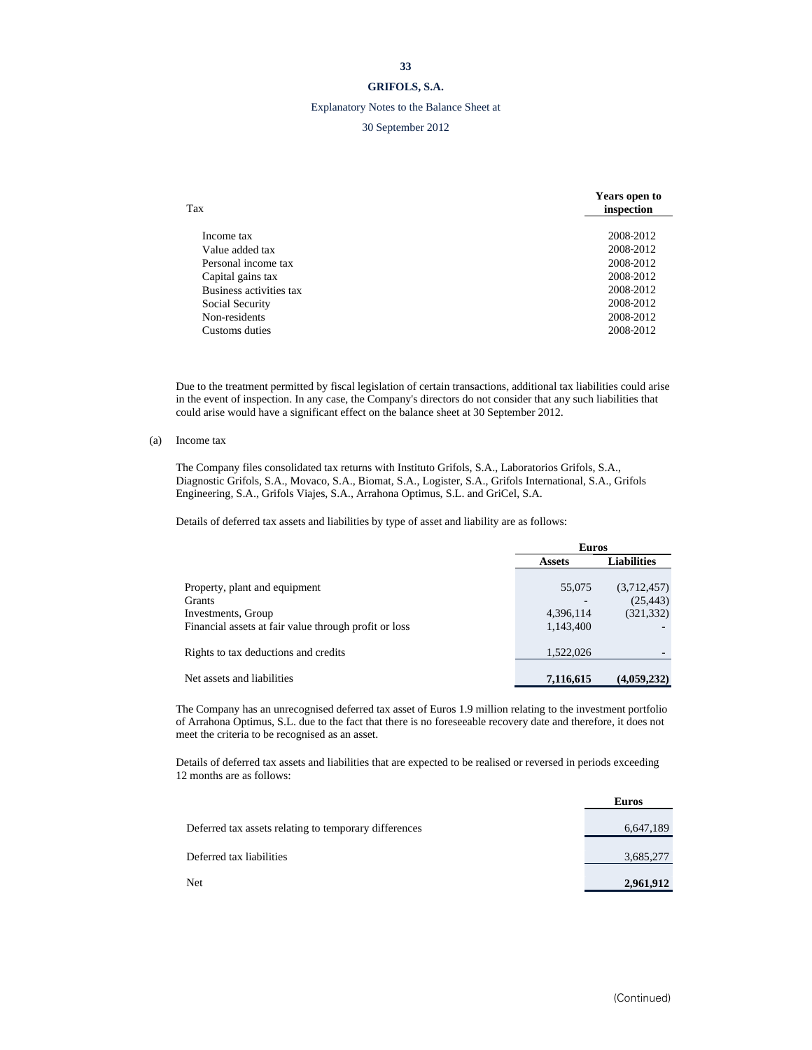| Tax | Years open to inspection |
|---|---|
| Income tax | 2008-2012 |
| Value added tax | 2008-2012 |
| Personal income tax | 2008-2012 |
| Capital gains tax | 2008-2012 |
| Business activities tax | 2008-2012 |
| Social Security | 2008-2012 |
| Non-residents | 2008-2012 |
| Customs duties | 2008-2012 |

Due to the treatment permitted by fiscal legislation of certain transactions, additional tax liabilities could arise in the event of inspection. In any case, the Company's directors do not consider that any such liabilities that could arise would have a significant effect on the balance sheet at 30 September 2012.

(a) Income tax

The Company files consolidated tax returns with Instituto Grifols, S.A., Laboratorios Grifols, S.A., Diagnostic Grifols, S.A., Movaco, S.A., Biomat, S.A., Logister, S.A., Grifols International, S.A., Grifols Engineering, S.A., Grifols Viajes, S.A., Arrahona Optimus, S.L. and GriCel, S.A.

Details of deferred tax assets and liabilities by type of asset and liability are as follows:

| | Euros | |
|---|---|---|
| | **Assets** | **Liabilities** |
| Property, plant and equipment | 55,075 | (3,712,457) |
| Grants | - | (25,443) |
| Investments, Group | 4,396,114 | (321,332) |
| Financial assets at fair value through profit or loss | 1,143,400 | - |
| Rights to tax deductions and credits | 1,522,026 | - |
| Net assets and liabilities | **7,116,615** | **(4,059,232)** |

The Company has an unrecognised deferred tax asset of Euros 1.9 million relating to the investment portfolio of Arrahona Optimus, S.L. due to the fact that there is no foreseeable recovery date and therefore, it does not meet the criteria to be recognised as an asset.

Details of deferred tax assets and liabilities that are expected to be realised or reversed in periods exceeding 12 months are as follows:

| | Euros |
|---|---|
| Deferred tax assets relating to temporary differences | 6,647,189 |
| Deferred tax liabilities | 3,685,277 |
| Net | **2,961,912** |

(Continued)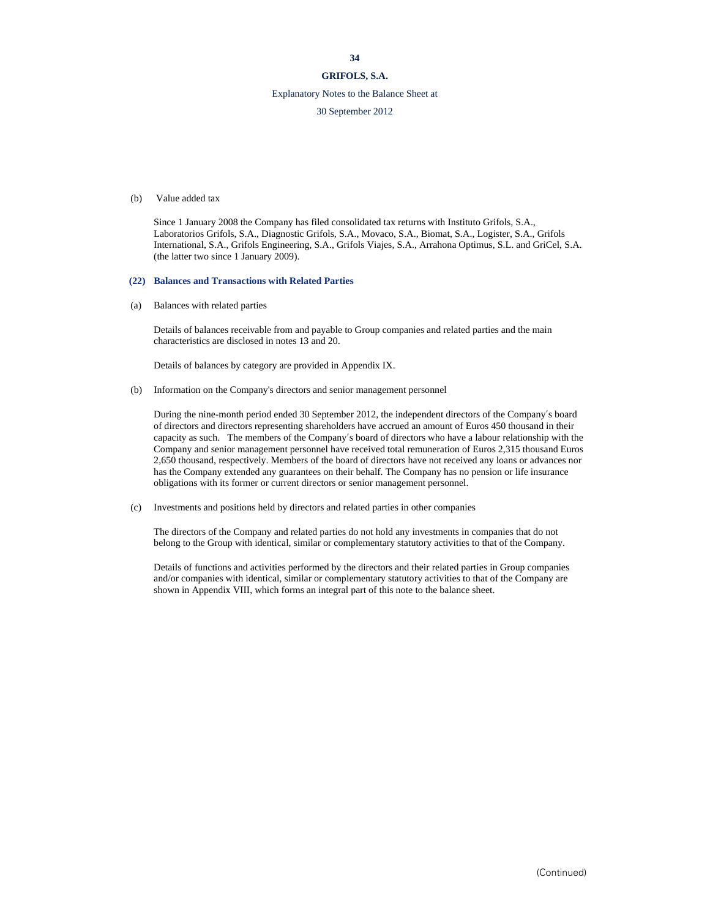(b) Value added tax

Since 1 January 2008 the Company has filed consolidated tax returns with Instituto Grifols, S.A., Laboratorios Grifols, S.A., Diagnostic Grifols, S.A., Movaco, S.A., Biomat, S.A., Logister, S.A., Grifols International, S.A., Grifols Engineering, S.A., Grifols Viajes, S.A., Arrahona Optimus, S.L. and GriCel, S.A. (the latter two since 1 January 2009).

## (22) Balances and Transactions with Related Parties

(a) Balances with related parties

Details of balances receivable from and payable to Group companies and related parties and the main characteristics are disclosed in notes 13 and 20.

Details of balances by category are provided in Appendix IX.

(b) Information on the Company's directors and senior management personnel

During the nine-month period ended 30 September 2012, the independent directors of the Company's board of directors and directors representing shareholders have accrued an amount of Euros 450 thousand in their capacity as such. The members of the Company's board of directors who have a labour relationship with the Company and senior management personnel have received total remuneration of Euros 2,315 thousand Euros 2,650 thousand, respectively. Members of the board of directors have not received any loans or advances nor has the Company extended any guarantees on their behalf. The Company has no pension or life insurance obligations with its former or current directors or senior management personnel.

(c) Investments and positions held by directors and related parties in other companies

The directors of the Company and related parties do not hold any investments in companies that do not belong to the Group with identical, similar or complementary statutory activities to that of the Company.

Details of functions and activities performed by the directors and their related parties in Group companies and/or companies with identical, similar or complementary statutory activities to that of the Company are shown in Appendix VIII, which forms an integral part of this note to the balance sheet.

(Continued)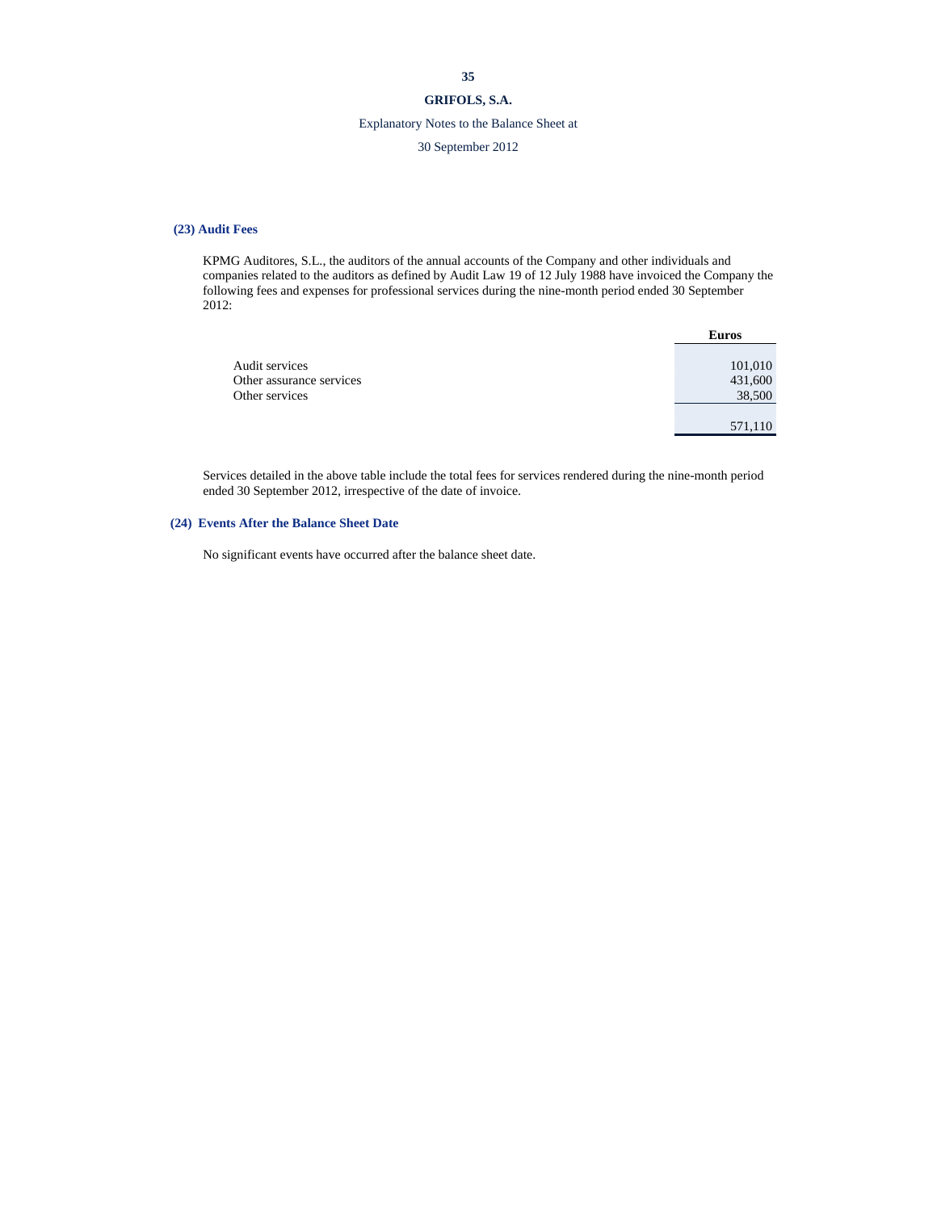## (23) Audit Fees

KPMG Auditores, S.L., the auditors of the annual accounts of the Company and other individuals and companies related to the auditors as defined by Audit Law 19 of 12 July 1988 have invoiced the Company the following fees and expenses for professional services during the nine-month period ended 30 September 2012:

| | Euros |
|---|---|
| Audit services | 101,010 |
| Other assurance services | 431,600 |
| Other services | 38,500 |
| | 571,110 |

Services detailed in the above table include the total fees for services rendered during the nine-month period ended 30 September 2012, irrespective of the date of invoice.

## (24) Events After the Balance Sheet Date

No significant events have occurred after the balance sheet date.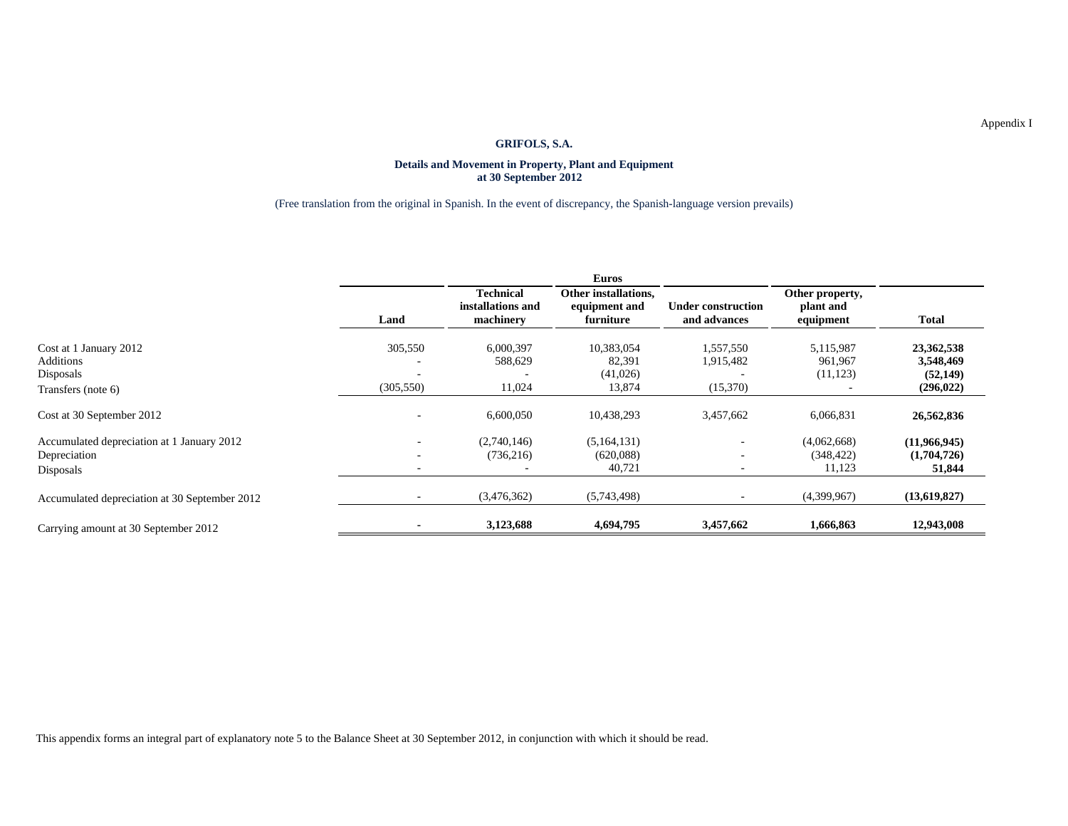Appendix I

**GRIFOLS, S.A.**

**Details and Movement in Property, Plant and Equipment at 30 September 2012**

(Free translation from the original in Spanish. In the event of discrepancy, the Spanish-language version prevails)

| | Euros | | | | | |
|---|---|---|---|---|---|---|
| | **Land** | **Technical installations and machinery** | **Other installations, equipment and furniture** | **Under construction and advances** | **Other property, plant and equipment** | **Total** |
| Cost at 1 January 2012 | 305,550 | 6,000,397 | 10,383,054 | 1,557,550 | 5,115,987 | **23,362,538** |
| Additions | - | 588,629 | 82,391 | 1,915,482 | 961,967 | **3,548,469** |
| Disposals | - | - | (41,026) | - | (11,123) | **(52,149)** |
| Transfers (note 6) | (305,550) | 11,024 | 13,874 | (15,370) | - | **(296,022)** |
| Cost at 30 September 2012 | - | 6,600,050 | 10,438,293 | 3,457,662 | 6,066,831 | **26,562,836** |
| Accumulated depreciation at 1 January 2012 | - | (2,740,146) | (5,164,131) | - | (4,062,668) | **(11,966,945)** |
| Depreciation | - | (736,216) | (620,088) | - | (348,422) | **(1,704,726)** |
| Disposals | - | - | 40,721 | - | 11,123 | **51,844** |
| Accumulated depreciation at 30 September 2012 | - | (3,476,362) | (5,743,498) | - | (4,399,967) | **(13,619,827)** |
| Carrying amount at 30 September 2012 | **-** | **3,123,688** | **4,694,795** | **3,457,662** | **1,666,863** | **12,943,008** |

This appendix forms an integral part of explanatory note 5 to the Balance Sheet at 30 September 2012, in conjunction with which it should be read.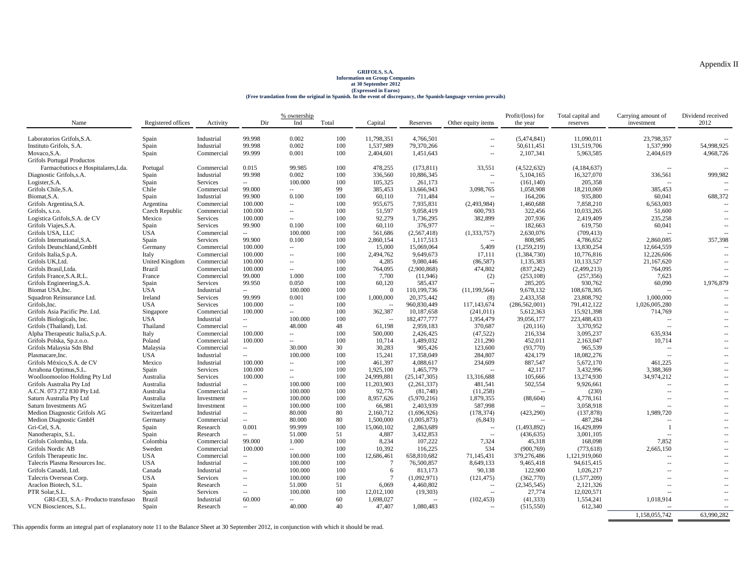Appendix II

**GRIFOLS, S.A.**
**Information on Group Companies**
**at 30 September 2012**
**(Expressed in Euros)**
**(Free translation from the original in Spanish. In the event of discrepancy, the Spanish-language version prevails)**

| Name | Registered offices | Activity | % ownership Dir | Ind | Total | Capital | Reserves | Other equity items | Profit/(loss) for the year | Total capital and reserves | Carrying amount of investment | Dividend received 2012 |
|---|---|---|---|---|---|---|---|---|---|---|---|---|
| Laboratorios Grifols,S.A. | Spain | Industrial | 99.998 | 0.002 | 100 | 11,798,351 | 4,766,501 | -- | (5,474,841) | 11,090,011 | 23,798,357 | -- |
| Instituto Grifols, S.A. | Spain | Industrial | 99.998 | 0.002 | 100 | 1,537,989 | 79,370,266 | -- | 50,611,451 | 131,519,706 | 1,537,990 | 54,998,925 |
| Movaco,S.A. | Spain | Commercial | 99.999 | 0.001 | 100 | 2,404,601 | 1,451,643 | -- | 2,107,341 | 5,963,585 | 2,404,619 | 4,968,726 |
| Grifols Portugal Productos Farmacéutiocs e Hospitalares,Lda. | Portugal | Commercial | 0.015 | 99.985 | 100 | 478,255 | (173,811) | 33,551 | (4,522,632) | (4,184,637) | -- | -- |
| Diagnostic Grifols,s.A. | Spain | Industrial | 99.998 | 0.002 | 100 | 336,560 | 10,886,345 | -- | 5,104,165 | 16,327,070 | 336,561 | 999,982 |
| Logister,S.A. | Spain | Services | -- | 100.000 | 100 | 105,325 | 261,173 | -- | (161,140) | 205,358 | -- | -- |
| Grifols Chile,S.A. | Chile | Commercial | 99.000 | -- | 99 | 385,453 | 13,666,943 | 3,098,765 | 1,058,908 | 18,210,069 | 385,453 | -- |
| Biomat,S.A. | Spain | Industrial | 99.900 | 0.100 | 100 | 60,110 | 711,484 | -- | 164,206 | 935,800 | 60,041 | 688,372 |
| Grifols Argentina,S.A. | Argentina | Commercial | 100.000 | -- | 100 | 955,675 | 7,935,831 | (2,493,984) | 1,460,688 | 7,858,210 | 6,563,003 | -- |
| Grifols, s.r.o. | Czech Republic | Commercial | 100.000 | -- | 100 | 51,597 | 9,058,419 | 600,793 | 322,456 | 10,033,265 | 51,600 | -- |
| Logística Grifols,S.A. de CV | Mexico | Services | 100.000 | -- | 100 | 92,279 | 1,736,295 | 382,899 | 207,936 | 2,419,409 | 235,258 | -- |
| Grifols Viajes,S.A. | Spain | Services | 99.900 | 0.100 | 100 | 60,110 | 376,977 | -- | 182,663 | 619,750 | 60,041 | -- |
| Grifols USA, LLC | USA | Commercial | -- | 100.000 | 100 | 561,686 | (2,567,418) | (1,333,757) | 2,630,076 | (709,413) | -- | -- |
| Grifols International,S.A. | Spain | Services | 99.900 | 0.100 | 100 | 2,860,154 | 1,117,513 | -- | 808,985 | 4,786,652 | 2,860,085 | 357,398 |
| Grifols Deutschland,GmbH | Germany | Commercial | 100.000 | -- | 100 | 15,000 | 15,069,064 | 5,409 | (1,259,219) | 13,830,254 | 12,664,559 | -- |
| Grifols Italia,S.p.A. | Italy | Commercial | 100.000 | -- | 100 | 2,494,762 | 9,649,673 | 17,111 | (1,384,730) | 10,776,816 | 12,226,606 | -- |
| Grifols UK,Ltd. | United Kingdom | Commercial | 100.000 | -- | 100 | 4,285 | 9,080,446 | (86,587) | 1,135,383 | 10,133,527 | 21,167,620 | -- |
| Grifols Brasil,Ltda. | Brazil | Commercial | 100.000 | -- | 100 | 764,095 | (2,900,868) | 474,802 | (837,242) | (2,499,213) | 764,095 | -- |
| Grifols France,S.A.R.L. | France | Commercial | 99.000 | 1.000 | 100 | 7,700 | (11,946) | (2) | (253,108) | (257,356) | 7,623 | -- |
| Grifols Engineering,S.A. | Spain | Services | 99.950 | 0.050 | 100 | 60,120 | 585,437 | -- | 285,205 | 930,762 | 60,090 | 1,976,879 |
| Biomat USA,Inc. | USA | Industrial | -- | 100.000 | 100 | 0 | 110,199,736 | (11,199,564) | 9,678,132 | 108,678,305 | -- | -- |
| Squadron Reinsurance Ltd. | Ireland | Services | 99.999 | 0.001 | 100 | 1,000,000 | 20,375,442 | (8) | 2,433,358 | 23,808,792 | 1,000,000 | -- |
| Grifols,Inc. | USA | Services | 100.000 | -- | 100 | -- | 960,830,449 | 117,143,674 | (286,562,001) | 791,412,122 | 1,026,005,280 | -- |
| Grifols Asia Pacific Pte. Ltd. | Singapore | Commercial | 100.000 | -- | 100 | 362,387 | 10,187,658 | (241,011) | 5,612,363 | 15,921,398 | 714,769 | -- |
| Grifols Biologicals, Inc. | USA | Industrial | -- | 100.000 | 100 | -- | 182,477,777 | 1,954,479 | 39,056,177 | 223,488,433 | -- | -- |
| Grifols (Thailand), Ltd. | Thailand | Commercial | -- | 48.000 | 48 | 61,198 | 2,959,183 | 370,687 | (20,116) | 3,370,952 | -- | -- |
| Alpha Therapeutic Italia,S.p.A. | Italy | Commercial | 100.000 | -- | 100 | 500,000 | 2,426,425 | (47,522) | 216,334 | 3,095,237 | 635,934 | -- |
| Grifols Polska, Sp.z.o.o. | Poland | Commercial | 100.000 | -- | 100 | 10,714 | 1,489,032 | 211,290 | 452,011 | 2,163,047 | 10,714 | -- |
| Grifols Malaysia Sdn Bhd | Malaysia | Commercial | -- | 30.000 | 30 | 30,283 | 905,426 | 123,600 | (93,770) | 965,539 | -- | -- |
| Plasmacare,Inc. | USA | Industrial | -- | 100.000 | 100 | 15,241 | 17,358,049 | 284,807 | 424,179 | 18,082,276 | -- | -- |
| Grifols México,S.A. de CV | Mexico | Industrial | 100.000 | -- | 100 | 461,397 | 4,088,617 | 234,609 | 887,547 | 5,672,170 | 461,225 | -- |
| Arrahona Optimus,S.L. | Spain | Services | 100.000 | -- | 100 | 1,925,100 | 1,465,779 | -- | 42,117 | 3,432,996 | 3,388,369 | -- |
| Woolloomooloo Holding Pty Ltd | Australia | Services | 100.000 | -- | 100 | 24,999,881 | (25,147,305) | 13,316,688 | 105,666 | 13,274,930 | 34,974,212 | -- |
| Grifols Australia Pty Ltd | Australia | Industrial | -- | 100.000 | 100 | 11,203,903 | (2,261,337) | 481,541 | 502,554 | 9,926,661 | -- | -- |
| A.C.N. 073 272 830 Pty Ltd. | Australia | Commercial | -- | 100.000 | 100 | 92,776 | (81,748) | (11,258) | -- | (230) | -- | -- |
| Saturn Australia Pty Ltd | Australia | Investment | -- | 100.000 | 100 | 8,957,626 | (5,970,216) | 1,879,355 | (88,604) | 4,778,161 | -- | -- |
| Saturn Investments AG | Switzerland | Investment | -- | 100.000 | 100 | 66,981 | 2,403,939 | 587,998 | -- | 3,058,918 | -- | -- |
| Medion Diagnostic Grifols AG | Switzerland | Industrial | -- | 80.000 | 80 | 2,160,712 | (1,696,926) | (178,374) | (423,290) | (137,878) | 1,989,720 | -- |
| Medion Diagnostic GmbH | Germany | Commercial | -- | 80.000 | 80 | 1,500,000 | (1,005,873) | (6,843) | -- | 487,284 | -- | -- |
| Gri-Cel, S.A. | Spain | Research | 0.001 | 99.999 | 100 | 15,060,102 | 2,863,689 | -- | (1,493,892) | 16,429,899 | 1 | -- |
| Nanotherapix, S.L. | Spain | Research | -- | 51.000 | 51 | 4,887 | 3,432,853 | -- | (436,635) | 3,001,105 | -- | -- |
| Grifols Colombia, Ltda. | Colombia | Commercial | 99.000 | 1.000 | 100 | 8,234 | 107,222 | 7,324 | 45,318 | 168,098 | 7,852 | -- |
| Grifols Nordic AB | Sweden | Commercial | 100.000 | -- | 100 | 10,392 | 116,225 | 534 | (900,769) | (773,618) | 2,665,150 | -- |
| Grifols Therapeutic Inc. | USA | Commercial | -- | 100.000 | 100 | 12,686,461 | 658,810,682 | 71,145,431 | 379,276,486 | 1,121,919,060 | -- | -- |
| Talecris Plasma Resources Inc. | USA | Industrial | -- | 100.000 | 100 | 7 | 76,500,857 | 8,649,133 | 9,465,418 | 94,615,415 | -- | -- |
| Grifols Canadá, Ltd. | Canada | Industrial | -- | 100.000 | 100 | 6 | 813,173 | 90,138 | 122,900 | 1,026,217 | -- | -- |
| Talecris Overseas Corp. | USA | Services | -- | 100.000 | 100 | 7 | (1,092,971) | (121,475) | (362,770) | (1,577,209) | -- | -- |
| Araclon Biotech, S.L. | Spain | Research | -- | 51.000 | 51 | 6,069 | 4,460,802 | -- | (2,345,545) | 2,121,326 | -- | -- |
| PTR Solar,S.L. | Spain | Services | -- | 100.000 | 100 | 12,012,100 | (19,303) | -- | 27,774 | 12,020,571 | -- | -- |
| GRI-CEI, S.A.- Producto transfusao | Brazil | Industrial | 60.000 | -- | 60 | 1,698,027 | -- | (102,453) | (41,333) | 1,554,241 | 1,018,914 | -- |
| VCN Biosciences, S.L. | Spain | Research | -- | 40.000 | 40 | 47,407 | 1,080,483 | -- | (515,550) | 612,340 | -- | -- |
| | | | | | | | | | | | 1,158,055,742 | 63,990,282 |

This appendix forms an integral part of explanatory note 11 to the Balance Sheet at 30 September 2012, in conjunction with which it should be read.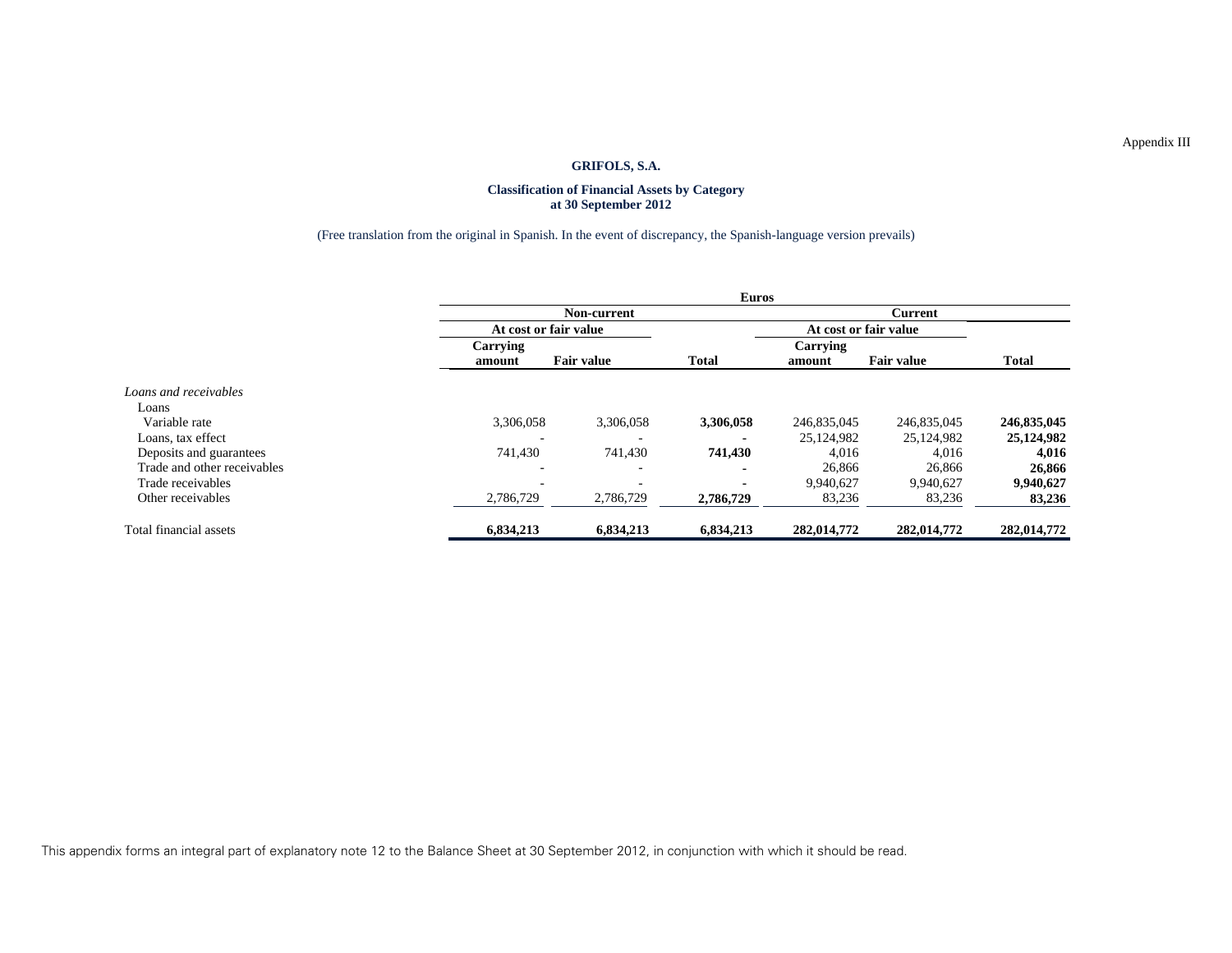Appendix III

**GRIFOLS, S.A.**

**Classification of Financial Assets by Category at 30 September 2012**

(Free translation from the original in Spanish. In the event of discrepancy, the Spanish-language version prevails)

| | Euros | | | | | |
|---|---|---|---|---|---|---|
| | Non-current | | | Current | | |
| | At cost or fair value | | | At cost or fair value | | |
| | Carrying amount | Fair value | Total | Carrying amount | Fair value | Total |
| *Loans and receivables* | | | | | | |
| Loans | | | | | | |
| Variable rate | 3,306,058 | 3,306,058 | **3,306,058** | 246,835,045 | 246,835,045 | **246,835,045** |
| Loans, tax effect | - | - | **-** | 25,124,982 | 25,124,982 | **25,124,982** |
| Deposits and guarantees | 741,430 | 741,430 | **741,430** | 4,016 | 4,016 | **4,016** |
| Trade and other receivables | - | - | **-** | 26,866 | 26,866 | **26,866** |
| Trade receivables | - | - | - | 9,940,627 | 9,940,627 | **9,940,627** |
| Other receivables | 2,786,729 | 2,786,729 | **2,786,729** | 83,236 | 83,236 | **83,236** |
| Total financial assets | **6,834,213** | **6,834,213** | **6,834,213** | **282,014,772** | **282,014,772** | **282,014,772** |

This appendix forms an integral part of explanatory note 12 to the Balance Sheet at 30 September 2012, in conjunction with which it should be read.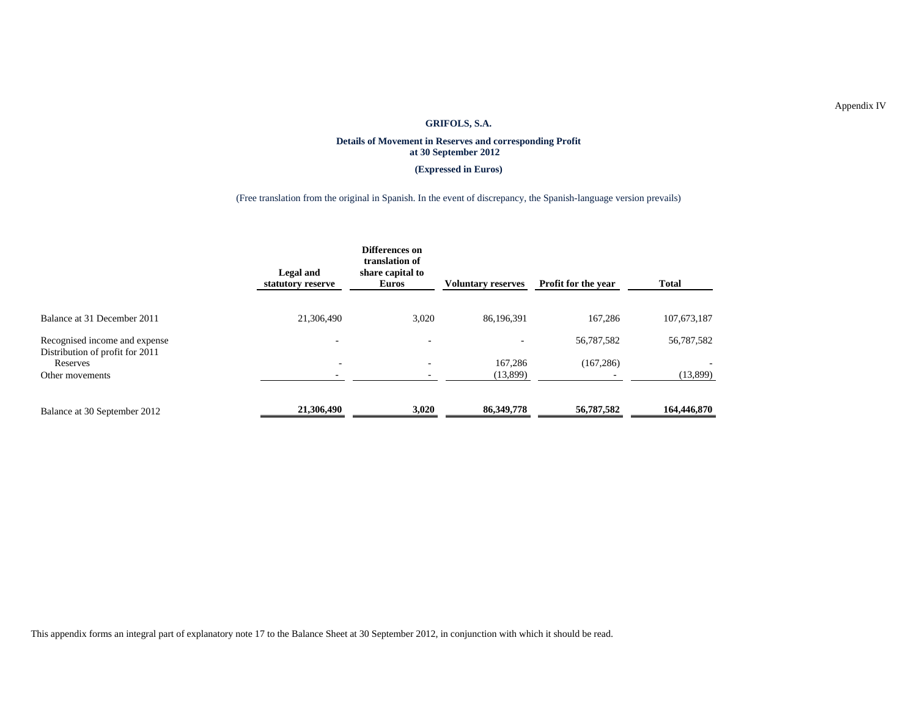Appendix IV

# GRIFOLS, S.A.

## Details of Movement in Reserves and corresponding Profit at 30 September 2012

**(Expressed in Euros)**

(Free translation from the original in Spanish. In the event of discrepancy, the Spanish-language version prevails)

| | Legal and statutory reserve | Differences on translation of share capital to Euros | Voluntary reserves | Profit for the year | Total |
|---|---|---|---|---|---|
| Balance at 31 December 2011 | 21,306,490 | 3,020 | 86,196,391 | 167,286 | 107,673,187 |
| Recognised income and expense | - | - | - | 56,787,582 | 56,787,582 |
| Distribution of profit for 2011 | | | | | |
| Reserves | - | - | 167,286 | (167,286) | - |
| Other movements | - | - | (13,899) | - | (13,899) |
| **Balance at 30 September 2012** | **21,306,490** | **3,020** | **86,349,778** | **56,787,582** | **164,446,870** |

This appendix forms an integral part of explanatory note 17 to the Balance Sheet at 30 September 2012, in conjunction with which it should be read.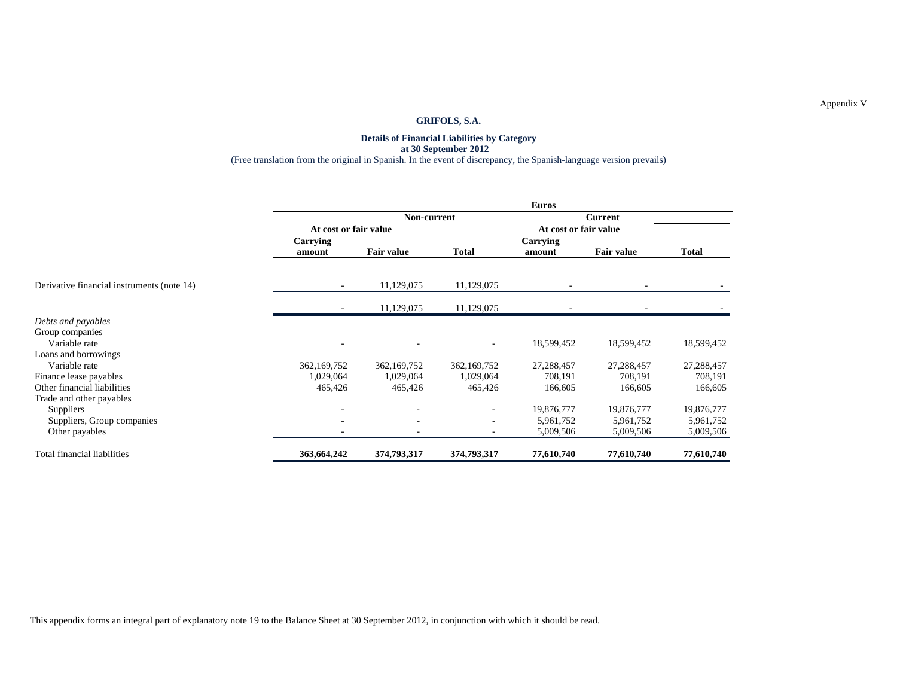Appendix V

## GRIFOLS, S.A.

### Details of Financial Liabilities by Category at 30 September 2012

(Free translation from the original in Spanish. In the event of discrepancy, the Spanish-language version prevails)

| | Euros | | | | | |
|---|---|---|---|---|---|---|
| | Non-current | | | Current | | |
| | At cost or fair value | | | At cost or fair value | | |
| | Carrying amount | Fair value | Total | Carrying amount | Fair value | Total |
| Derivative financial instruments (note 14) | - | 11,129,075 | 11,129,075 | - | - | - |
| | - | 11,129,075 | 11,129,075 | - | - | - |
| *Debts and payables* | | | | | | |
| Group companies | | | | | | |
| Variable rate | - | - | - | 18,599,452 | 18,599,452 | 18,599,452 |
| Loans and borrowings | | | | | | |
| Variable rate | 362,169,752 | 362,169,752 | 362,169,752 | 27,288,457 | 27,288,457 | 27,288,457 |
| Finance lease payables | 1,029,064 | 1,029,064 | 1,029,064 | 708,191 | 708,191 | 708,191 |
| Other financial liabilities | 465,426 | 465,426 | 465,426 | 166,605 | 166,605 | 166,605 |
| Trade and other payables | | | | | | |
| Suppliers | - | - | - | 19,876,777 | 19,876,777 | 19,876,777 |
| Suppliers, Group companies | - | - | - | 5,961,752 | 5,961,752 | 5,961,752 |
| Other payables | - | - | - | 5,009,506 | 5,009,506 | 5,009,506 |
| Total financial liabilities | **363,664,242** | **374,793,317** | **374,793,317** | **77,610,740** | **77,610,740** | **77,610,740** |

This appendix forms an integral part of explanatory note 19 to the Balance Sheet at 30 September 2012, in conjunction with which it should be read.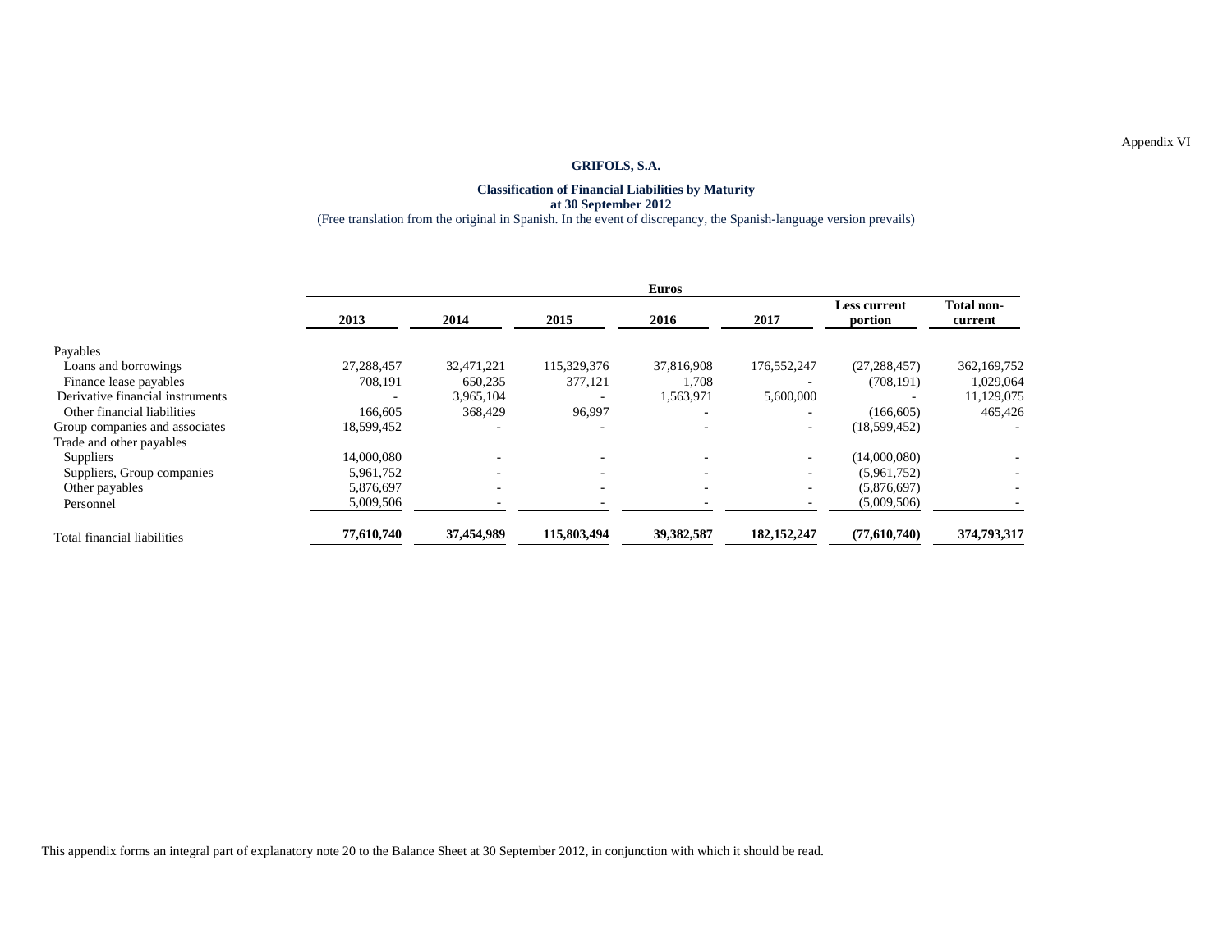Appendix VI

**GRIFOLS, S.A.**

**Classification of Financial Liabilities by Maturity at 30 September 2012**

(Free translation from the original in Spanish. In the event of discrepancy, the Spanish-language version prevails)

| | Euros | | | | | | |
|---|---|---|---|---|---|---|---|
| | **2013** | **2014** | **2015** | **2016** | **2017** | **Less current portion** | **Total non-current** |
| Payables | | | | | | | |
| Loans and borrowings | 27,288,457 | 32,471,221 | 115,329,376 | 37,816,908 | 176,552,247 | (27,288,457) | 362,169,752 |
| Finance lease payables | 708,191 | 650,235 | 377,121 | 1,708 | - | (708,191) | 1,029,064 |
| Derivative financial instruments | - | 3,965,104 | - | 1,563,971 | 5,600,000 | - | 11,129,075 |
| Other financial liabilities | 166,605 | 368,429 | 96,997 | - | - | (166,605) | 465,426 |
| Group companies and associates | 18,599,452 | - | - | - | - | (18,599,452) | - |
| Trade and other payables | | | | | | | |
| Suppliers | 14,000,080 | - | - | - | - | (14,000,080) | - |
| Suppliers, Group companies | 5,961,752 | - | - | - | - | (5,961,752) | - |
| Other payables | 5,876,697 | - | - | - | - | (5,876,697) | - |
| Personnel | 5,009,506 | - | - | - | - | (5,009,506) | - |
| Total financial liabilities | **77,610,740** | **37,454,989** | **115,803,494** | **39,382,587** | **182,152,247** | **(77,610,740)** | **374,793,317** |

This appendix forms an integral part of explanatory note 20 to the Balance Sheet at 30 September 2012, in conjunction with which it should be read.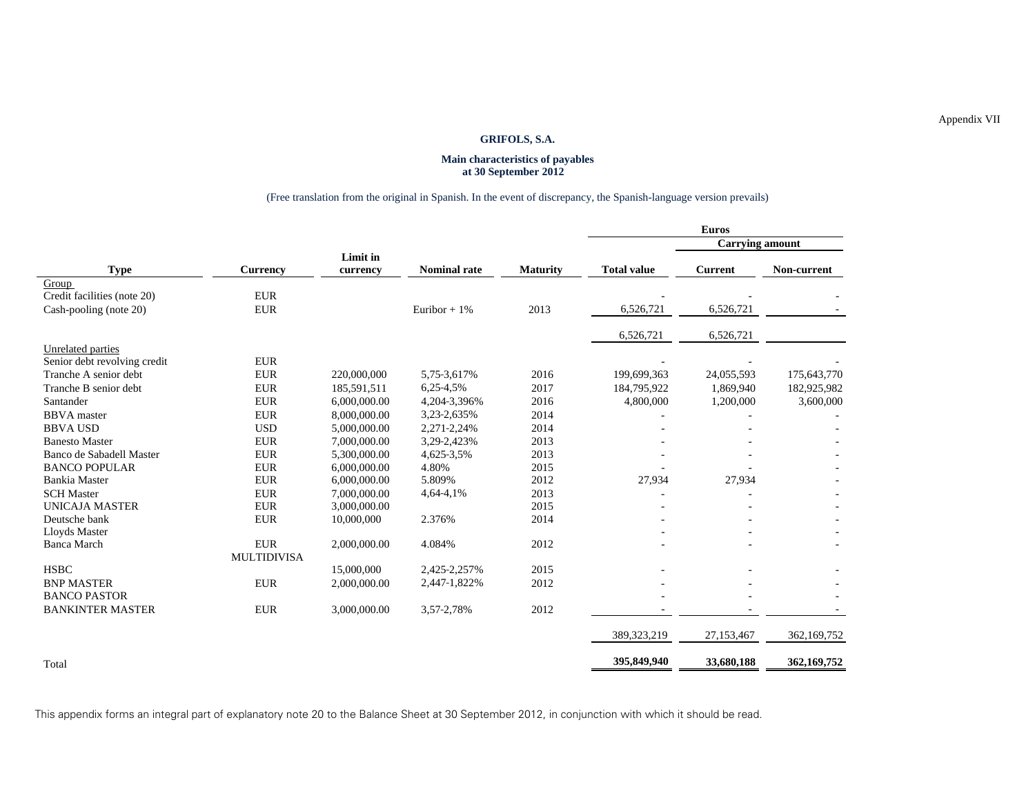Appendix VII

## GRIFOLS, S.A.

### Main characteristics of payables at 30 September 2012

(Free translation from the original in Spanish. In the event of discrepancy, the Spanish-language version prevails)

| | | | | | Euros | | |
|---|---|---|---|---|---|---|---|
| | | | | | | Carrying amount | |
| **Type** | **Currency** | **Limit in currency** | **Nominal rate** | **Maturity** | **Total value** | **Current** | **Non-current** |
| Group | | | | | | | |
| Credit facilities (note 20) | EUR | | | | - | - | - |
| Cash-pooling (note 20) | EUR | | Euribor + 1% | 2013 | 6,526,721 | 6,526,721 | - |
| | | | | | 6,526,721 | 6,526,721 | |
| Unrelated parties | | | | | | | |
| Senior debt revolving credit | EUR | | | | - | - | - |
| Tranche A senior debt | EUR | 220,000,000 | 5,75-3,617% | 2016 | 199,699,363 | 24,055,593 | 175,643,770 |
| Tranche B senior debt | EUR | 185,591,511 | 6,25-4,5% | 2017 | 184,795,922 | 1,869,940 | 182,925,982 |
| Santander | EUR | 6,000,000.00 | 4,204-3,396% | 2016 | 4,800,000 | 1,200,000 | 3,600,000 |
| BBVA master | EUR | 8,000,000.00 | 3,23-2,635% | 2014 | - | - | - |
| BBVA USD | USD | 5,000,000.00 | 2,271-2,24% | 2014 | - | - | - |
| Banesto Master | EUR | 7,000,000.00 | 3,29-2,423% | 2013 | - | - | - |
| Banco de Sabadell Master | EUR | 5,300,000.00 | 4,625-3,5% | 2013 | - | - | - |
| BANCO POPULAR | EUR | 6,000,000.00 | 4.80% | 2015 | - | - | - |
| Bankia Master | EUR | 6,000,000.00 | 5.809% | 2012 | 27,934 | 27,934 | - |
| SCH Master | EUR | 7,000,000.00 | 4,64-4,1% | 2013 | - | - | - |
| UNICAJA MASTER | EUR | 3,000,000.00 | | 2015 | - | - | - |
| Deutsche bank | EUR | 10,000,000 | 2.376% | 2014 | - | - | - |
| Lloyds Master | | | | | - | - | - |
| Banca March | EUR | 2,000,000.00 | 4.084% | 2012 | - | - | - |
| | MULTIDIVISA | | | | | | |
| HSBC | | 15,000,000 | 2,425-2,257% | 2015 | - | - | - |
| BNP MASTER | EUR | 2,000,000.00 | 2,447-1,822% | 2012 | - | - | - |
| BANCO PASTOR | | | | | - | - | - |
| BANKINTER MASTER | EUR | 3,000,000.00 | 3,57-2,78% | 2012 | - | - | - |
| | | | | | 389,323,219 | 27,153,467 | 362,169,752 |
| Total | | | | | **395,849,940** | **33,680,188** | **362,169,752** |

This appendix forms an integral part of explanatory note 20 to the Balance Sheet at 30 September 2012, in conjunction with which it should be read.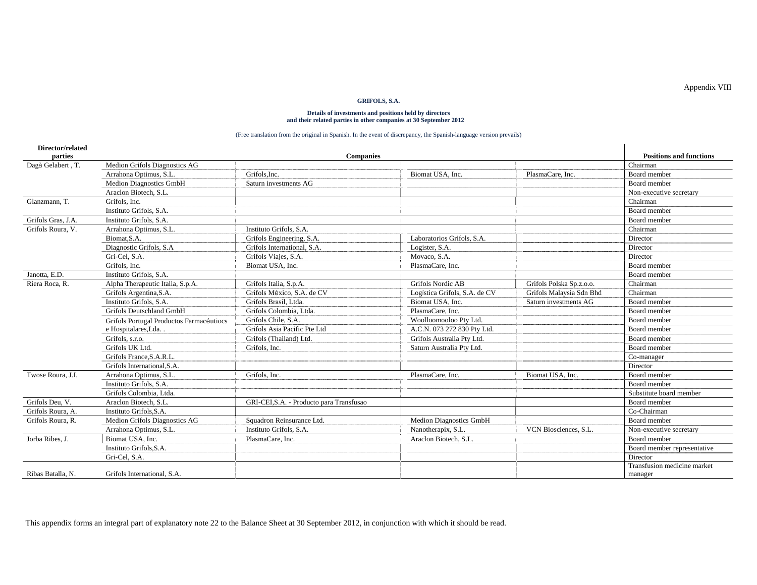Appendix VIII

**GRIFOLS, S.A.**

**Details of investments and positions held by directors and their related parties in other companies at 30 September 2012**

(Free translation from the original in Spanish. In the event of discrepancy, the Spanish-language version prevails)

| Director/related parties | Companies | | | | Positions and functions |
|---|---|---|---|---|---|
| Dagà Gelabert , T. | Medion Grifols Diagnostics AG | | | | Chairman |
| | Arrahona Optimus, S.L. | Grifols,Inc. | Biomat USA, Inc. | PlasmaCare, Inc. | Board member |
| | Medion Diagnostics GmbH | Saturn investments AG | | | Board member |
| | Araclon Biotech, S.L. | | | | Non-executive secretary |
| Glanzmann, T. | Grifols, Inc. | | | | Chairman |
| | Instituto Grifols, S.A. | | | | Board member |
| Grifols Gras, J.A. | Instituto Grifols, S.A. | | | | Board member |
| Grifols Roura, V. | Arrahona Optimus, S.L. | Instituto Grifols, S.A. | | | Chairman |
| | Biomat,S.A. | Grifols Engineering, S.A. | Laboratorios Grifols, S.A. | | Director |
| | Diagnostic Grifols, S.A | Grifols International, S.A. | Logister, S.A. | | Director |
| | Gri-Cel, S.A. | Grifols Viajes, S.A. | Movaco, S.A. | | Director |
| | Grifols, Inc. | Biomat USA, Inc. | PlasmaCare, Inc. | | Board member |
| Janotta, E.D. | Instituto Grifols, S.A. | | | | Board member |
| Riera Roca, R. | Alpha Therapeutic Italia, S.p.A. | Grifols Italia, S.p.A. | Grifols Nordic AB | Grifols Polska Sp.z.o.o. | Chairman |
| | Grifols Argentina,S.A. | Grifols México, S.A. de CV | Logística Grifols, S.A. de CV | Grifols Malaysia Sdn Bhd | Chairman |
| | Instituto Grifols, S.A. | Grifols Brasil, Ltda. | Biomat USA, Inc. | Saturn investments AG | Board member |
| | Grifols Deutschland GmbH | Grifols Colombia, Ltda. | PlasmaCare, Inc. | | Board member |
| | Grifols Portugal Productos Farmacéutiocs e Hospitalares,Lda. . | Grifols Chile, S.A. | Woolloomooloo Pty Ltd. | | Board member |
| | | Grifols Asia Pacific Pte Ltd | A.C.N. 073 272 830 Pty Ltd. | | Board member |
| | Grifols, s.r.o. | Grifols (Thailand) Ltd. | Grifols Australia Pty Ltd. | | Board member |
| | Grifols UK Ltd. | Grifols, Inc. | Saturn Australia Pty Ltd. | | Board member |
| | Grifols France,S.A.R.L. | | | | Co-manager |
| | Grifols International,S.A. | | | | Director |
| Twose Roura, J.I. | Arrahona Optimus, S.L. | Grifols, Inc. | PlasmaCare, Inc. | Biomat USA, Inc. | Board member |
| | Instituto Grifols, S.A. | | | | Board member |
| | Grifols Colombia, Ltda. | | | | Substitute board member |
| Grifols Deu, V. | Araclon Biotech, S.L. | GRI-CEI,S.A. - Producto para Transfusao | | | Board member |
| Grifols Roura, A. | Instituto Grifols,S.A. | | | | Co-Chairman |
| Grifols Roura, R. | Medion Grifols Diagnostics AG | Squadron Reinsurance Ltd. | Medion Diagnostics GmbH | | Board member |
| | Arrahona Optimus, S.L. | Instituto Grifols, S.A. | Nanotherapix, S.L. | VCN Biosciences, S.L. | Non-executive secretary |
| Jorba Ribes, J. | Biomat USA, Inc. | PlasmaCare, Inc. | Araclon Biotech, S.L. | | Board member |
| | Instituto Grifols,S.A. | | | | Board member representative |
| | Gri-Cel, S.A. | | | | Director |
| Ribas Batalla, N. | Grifols International, S.A. | | | | Transfusion medicine market manager |

This appendix forms an integral part of explanatory note 22 to the Balance Sheet at 30 September 2012, in conjunction with which it should be read.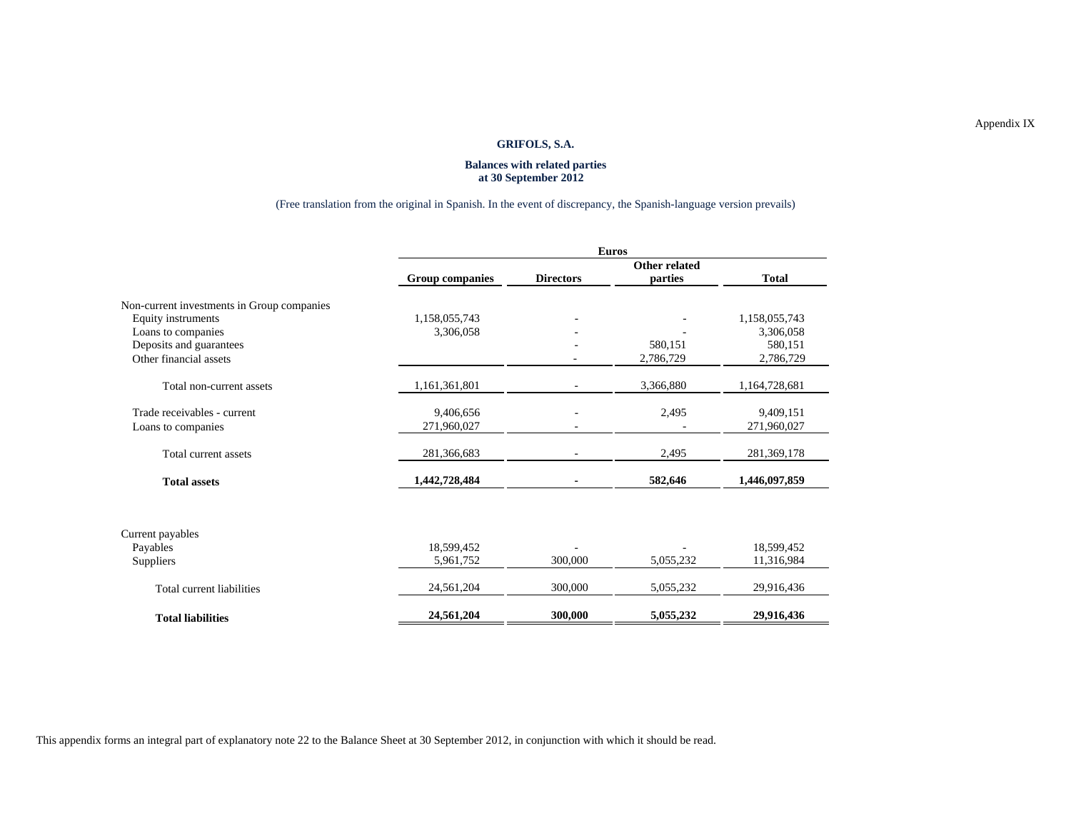Appendix IX

# GRIFOLS, S.A.

## Balances with related parties at 30 September 2012

(Free translation from the original in Spanish. In the event of discrepancy, the Spanish-language version prevails)

| | Euros | | | |
|---|---|---|---|---|
| | **Group companies** | **Directors** | **Other related parties** | **Total** |
| Non-current investments in Group companies | | | | |
| Equity instruments | 1,158,055,743 | - | - | 1,158,055,743 |
| Loans to companies | 3,306,058 | - | - | 3,306,058 |
| Deposits and guarantees | | - | 580,151 | 580,151 |
| Other financial assets | | - | 2,786,729 | 2,786,729 |
| Total non-current assets | 1,161,361,801 | - | 3,366,880 | 1,164,728,681 |
| Trade receivables - current | 9,406,656 | - | 2,495 | 9,409,151 |
| Loans to companies | 271,960,027 | - | - | 271,960,027 |
| Total current assets | 281,366,683 | - | 2,495 | 281,369,178 |
| **Total assets** | **1,442,728,484** | **-** | **582,646** | **1,446,097,859** |
| Current payables | | | | |
| Payables | 18,599,452 | - | - | 18,599,452 |
| Suppliers | 5,961,752 | 300,000 | 5,055,232 | 11,316,984 |
| Total current liabilities | 24,561,204 | 300,000 | 5,055,232 | 29,916,436 |
| **Total liabilities** | **24,561,204** | **300,000** | **5,055,232** | **29,916,436** |

This appendix forms an integral part of explanatory note 22 to the Balance Sheet at 30 September 2012, in conjunction with which it should be read.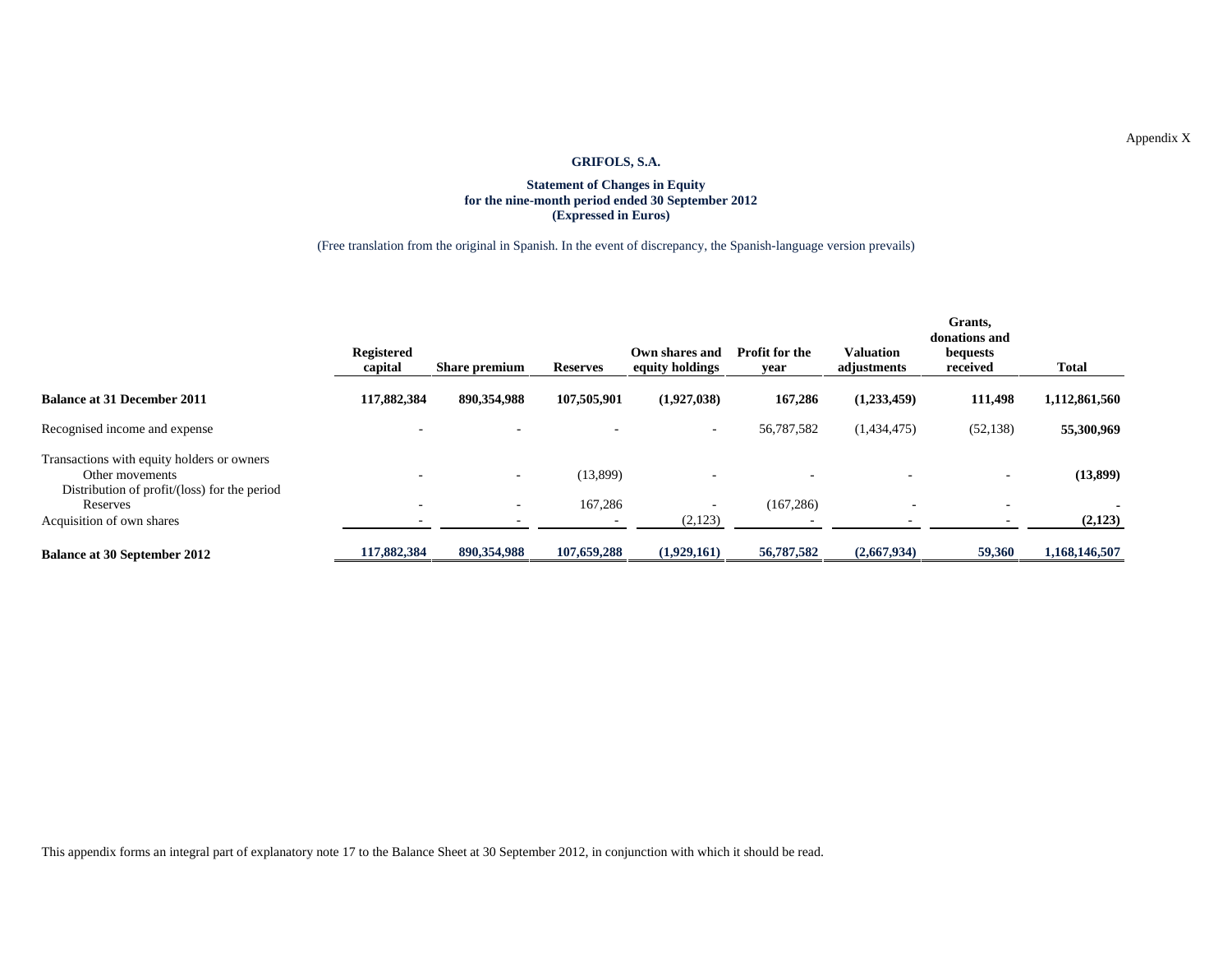Appendix X

# GRIFOLS, S.A.

**Statement of Changes in Equity**
**for the nine-month period ended 30 September 2012**
**(Expressed in Euros)**

(Free translation from the original in Spanish. In the event of discrepancy, the Spanish-language version prevails)

| | Registered capital | Share premium | Reserves | Own shares and equity holdings | Profit for the year | Valuation adjustments | Grants, donations and bequests received | Total |
|---|---|---|---|---|---|---|---|---|
| **Balance at 31 December 2011** | **117,882,384** | **890,354,988** | **107,505,901** | **(1,927,038)** | **167,286** | **(1,233,459)** | **111,498** | **1,112,861,560** |
| Recognised income and expense | - | - | - | - | 56,787,582 | (1,434,475) | (52,138) | **55,300,969** |
| Transactions with equity holders or owners | | | | | | | | |
| Other movements | - | - | (13,899) | - | - | - | - | **(13,899)** |
| Distribution of profit/(loss) for the period | | | | | | | | |
| Reserves | - | - | 167,286 | - | (167,286) | - | - | - |
| Acquisition of own shares | - | - | - | (2,123) | - | - | - | **(2,123)** |
| **Balance at 30 September 2012** | **117,882,384** | **890,354,988** | **107,659,288** | **(1,929,161)** | **56,787,582** | **(2,667,934)** | **59,360** | **1,168,146,507** |

This appendix forms an integral part of explanatory note 17 to the Balance Sheet at 30 September 2012, in conjunction with which it should be read.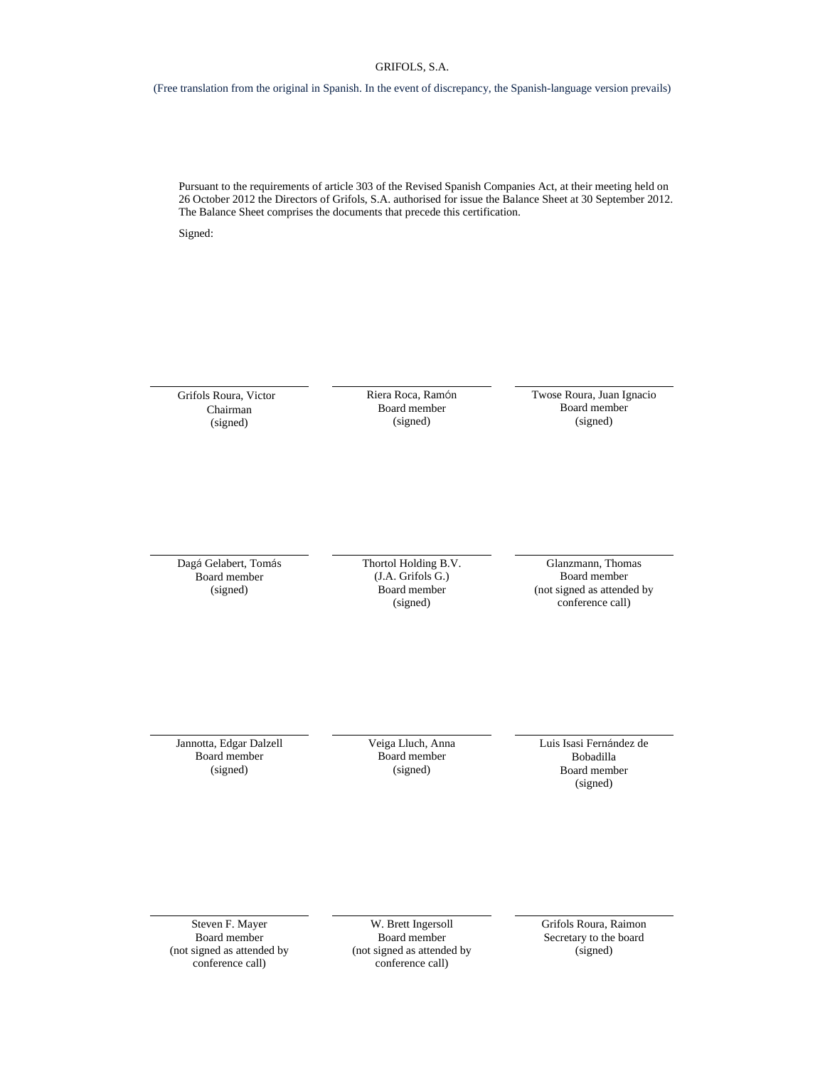GRIFOLS, S.A.

(Free translation from the original in Spanish. In the event of discrepancy, the Spanish-language version prevails)

Pursuant to the requirements of article 303 of the Revised Spanish Companies Act, at their meeting held on 26 October 2012 the Directors of Grifols, S.A. authorised for issue the Balance Sheet at 30 September 2012. The Balance Sheet comprises the documents that precede this certification.

Signed:

| | | |
|---|---|---|
| Grifols Roura, Victor<br>Chairman<br>(signed) | Riera Roca, Ramón<br>Board member<br>(signed) | Twose Roura, Juan Ignacio<br>Board member<br>(signed) |
| Dagá Gelabert, Tomás<br>Board member<br>(signed) | Thortol Holding B.V.<br>(J.A. Grifols G.)<br>Board member<br>(signed) | Glanzmann, Thomas<br>Board member<br>(not signed as attended by conference call) |
| Jannotta, Edgar Dalzell<br>Board member<br>(signed) | Veiga Lluch, Anna<br>Board member<br>(signed) | Luis Isasi Fernández de Bobadilla<br>Board member<br>(signed) |
| Steven F. Mayer<br>Board member<br>(not signed as attended by conference call) | W. Brett Ingersoll<br>Board member<br>(not signed as attended by conference call) | Grifols Roura, Raimon<br>Secretary to the board<br>(signed) |